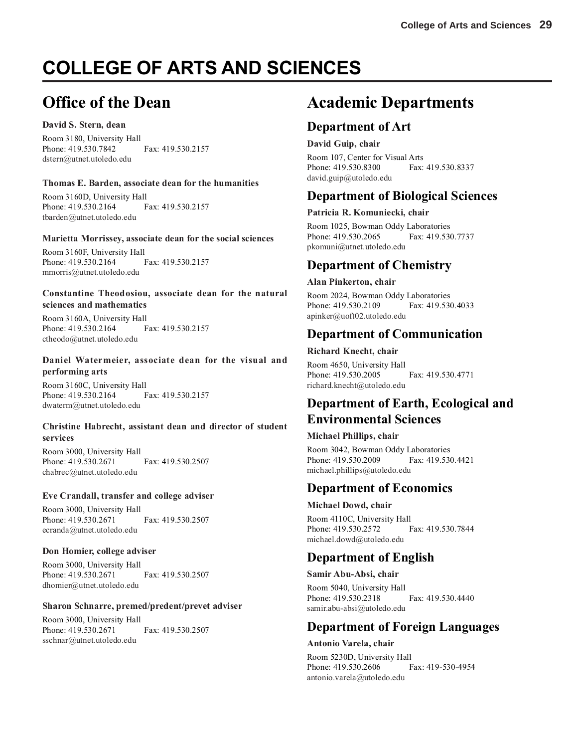# COLLEGE OF ARTS AND SCIENCES

## Office of the Dean

**David S. Stern, dean**

Room 3180, University Hall
Phone: 419.530.7842 Fax: 419.530.2157
dstern@utnet.utoledo.edu

**Thomas E. Barden, associate dean for the humanities**

Room 3160D, University Hall
Phone: 419.530.2164 Fax: 419.530.2157
tbarden@utnet.utoledo.edu

**Marietta Morrissey, associate dean for the social sciences**

Room 3160F, University Hall
Phone: 419.530.2164 Fax: 419.530.2157
mmorris@utnet.utoledo.edu

**Constantine Theodosiou, associate dean for the natural sciences and mathematics**

Room 3160A, University Hall
Phone: 419.530.2164 Fax: 419.530.2157
ctheodo@utnet.utoledo.edu

**Daniel Watermeier, associate dean for the visual and performing arts**

Room 3160C, University Hall
Phone: 419.530.2164 Fax: 419.530.2157
dwaterm@utnet.utoledo.edu

**Christine Habrecht, assistant dean and director of student services**

Room 3000, University Hall
Phone: 419.530.2671 Fax: 419.530.2507
chabrec@utnet.utoledo.edu

**Eve Crandall, transfer and college adviser**

Room 3000, University Hall
Phone: 419.530.2671 Fax: 419.530.2507
ecranda@utnet.utoledo.edu

**Don Homier, college adviser**

Room 3000, University Hall
Phone: 419.530.2671 Fax: 419.530.2507
dhomier@utnet.utoledo.edu

**Sharon Schnarre, premed/predent/prevet adviser**

Room 3000, University Hall
Phone: 419.530.2671 Fax: 419.530.2507
sschnar@utnet.utoledo.edu

## Academic Departments

### Department of Art

**David Guip, chair**

Room 107, Center for Visual Arts
Phone: 419.530.8300 Fax: 419.530.8337
david.guip@utoledo.edu

### Department of Biological Sciences

**Patricia R. Komuniecki, chair**

Room 1025, Bowman Oddy Laboratories
Phone: 419.530.2065 Fax: 419.530.7737
pkomuni@utnet.utoledo.edu

### Department of Chemistry

**Alan Pinkerton, chair**

Room 2024, Bowman Oddy Laboratories
Phone: 419.530.2109 Fax: 419.530.4033
apinker@uoft02.utoledo.edu

### Department of Communication

**Richard Knecht, chair**

Room 4650, University Hall
Phone: 419.530.2005 Fax: 419.530.4771
richard.knecht@utoledo.edu

### Department of Earth, Ecological and Environmental Sciences

**Michael Phillips, chair**

Room 3042, Bowman Oddy Laboratories
Phone: 419.530.2009 Fax: 419.530.4421
michael.phillips@utoledo.edu

### Department of Economics

**Michael Dowd, chair**

Room 4110C, University Hall
Phone: 419.530.2572 Fax: 419.530.7844
michael.dowd@utoledo.edu

### Department of English

**Samir Abu-Absi, chair**

Room 5040, University Hall
Phone: 419.530.2318 Fax: 419.530.4440
samir.abu-absi@utoledo.edu

### Department of Foreign Languages

**Antonio Varela, chair**

Room 5230D, University Hall
Phone: 419.530.2606 Fax: 419-530-4954
antonio.varela@utoledo.edu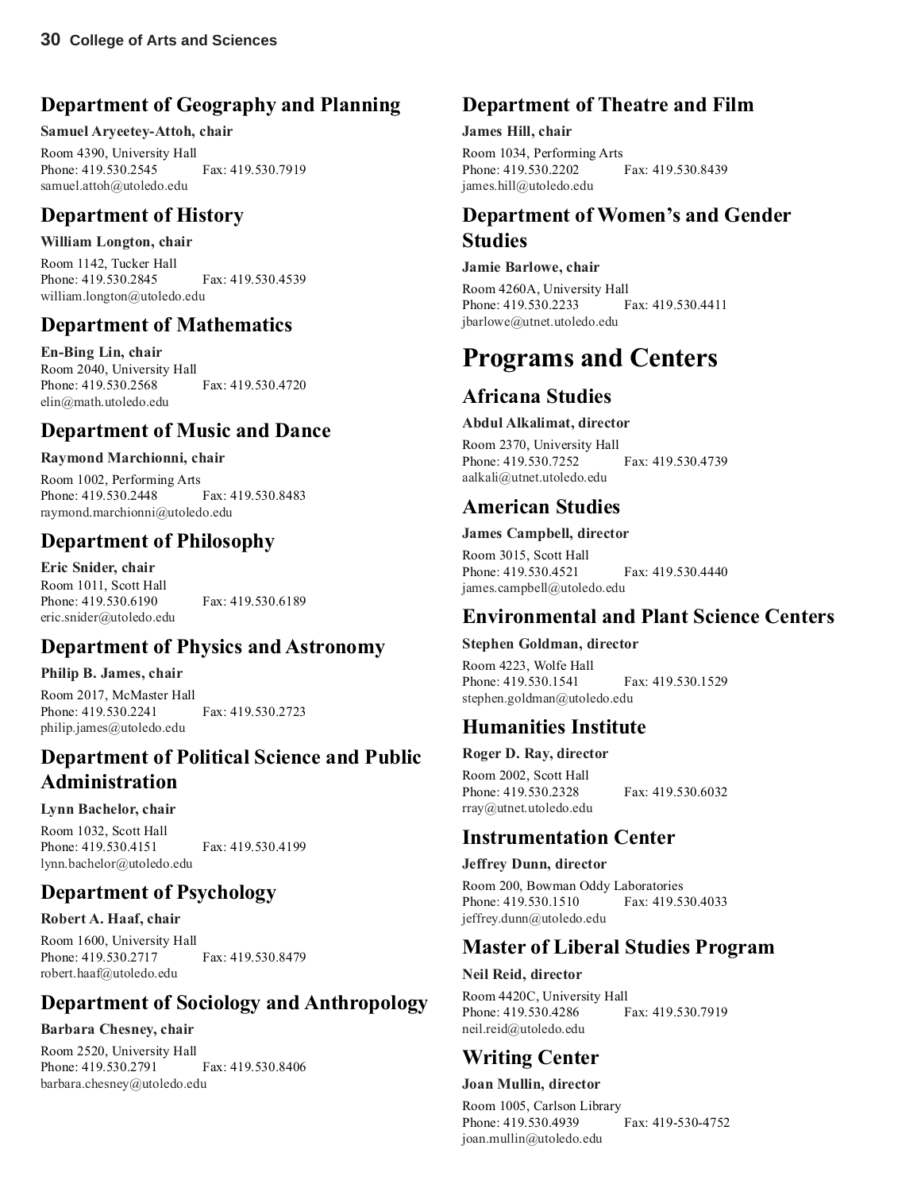## Department of Geography and Planning

**Samuel Aryeetey-Attoh, chair**

Room 4390, University Hall
Phone: 419.530.2545 Fax: 419.530.7919
samuel.attoh@utoledo.edu

## Department of History

**William Longton, chair**

Room 1142, Tucker Hall
Phone: 419.530.2845 Fax: 419.530.4539
william.longton@utoledo.edu

## Department of Mathematics

**En-Bing Lin, chair**

Room 2040, University Hall
Phone: 419.530.2568 Fax: 419.530.4720
elin@math.utoledo.edu

## Department of Music and Dance

**Raymond Marchionni, chair**

Room 1002, Performing Arts
Phone: 419.530.2448 Fax: 419.530.8483
raymond.marchionni@utoledo.edu

## Department of Philosophy

**Eric Snider, chair**

Room 1011, Scott Hall
Phone: 419.530.6190 Fax: 419.530.6189
eric.snider@utoledo.edu

## Department of Physics and Astronomy

**Philip B. James, chair**

Room 2017, McMaster Hall
Phone: 419.530.2241 Fax: 419.530.2723
philip.james@utoledo.edu

## Department of Political Science and Public Administration

**Lynn Bachelor, chair**

Room 1032, Scott Hall
Phone: 419.530.4151 Fax: 419.530.4199
lynn.bachelor@utoledo.edu

## Department of Psychology

**Robert A. Haaf, chair**

Room 1600, University Hall
Phone: 419.530.2717 Fax: 419.530.8479
robert.haaf@utoledo.edu

## Department of Sociology and Anthropology

**Barbara Chesney, chair**

Room 2520, University Hall
Phone: 419.530.2791 Fax: 419.530.8406
barbara.chesney@utoledo.edu

## Department of Theatre and Film

**James Hill, chair**

Room 1034, Performing Arts
Phone: 419.530.2202 Fax: 419.530.8439
james.hill@utoledo.edu

## Department of Women's and Gender Studies

**Jamie Barlowe, chair**

Room 4260A, University Hall
Phone: 419.530.2233 Fax: 419.530.4411
jbarlowe@utnet.utoledo.edu

# Programs and Centers

## Africana Studies

**Abdul Alkalimat, director**

Room 2370, University Hall
Phone: 419.530.7252 Fax: 419.530.4739
aalkali@utnet.utoledo.edu

## American Studies

**James Campbell, director**

Room 3015, Scott Hall
Phone: 419.530.4521 Fax: 419.530.4440
james.campbell@utoledo.edu

## Environmental and Plant Science Centers

**Stephen Goldman, director**

Room 4223, Wolfe Hall
Phone: 419.530.1541 Fax: 419.530.1529
stephen.goldman@utoledo.edu

## Humanities Institute

**Roger D. Ray, director**

Room 2002, Scott Hall
Phone: 419.530.2328 Fax: 419.530.6032
rray@utnet.utoledo.edu

## Instrumentation Center

**Jeffrey Dunn, director**

Room 200, Bowman Oddy Laboratories
Phone: 419.530.1510 Fax: 419.530.4033
jeffrey.dunn@utoledo.edu

## Master of Liberal Studies Program

**Neil Reid, director**

Room 4420C, University Hall
Phone: 419.530.4286 Fax: 419.530.7919
neil.reid@utoledo.edu

## Writing Center

**Joan Mullin, director**

Room 1005, Carlson Library
Phone: 419.530.4939 Fax: 419-530-4752
joan.mullin@utoledo.edu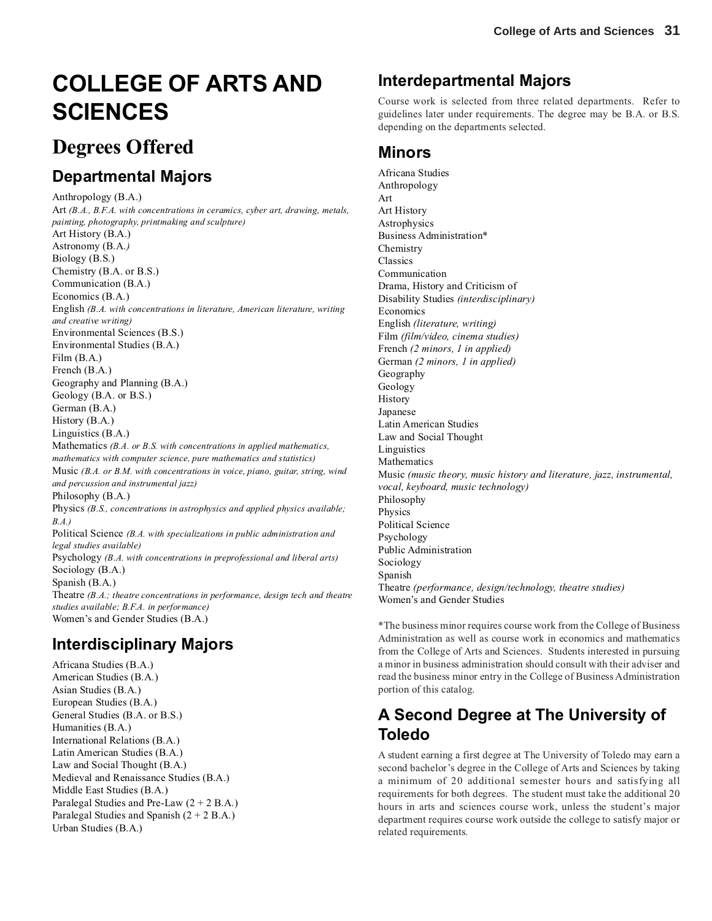# COLLEGE OF ARTS AND SCIENCES

## Degrees Offered

### Departmental Majors

Anthropology (B.A.)
Art *(B.A., B.F.A. with concentrations in ceramics, cyber art, drawing, metals, painting, photography, printmaking and sculpture)*
Art History (B.A.)
Astronomy (B.A.*)*
Biology (B.S.)
Chemistry (B.A. or B.S.)
Communication (B.A.)
Economics (B.A.)
English *(B.A. with concentrations in literature, American literature, writing and creative writing)*
Environmental Sciences (B.S.)
Environmental Studies (B.A.)
Film (B.A.)
French (B.A.)
Geography and Planning (B.A.)
Geology (B.A. or B.S.)
German (B.A.)
History (B.A.)
Linguistics (B.A.)
Mathematics *(B.A. or B.S. with concentrations in applied mathematics, mathematics with computer science, pure mathematics and statistics)*
Music *(B.A. or B.M. with concentrations in voice, piano, guitar, string, wind and percussion and instrumental jazz)*
Philosophy (B.A.)
Physics *(B.S., concentrations in astrophysics and applied physics available; B.A.)*
Political Science *(B.A. with specializations in public administration and legal studies available)*
Psychology *(B.A. with concentrations in preprofessional and liberal arts)*
Sociology (B.A.)
Spanish (B.A.)
Theatre *(B.A.; theatre concentrations in performance, design tech and theatre studies available; B.F.A. in performance)*
Women's and Gender Studies (B.A.)

### Interdisciplinary Majors

Africana Studies (B.A.)
American Studies (B.A.)
Asian Studies (B.A.)
European Studies (B.A.)
General Studies (B.A. or B.S.)
Humanities (B.A.)
International Relations (B.A.)
Latin American Studies (B.A.)
Law and Social Thought (B.A.)
Medieval and Renaissance Studies (B.A.)
Middle East Studies (B.A.)
Paralegal Studies and Pre-Law (2 + 2 B.A.)
Paralegal Studies and Spanish (2 + 2 B.A.)
Urban Studies (B.A.)

### Interdepartmental Majors

Course work is selected from three related departments. Refer to guidelines later under requirements. The degree may be B.A. or B.S. depending on the departments selected.

### Minors

Africana Studies
Anthropology
Art
Art History
Astrophysics
Business Administration*
Chemistry
Classics
Communication
Drama, History and Criticism of
Disability Studies *(interdisciplinary)*
Economics
English *(literature, writing)*
Film *(film/video, cinema studies)*
French *(2 minors, 1 in applied)*
German *(2 minors, 1 in applied)*
Geography
Geology
History
Japanese
Latin American Studies
Law and Social Thought
Linguistics
Mathematics
Music *(music theory, music history and literature, jazz, instrumental, vocal, keyboard, music technology)*
Philosophy
Physics
Political Science
Psychology
Public Administration
Sociology
Spanish
Theatre *(performance, design/technology, theatre studies)*
Women's and Gender Studies

*The business minor requires course work from the College of Business Administration as well as course work in economics and mathematics from the College of Arts and Sciences. Students interested in pursuing a minor in business administration should consult with their adviser and read the business minor entry in the College of Business Administration portion of this catalog.

### A Second Degree at The University of Toledo

A student earning a first degree at The University of Toledo may earn a second bachelor's degree in the College of Arts and Sciences by taking a minimum of 20 additional semester hours and satisfying all requirements for both degrees. The student must take the additional 20 hours in arts and sciences course work, unless the student's major department requires course work outside the college to satisfy major or related requirements.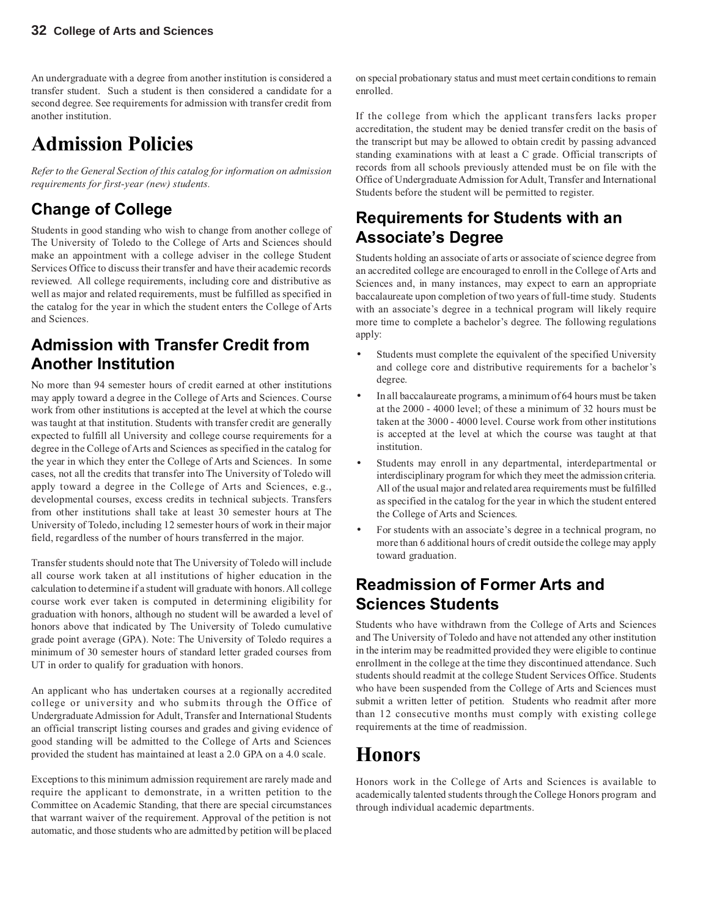An undergraduate with a degree from another institution is considered a transfer student. Such a student is then considered a candidate for a second degree. See requirements for admission with transfer credit from another institution.

# Admission Policies

*Refer to the General Section of this catalog for information on admission requirements for first-year (new) students.*

## Change of College

Students in good standing who wish to change from another college of The University of Toledo to the College of Arts and Sciences should make an appointment with a college adviser in the college Student Services Office to discuss their transfer and have their academic records reviewed. All college requirements, including core and distributive as well as major and related requirements, must be fulfilled as specified in the catalog for the year in which the student enters the College of Arts and Sciences.

## Admission with Transfer Credit from Another Institution

No more than 94 semester hours of credit earned at other institutions may apply toward a degree in the College of Arts and Sciences. Course work from other institutions is accepted at the level at which the course was taught at that institution. Students with transfer credit are generally expected to fulfill all University and college course requirements for a degree in the College of Arts and Sciences as specified in the catalog for the year in which they enter the College of Arts and Sciences. In some cases, not all the credits that transfer into The University of Toledo will apply toward a degree in the College of Arts and Sciences, e.g., developmental courses, excess credits in technical subjects. Transfers from other institutions shall take at least 30 semester hours at The University of Toledo, including 12 semester hours of work in their major field, regardless of the number of hours transferred in the major.

Transfer students should note that The University of Toledo will include all course work taken at all institutions of higher education in the calculation to determine if a student will graduate with honors. All college course work ever taken is computed in determining eligibility for graduation with honors, although no student will be awarded a level of honors above that indicated by The University of Toledo cumulative grade point average (GPA). Note: The University of Toledo requires a minimum of 30 semester hours of standard letter graded courses from UT in order to qualify for graduation with honors.

An applicant who has undertaken courses at a regionally accredited college or university and who submits through the Office of Undergraduate Admission for Adult, Transfer and International Students an official transcript listing courses and grades and giving evidence of good standing will be admitted to the College of Arts and Sciences provided the student has maintained at least a 2.0 GPA on a 4.0 scale.

Exceptions to this minimum admission requirement are rarely made and require the applicant to demonstrate, in a written petition to the Committee on Academic Standing, that there are special circumstances that warrant waiver of the requirement. Approval of the petition is not automatic, and those students who are admitted by petition will be placed on special probationary status and must meet certain conditions to remain enrolled.

If the college from which the applicant transfers lacks proper accreditation, the student may be denied transfer credit on the basis of the transcript but may be allowed to obtain credit by passing advanced standing examinations with at least a C grade. Official transcripts of records from all schools previously attended must be on file with the Office of Undergraduate Admission for Adult, Transfer and International Students before the student will be permitted to register.

## Requirements for Students with an Associate's Degree

Students holding an associate of arts or associate of science degree from an accredited college are encouraged to enroll in the College of Arts and Sciences and, in many instances, may expect to earn an appropriate baccalaureate upon completion of two years of full-time study. Students with an associate's degree in a technical program will likely require more time to complete a bachelor's degree. The following regulations apply:

- Students must complete the equivalent of the specified University and college core and distributive requirements for a bachelor's degree.
- In all baccalaureate programs, a minimum of 64 hours must be taken at the 2000 - 4000 level; of these a minimum of 32 hours must be taken at the 3000 - 4000 level. Course work from other institutions is accepted at the level at which the course was taught at that institution.
- Students may enroll in any departmental, interdepartmental or interdisciplinary program for which they meet the admission criteria. All of the usual major and related area requirements must be fulfilled as specified in the catalog for the year in which the student entered the College of Arts and Sciences.
- For students with an associate's degree in a technical program, no more than 6 additional hours of credit outside the college may apply toward graduation.

## Readmission of Former Arts and Sciences Students

Students who have withdrawn from the College of Arts and Sciences and The University of Toledo and have not attended any other institution in the interim may be readmitted provided they were eligible to continue enrollment in the college at the time they discontinued attendance. Such students should readmit at the college Student Services Office. Students who have been suspended from the College of Arts and Sciences must submit a written letter of petition. Students who readmit after more than 12 consecutive months must comply with existing college requirements at the time of readmission.

# Honors

Honors work in the College of Arts and Sciences is available to academically talented students through the College Honors program and through individual academic departments.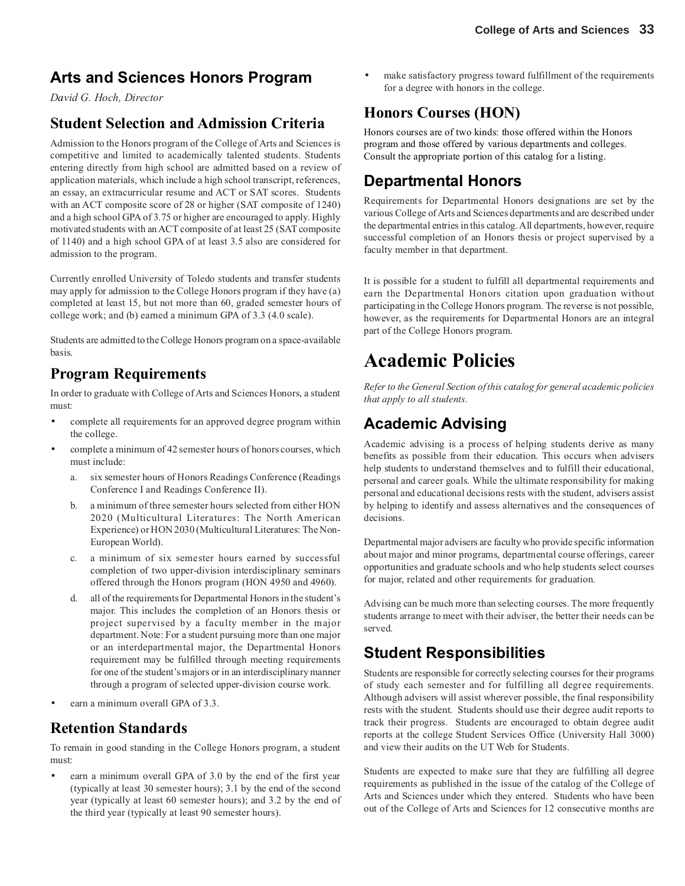## Arts and Sciences Honors Program

*David G. Hoch, Director*

### Student Selection and Admission Criteria

Admission to the Honors program of the College of Arts and Sciences is competitive and limited to academically talented students. Students entering directly from high school are admitted based on a review of application materials, which include a high school transcript, references, an essay, an extracurricular resume and ACT or SAT scores. Students with an ACT composite score of 28 or higher (SAT composite of 1240) and a high school GPA of 3.75 or higher are encouraged to apply. Highly motivated students with an ACT composite of at least 25 (SAT composite of 1140) and a high school GPA of at least 3.5 also are considered for admission to the program.

Currently enrolled University of Toledo students and transfer students may apply for admission to the College Honors program if they have (a) completed at least 15, but not more than 60, graded semester hours of college work; and (b) earned a minimum GPA of 3.3 (4.0 scale).

Students are admitted to the College Honors program on a space-available basis.

### Program Requirements

In order to graduate with College of Arts and Sciences Honors, a student must:

- complete all requirements for an approved degree program within the college.
- complete a minimum of 42 semester hours of honors courses, which must include:
  a. six semester hours of Honors Readings Conference (Readings Conference I and Readings Conference II).
  b. a minimum of three semester hours selected from either HON 2020 (Multicultural Literatures: The North American Experience) or HON 2030 (Multicultural Literatures: The Non-European World).
  c. a minimum of six semester hours earned by successful completion of two upper-division interdisciplinary seminars offered through the Honors program (HON 4950 and 4960).
  d. all of the requirements for Departmental Honors in the student's major. This includes the completion of an Honors thesis or project supervised by a faculty member in the major department. Note: For a student pursuing more than one major or an interdepartmental major, the Departmental Honors requirement may be fulfilled through meeting requirements for one of the student's majors or in an interdisciplinary manner through a program of selected upper-division course work.
- earn a minimum overall GPA of 3.3.

### Retention Standards

To remain in good standing in the College Honors program, a student must:

- earn a minimum overall GPA of 3.0 by the end of the first year (typically at least 30 semester hours); 3.1 by the end of the second year (typically at least 60 semester hours); and 3.2 by the end of the third year (typically at least 90 semester hours).
- make satisfactory progress toward fulfillment of the requirements for a degree with honors in the college.

### Honors Courses (HON)

Honors courses are of two kinds: those offered within the Honors program and those offered by various departments and colleges. Consult the appropriate portion of this catalog for a listing.

## Departmental Honors

Requirements for Departmental Honors designations are set by the various College of Arts and Sciences departments and are described under the departmental entries in this catalog. All departments, however, require successful completion of an Honors thesis or project supervised by a faculty member in that department.

It is possible for a student to fulfill all departmental requirements and earn the Departmental Honors citation upon graduation without participating in the College Honors program. The reverse is not possible, however, as the requirements for Departmental Honors are an integral part of the College Honors program.

# Academic Policies

*Refer to the General Section of this catalog for general academic policies that apply to all students.*

## Academic Advising

Academic advising is a process of helping students derive as many benefits as possible from their education. This occurs when advisers help students to understand themselves and to fulfill their educational, personal and career goals. While the ultimate responsibility for making personal and educational decisions rests with the student, advisers assist by helping to identify and assess alternatives and the consequences of decisions.

Departmental major advisers are faculty who provide specific information about major and minor programs, departmental course offerings, career opportunities and graduate schools and who help students select courses for major, related and other requirements for graduation.

Advising can be much more than selecting courses. The more frequently students arrange to meet with their adviser, the better their needs can be served.

## Student Responsibilities

Students are responsible for correctly selecting courses for their programs of study each semester and for fulfilling all degree requirements. Although advisers will assist wherever possible, the final responsibility rests with the student. Students should use their degree audit reports to track their progress. Students are encouraged to obtain degree audit reports at the college Student Services Office (University Hall 3000) and view their audits on the UT Web for Students.

Students are expected to make sure that they are fulfilling all degree requirements as published in the issue of the catalog of the College of Arts and Sciences under which they entered. Students who have been out of the College of Arts and Sciences for 12 consecutive months are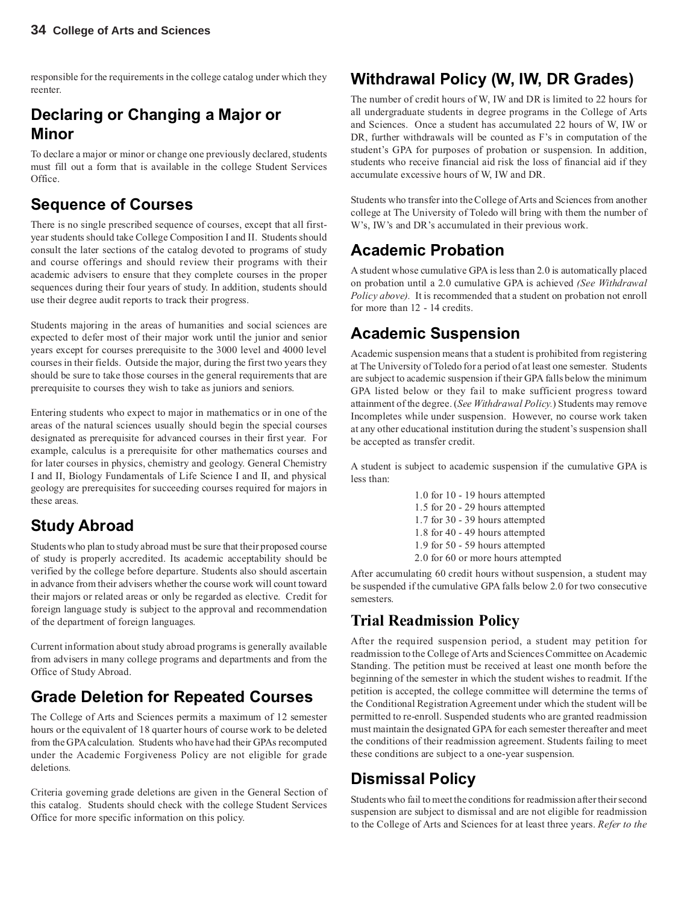responsible for the requirements in the college catalog under which they reenter.

## Declaring or Changing a Major or Minor

To declare a major or minor or change one previously declared, students must fill out a form that is available in the college Student Services Office.

## Sequence of Courses

There is no single prescribed sequence of courses, except that all first-year students should take College Composition I and II. Students should consult the later sections of the catalog devoted to programs of study and course offerings and should review their programs with their academic advisers to ensure that they complete courses in the proper sequences during their four years of study. In addition, students should use their degree audit reports to track their progress.

Students majoring in the areas of humanities and social sciences are expected to defer most of their major work until the junior and senior years except for courses prerequisite to the 3000 level and 4000 level courses in their fields. Outside the major, during the first two years they should be sure to take those courses in the general requirements that are prerequisite to courses they wish to take as juniors and seniors.

Entering students who expect to major in mathematics or in one of the areas of the natural sciences usually should begin the special courses designated as prerequisite for advanced courses in their first year. For example, calculus is a prerequisite for other mathematics courses and for later courses in physics, chemistry and geology. General Chemistry I and II, Biology Fundamentals of Life Science I and II, and physical geology are prerequisites for succeeding courses required for majors in these areas.

## Study Abroad

Students who plan to study abroad must be sure that their proposed course of study is properly accredited. Its academic acceptability should be verified by the college before departure. Students also should ascertain in advance from their advisers whether the course work will count toward their majors or related areas or only be regarded as elective. Credit for foreign language study is subject to the approval and recommendation of the department of foreign languages.

Current information about study abroad programs is generally available from advisers in many college programs and departments and from the Office of Study Abroad.

## Grade Deletion for Repeated Courses

The College of Arts and Sciences permits a maximum of 12 semester hours or the equivalent of 18 quarter hours of course work to be deleted from the GPA calculation. Students who have had their GPAs recomputed under the Academic Forgiveness Policy are not eligible for grade deletions.

Criteria governing grade deletions are given in the General Section of this catalog. Students should check with the college Student Services Office for more specific information on this policy.

## Withdrawal Policy (W, IW, DR Grades)

The number of credit hours of W, IW and DR is limited to 22 hours for all undergraduate students in degree programs in the College of Arts and Sciences. Once a student has accumulated 22 hours of W, IW or DR, further withdrawals will be counted as F's in computation of the student's GPA for purposes of probation or suspension. In addition, students who receive financial aid risk the loss of financial aid if they accumulate excessive hours of W, IW and DR.

Students who transfer into the College of Arts and Sciences from another college at The University of Toledo will bring with them the number of W's, IW's and DR's accumulated in their previous work.

## Academic Probation

A student whose cumulative GPA is less than 2.0 is automatically placed on probation until a 2.0 cumulative GPA is achieved *(See Withdrawal Policy above).* It is recommended that a student on probation not enroll for more than 12 - 14 credits.

## Academic Suspension

Academic suspension means that a student is prohibited from registering at The University of Toledo for a period of at least one semester. Students are subject to academic suspension if their GPA falls below the minimum GPA listed below or they fail to make sufficient progress toward attainment of the degree. (*See Withdrawal Policy.*) Students may remove Incompletes while under suspension. However, no course work taken at any other educational institution during the student's suspension shall be accepted as transfer credit.

A student is subject to academic suspension if the cumulative GPA is less than:

- 1.0 for 10 - 19 hours attempted
- 1.5 for 20 - 29 hours attempted
- 1.7 for 30 - 39 hours attempted
- 1.8 for 40 - 49 hours attempted
- 1.9 for 50 - 59 hours attempted
- 2.0 for 60 or more hours attempted

After accumulating 60 credit hours without suspension, a student may be suspended if the cumulative GPA falls below 2.0 for two consecutive semesters.

## Trial Readmission Policy

After the required suspension period, a student may petition for readmission to the College of Arts and Sciences Committee on Academic Standing. The petition must be received at least one month before the beginning of the semester in which the student wishes to readmit. If the petition is accepted, the college committee will determine the terms of the Conditional Registration Agreement under which the student will be permitted to re-enroll. Suspended students who are granted readmission must maintain the designated GPA for each semester thereafter and meet the conditions of their readmission agreement. Students failing to meet these conditions are subject to a one-year suspension.

## Dismissal Policy

Students who fail to meet the conditions for readmission after their second suspension are subject to dismissal and are not eligible for readmission to the College of Arts and Sciences for at least three years. *Refer to the*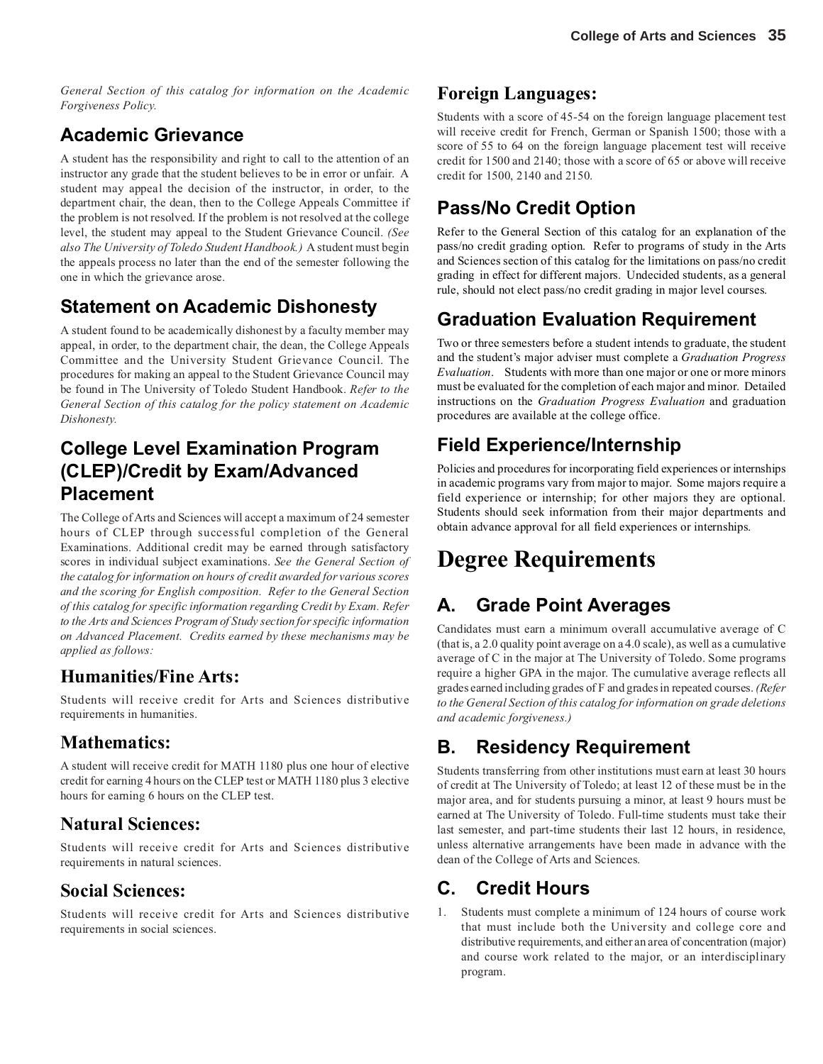*General Section of this catalog for information on the Academic Forgiveness Policy.*

## Academic Grievance

A student has the responsibility and right to call to the attention of an instructor any grade that the student believes to be in error or unfair. A student may appeal the decision of the instructor, in order, to the department chair, the dean, then to the College Appeals Committee if the problem is not resolved. If the problem is not resolved at the college level, the student may appeal to the Student Grievance Council. *(See also The University of Toledo Student Handbook.)* A student must begin the appeals process no later than the end of the semester following the one in which the grievance arose.

## Statement on Academic Dishonesty

A student found to be academically dishonest by a faculty member may appeal, in order, to the department chair, the dean, the College Appeals Committee and the University Student Grievance Council. The procedures for making an appeal to the Student Grievance Council may be found in The University of Toledo Student Handbook. *Refer to the General Section of this catalog for the policy statement on Academic Dishonesty.*

## College Level Examination Program (CLEP)/Credit by Exam/Advanced Placement

The College of Arts and Sciences will accept a maximum of 24 semester hours of CLEP through successful completion of the General Examinations. Additional credit may be earned through satisfactory scores in individual subject examinations. *See the General Section of the catalog for information on hours of credit awarded for various scores and the scoring for English composition. Refer to the General Section of this catalog for specific information regarding Credit by Exam. Refer to the Arts and Sciences Program of Study section for specific information on Advanced Placement. Credits earned by these mechanisms may be applied as follows:*

### Humanities/Fine Arts:

Students will receive credit for Arts and Sciences distributive requirements in humanities.

### Mathematics:

A student will receive credit for MATH 1180 plus one hour of elective credit for earning 4 hours on the CLEP test or MATH 1180 plus 3 elective hours for earning 6 hours on the CLEP test.

### Natural Sciences:

Students will receive credit for Arts and Sciences distributive requirements in natural sciences.

### Social Sciences:

Students will receive credit for Arts and Sciences distributive requirements in social sciences.

### Foreign Languages:

Students with a score of 45-54 on the foreign language placement test will receive credit for French, German or Spanish 1500; those with a score of 55 to 64 on the foreign language placement test will receive credit for 1500 and 2140; those with a score of 65 or above will receive credit for 1500, 2140 and 2150.

## Pass/No Credit Option

Refer to the General Section of this catalog for an explanation of the pass/no credit grading option. Refer to programs of study in the Arts and Sciences section of this catalog for the limitations on pass/no credit grading in effect for different majors. Undecided students, as a general rule, should not elect pass/no credit grading in major level courses.

## Graduation Evaluation Requirement

Two or three semesters before a student intends to graduate, the student and the student's major adviser must complete a *Graduation Progress Evaluation*. Students with more than one major or one or more minors must be evaluated for the completion of each major and minor. Detailed instructions on the *Graduation Progress Evaluation* and graduation procedures are available at the college office.

## Field Experience/Internship

Policies and procedures for incorporating field experiences or internships in academic programs vary from major to major. Some majors require a field experience or internship; for other majors they are optional. Students should seek information from their major departments and obtain advance approval for all field experiences or internships.

# Degree Requirements

## A. Grade Point Averages

Candidates must earn a minimum overall accumulative average of C (that is, a 2.0 quality point average on a 4.0 scale), as well as a cumulative average of C in the major at The University of Toledo. Some programs require a higher GPA in the major. The cumulative average reflects all grades earned including grades of F and grades in repeated courses. *(Refer to the General Section of this catalog for information on grade deletions and academic forgiveness.)*

## B. Residency Requirement

Students transferring from other institutions must earn at least 30 hours of credit at The University of Toledo; at least 12 of these must be in the major area, and for students pursuing a minor, at least 9 hours must be earned at The University of Toledo. Full-time students must take their last semester, and part-time students their last 12 hours, in residence, unless alternative arrangements have been made in advance with the dean of the College of Arts and Sciences.

## C. Credit Hours

1. Students must complete a minimum of 124 hours of course work that must include both the University and college core and distributive requirements, and either an area of concentration (major) and course work related to the major, or an interdisciplinary program.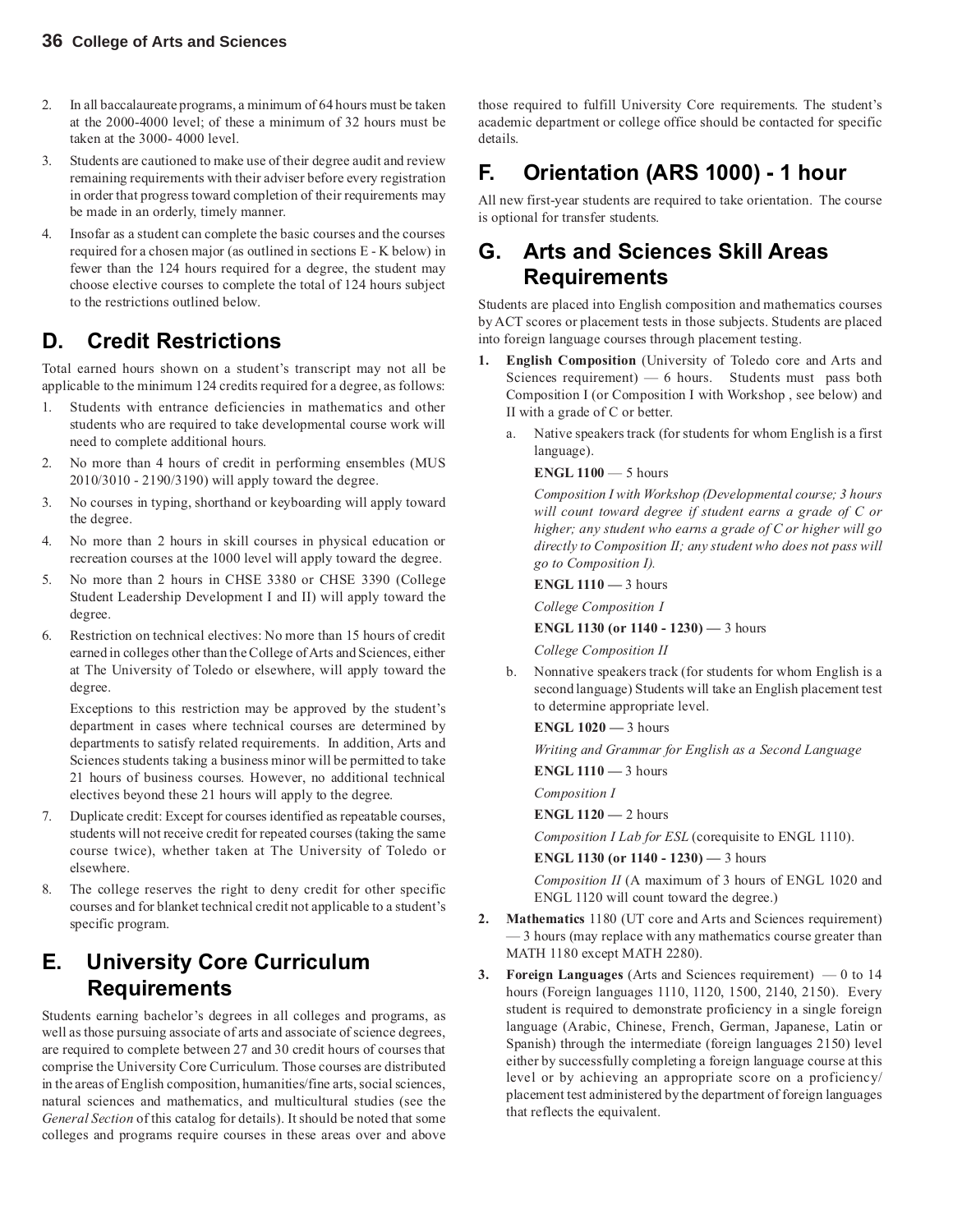2. In all baccalaureate programs, a minimum of 64 hours must be taken at the 2000-4000 level; of these a minimum of 32 hours must be taken at the 3000- 4000 level.
3. Students are cautioned to make use of their degree audit and review remaining requirements with their adviser before every registration in order that progress toward completion of their requirements may be made in an orderly, timely manner.
4. Insofar as a student can complete the basic courses and the courses required for a chosen major (as outlined in sections E - K below) in fewer than the 124 hours required for a degree, the student may choose elective courses to complete the total of 124 hours subject to the restrictions outlined below.

## D. Credit Restrictions

Total earned hours shown on a student's transcript may not all be applicable to the minimum 124 credits required for a degree, as follows:

1. Students with entrance deficiencies in mathematics and other students who are required to take developmental course work will need to complete additional hours.
2. No more than 4 hours of credit in performing ensembles (MUS 2010/3010 - 2190/3190) will apply toward the degree.
3. No courses in typing, shorthand or keyboarding will apply toward the degree.
4. No more than 2 hours in skill courses in physical education or recreation courses at the 1000 level will apply toward the degree.
5. No more than 2 hours in CHSE 3380 or CHSE 3390 (College Student Leadership Development I and II) will apply toward the degree.
6. Restriction on technical electives: No more than 15 hours of credit earned in colleges other than the College of Arts and Sciences, either at The University of Toledo or elsewhere, will apply toward the degree.

   Exceptions to this restriction may be approved by the student's department in cases where technical courses are determined by departments to satisfy related requirements. In addition, Arts and Sciences students taking a business minor will be permitted to take 21 hours of business courses. However, no additional technical electives beyond these 21 hours will apply to the degree.
7. Duplicate credit: Except for courses identified as repeatable courses, students will not receive credit for repeated courses (taking the same course twice), whether taken at The University of Toledo or elsewhere.
8. The college reserves the right to deny credit for other specific courses and for blanket technical credit not applicable to a student's specific program.

## E. University Core Curriculum Requirements

Students earning bachelor's degrees in all colleges and programs, as well as those pursuing associate of arts and associate of science degrees, are required to complete between 27 and 30 credit hours of courses that comprise the University Core Curriculum. Those courses are distributed in the areas of English composition, humanities/fine arts, social sciences, natural sciences and mathematics, and multicultural studies (see the *General Section* of this catalog for details). It should be noted that some colleges and programs require courses in these areas over and above those required to fulfill University Core requirements. The student's academic department or college office should be contacted for specific details.

## F. Orientation (ARS 1000) - 1 hour

All new first-year students are required to take orientation. The course is optional for transfer students.

## G. Arts and Sciences Skill Areas Requirements

Students are placed into English composition and mathematics courses by ACT scores or placement tests in those subjects. Students are placed into foreign language courses through placement testing.

1. **English Composition** (University of Toledo core and Arts and Sciences requirement) — 6 hours. Students must pass both Composition I (or Composition I with Workshop , see below) and II with a grade of C or better.
   a. Native speakers track (for students for whom English is a first language).

      **ENGL 1100** — 5 hours

      *Composition I with Workshop (Developmental course; 3 hours will count toward degree if student earns a grade of C or higher; any student who earns a grade of C or higher will go directly to Composition II; any student who does not pass will go to Composition I).*

      **ENGL 1110 —** 3 hours

      *College Composition I*

      **ENGL 1130 (or 1140 - 1230) —** 3 hours

      *College Composition II*

   b. Nonnative speakers track (for students for whom English is a second language) Students will take an English placement test to determine appropriate level.

      **ENGL 1020 —** 3 hours

      *Writing and Grammar for English as a Second Language*

      **ENGL 1110 —** 3 hours

      *Composition I*

      **ENGL 1120 —** 2 hours

      *Composition I Lab for ESL* (corequisite to ENGL 1110).

      **ENGL 1130 (or 1140 - 1230) —** 3 hours

      *Composition II* (A maximum of 3 hours of ENGL 1020 and ENGL 1120 will count toward the degree.)

2. **Mathematics** 1180 (UT core and Arts and Sciences requirement) — 3 hours (may replace with any mathematics course greater than MATH 1180 except MATH 2280).
3. **Foreign Languages** (Arts and Sciences requirement) — 0 to 14 hours (Foreign languages 1110, 1120, 1500, 2140, 2150). Every student is required to demonstrate proficiency in a single foreign language (Arabic, Chinese, French, German, Japanese, Latin or Spanish) through the intermediate (foreign languages 2150) level either by successfully completing a foreign language course at this level or by achieving an appropriate score on a proficiency/ placement test administered by the department of foreign languages that reflects the equivalent.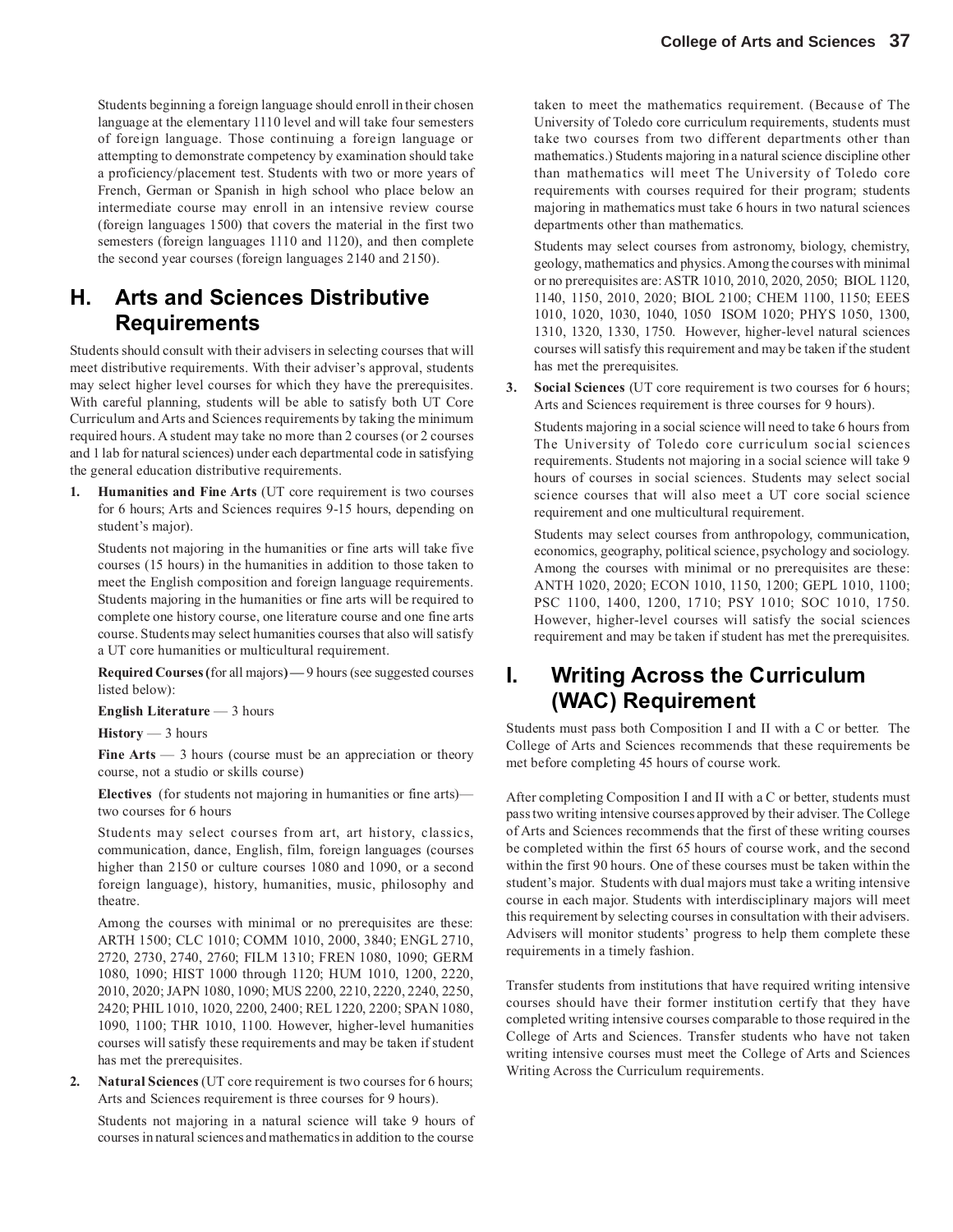Students beginning a foreign language should enroll in their chosen language at the elementary 1110 level and will take four semesters of foreign language. Those continuing a foreign language or attempting to demonstrate competency by examination should take a proficiency/placement test. Students with two or more years of French, German or Spanish in high school who place below an intermediate course may enroll in an intensive review course (foreign languages 1500) that covers the material in the first two semesters (foreign languages 1110 and 1120), and then complete the second year courses (foreign languages 2140 and 2150).

## H. Arts and Sciences Distributive Requirements

Students should consult with their advisers in selecting courses that will meet distributive requirements. With their adviser's approval, students may select higher level courses for which they have the prerequisites. With careful planning, students will be able to satisfy both UT Core Curriculum and Arts and Sciences requirements by taking the minimum required hours. A student may take no more than 2 courses (or 2 courses and 1 lab for natural sciences) under each departmental code in satisfying the general education distributive requirements.

1. **Humanities and Fine Arts** (UT core requirement is two courses for 6 hours; Arts and Sciences requires 9-15 hours, depending on student's major).

   Students not majoring in the humanities or fine arts will take five courses (15 hours) in the humanities in addition to those taken to meet the English composition and foreign language requirements. Students majoring in the humanities or fine arts will be required to complete one history course, one literature course and one fine arts course. Students may select humanities courses that also will satisfy a UT core humanities or multicultural requirement.

   **Required Courses (**for all majors**) —** 9 hours (see suggested courses listed below):

   **English Literature** — 3 hours

   **History** — 3 hours

   **Fine Arts** — 3 hours (course must be an appreciation or theory course, not a studio or skills course)

   **Electives** (for students not majoring in humanities or fine arts)— two courses for 6 hours

   Students may select courses from art, art history, classics, communication, dance, English, film, foreign languages (courses higher than 2150 or culture courses 1080 and 1090, or a second foreign language), history, humanities, music, philosophy and theatre.

   Among the courses with minimal or no prerequisites are these: ARTH 1500; CLC 1010; COMM 1010, 2000, 3840; ENGL 2710, 2720, 2730, 2740, 2760; FILM 1310; FREN 1080, 1090; GERM 1080, 1090; HIST 1000 through 1120; HUM 1010, 1200, 2220, 2010, 2020; JAPN 1080, 1090; MUS 2200, 2210, 2220, 2240, 2250, 2420; PHIL 1010, 1020, 2200, 2400; REL 1220, 2200; SPAN 1080, 1090, 1100; THR 1010, 1100. However, higher-level humanities courses will satisfy these requirements and may be taken if student has met the prerequisites.

2. **Natural Sciences** (UT core requirement is two courses for 6 hours; Arts and Sciences requirement is three courses for 9 hours).

   Students not majoring in a natural science will take 9 hours of courses in natural sciences and mathematics in addition to the course taken to meet the mathematics requirement. (Because of The University of Toledo core curriculum requirements, students must take two courses from two different departments other than mathematics.) Students majoring in a natural science discipline other than mathematics will meet The University of Toledo core requirements with courses required for their program; students majoring in mathematics must take 6 hours in two natural sciences departments other than mathematics.

   Students may select courses from astronomy, biology, chemistry, geology, mathematics and physics. Among the courses with minimal or no prerequisites are: ASTR 1010, 2010, 2020, 2050; BIOL 1120, 1140, 1150, 2010, 2020; BIOL 2100; CHEM 1100, 1150; EEES 1010, 1020, 1030, 1040, 1050 ISOM 1020; PHYS 1050, 1300, 1310, 1320, 1330, 1750. However, higher-level natural sciences courses will satisfy this requirement and may be taken if the student has met the prerequisites.

3. **Social Sciences** (UT core requirement is two courses for 6 hours; Arts and Sciences requirement is three courses for 9 hours).

   Students majoring in a social science will need to take 6 hours from The University of Toledo core curriculum social sciences requirements. Students not majoring in a social science will take 9 hours of courses in social sciences. Students may select social science courses that will also meet a UT core social science requirement and one multicultural requirement.

   Students may select courses from anthropology, communication, economics, geography, political science, psychology and sociology. Among the courses with minimal or no prerequisites are these: ANTH 1020, 2020; ECON 1010, 1150, 1200; GEPL 1010, 1100; PSC 1100, 1400, 1200, 1710; PSY 1010; SOC 1010, 1750. However, higher-level courses will satisfy the social sciences requirement and may be taken if student has met the prerequisites.

## I. Writing Across the Curriculum (WAC) Requirement

Students must pass both Composition I and II with a C or better. The College of Arts and Sciences recommends that these requirements be met before completing 45 hours of course work.

After completing Composition I and II with a C or better, students must pass two writing intensive courses approved by their adviser. The College of Arts and Sciences recommends that the first of these writing courses be completed within the first 65 hours of course work, and the second within the first 90 hours. One of these courses must be taken within the student's major. Students with dual majors must take a writing intensive course in each major. Students with interdisciplinary majors will meet this requirement by selecting courses in consultation with their advisers. Advisers will monitor students' progress to help them complete these requirements in a timely fashion.

Transfer students from institutions that have required writing intensive courses should have their former institution certify that they have completed writing intensive courses comparable to those required in the College of Arts and Sciences. Transfer students who have not taken writing intensive courses must meet the College of Arts and Sciences Writing Across the Curriculum requirements.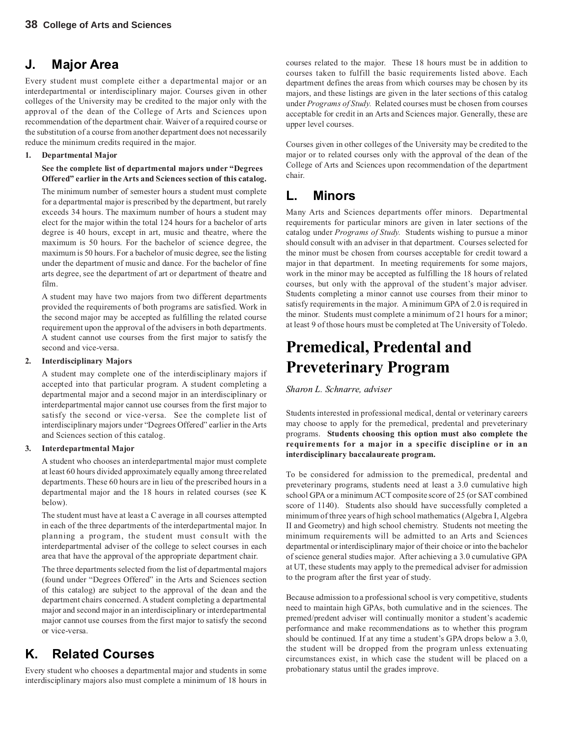## J. Major Area

Every student must complete either a departmental major or an interdepartmental or interdisciplinary major. Courses given in other colleges of the University may be credited to the major only with the approval of the dean of the College of Arts and Sciences upon recommendation of the department chair. Waiver of a required course or the substitution of a course from another department does not necessarily reduce the minimum credits required in the major.

**1. Departmental Major**

**See the complete list of departmental majors under "Degrees Offered" earlier in the Arts and Sciences section of this catalog.**

The minimum number of semester hours a student must complete for a departmental major is prescribed by the department, but rarely exceeds 34 hours. The maximum number of hours a student may elect for the major within the total 124 hours for a bachelor of arts degree is 40 hours, except in art, music and theatre, where the maximum is 50 hours. For the bachelor of science degree, the maximum is 50 hours. For a bachelor of music degree, see the listing under the department of music and dance. For the bachelor of fine arts degree, see the department of art or department of theatre and film.

A student may have two majors from two different departments provided the requirements of both programs are satisfied. Work in the second major may be accepted as fulfilling the related course requirement upon the approval of the advisers in both departments. A student cannot use courses from the first major to satisfy the second and vice-versa.

**2. Interdisciplinary Majors**

A student may complete one of the interdisciplinary majors if accepted into that particular program. A student completing a departmental major and a second major in an interdisciplinary or interdepartmental major cannot use courses from the first major to satisfy the second or vice-versa. See the complete list of interdisciplinary majors under "Degrees Offered" earlier in the Arts and Sciences section of this catalog.

**3. Interdepartmental Major**

A student who chooses an interdepartmental major must complete at least 60 hours divided approximately equally among three related departments. These 60 hours are in lieu of the prescribed hours in a departmental major and the 18 hours in related courses (see K below).

The student must have at least a C average in all courses attempted in each of the three departments of the interdepartmental major. In planning a program, the student must consult with the interdepartmental adviser of the college to select courses in each area that have the approval of the appropriate department chair.

The three departments selected from the list of departmental majors (found under "Degrees Offered" in the Arts and Sciences section of this catalog) are subject to the approval of the dean and the department chairs concerned. A student completing a departmental major and second major in an interdisciplinary or interdepartmental major cannot use courses from the first major to satisfy the second or vice-versa.

## K. Related Courses

Every student who chooses a departmental major and students in some interdisciplinary majors also must complete a minimum of 18 hours in courses related to the major. These 18 hours must be in addition to courses taken to fulfill the basic requirements listed above. Each department defines the areas from which courses may be chosen by its majors, and these listings are given in the later sections of this catalog under *Programs of Study.* Related courses must be chosen from courses acceptable for credit in an Arts and Sciences major. Generally, these are upper level courses.

Courses given in other colleges of the University may be credited to the major or to related courses only with the approval of the dean of the College of Arts and Sciences upon recommendation of the department chair.

## L. Minors

Many Arts and Sciences departments offer minors. Departmental requirements for particular minors are given in later sections of the catalog under *Programs of Study.* Students wishing to pursue a minor should consult with an adviser in that department. Courses selected for the minor must be chosen from courses acceptable for credit toward a major in that department. In meeting requirements for some majors, work in the minor may be accepted as fulfilling the 18 hours of related courses, but only with the approval of the student's major adviser. Students completing a minor cannot use courses from their minor to satisfy requirements in the major. A minimum GPA of 2.0 is required in the minor. Students must complete a minimum of 21 hours for a minor; at least 9 of those hours must be completed at The University of Toledo.

# Premedical, Predental and Preveterinary Program

*Sharon L. Schnarre, adviser*

Students interested in professional medical, dental or veterinary careers may choose to apply for the premedical, predental and preveterinary programs. **Students choosing this option must also complete the requirements for a major in a specific discipline or in an interdisciplinary baccalaureate program.**

To be considered for admission to the premedical, predental and preveterinary programs, students need at least a 3.0 cumulative high school GPA or a minimum ACT composite score of 25 (or SAT combined score of 1140). Students also should have successfully completed a minimum of three years of high school mathematics (Algebra I, Algebra II and Geometry) and high school chemistry. Students not meeting the minimum requirements will be admitted to an Arts and Sciences departmental or interdisciplinary major of their choice or into the bachelor of science general studies major. After achieving a 3.0 cumulative GPA at UT, these students may apply to the premedical adviser for admission to the program after the first year of study.

Because admission to a professional school is very competitive, students need to maintain high GPAs, both cumulative and in the sciences. The premed/predent adviser will continually monitor a student's academic performance and make recommendations as to whether this program should be continued. If at any time a student's GPA drops below a 3.0, the student will be dropped from the program unless extenuating circumstances exist, in which case the student will be placed on a probationary status until the grades improve.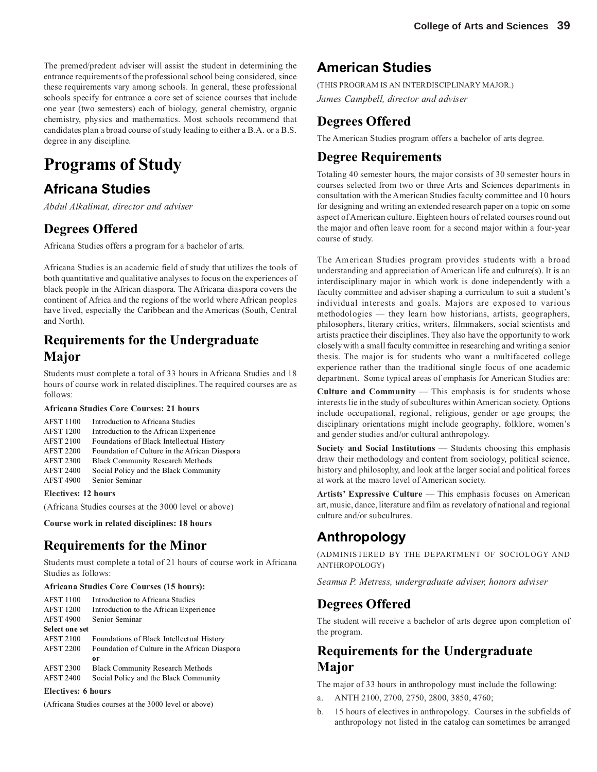The premed/predent adviser will assist the student in determining the entrance requirements of the professional school being considered, since these requirements vary among schools. In general, these professional schools specify for entrance a core set of science courses that include one year (two semesters) each of biology, general chemistry, organic chemistry, physics and mathematics. Most schools recommend that candidates plan a broad course of study leading to either a B.A. or a B.S. degree in any discipline.

# Programs of Study

## Africana Studies

*Abdul Alkalimat, director and adviser*

### Degrees Offered

Africana Studies offers a program for a bachelor of arts.

Africana Studies is an academic field of study that utilizes the tools of both quantitative and qualitative analyses to focus on the experiences of black people in the African diaspora. The Africana diaspora covers the continent of Africa and the regions of the world where African peoples have lived, especially the Caribbean and the Americas (South, Central and North).

### Requirements for the Undergraduate Major

Students must complete a total of 33 hours in Africana Studies and 18 hours of course work in related disciplines. The required courses are as follows:

**Africana Studies Core Courses: 21 hours**

AFST 1100 Introduction to Africana Studies
AFST 1200 Introduction to the African Experience
AFST 2100 Foundations of Black Intellectual History
AFST 2200 Foundation of Culture in the African Diaspora
AFST 2300 Black Community Research Methods
AFST 2400 Social Policy and the Black Community
AFST 4900 Senior Seminar

**Electives: 12 hours**

(Africana Studies courses at the 3000 level or above)

**Course work in related disciplines: 18 hours**

### Requirements for the Minor

Students must complete a total of 21 hours of course work in Africana Studies as follows:

**Africana Studies Core Courses (15 hours):**

AFST 1100 Introduction to Africana Studies
AFST 1200 Introduction to the African Experience
AFST 4900 Senior Seminar

**Select one set**

AFST 2100 Foundations of Black Intellectual History
AFST 2200 Foundation of Culture in the African Diaspora

**or**

AFST 2300 Black Community Research Methods
AFST 2400 Social Policy and the Black Community

**Electives: 6 hours**

(Africana Studies courses at the 3000 level or above)

## American Studies

(THIS PROGRAM IS AN INTERDISCIPLINARY MAJOR.)

*James Campbell, director and adviser*

### Degrees Offered

The American Studies program offers a bachelor of arts degree.

### Degree Requirements

Totaling 40 semester hours, the major consists of 30 semester hours in courses selected from two or three Arts and Sciences departments in consultation with the American Studies faculty committee and 10 hours for designing and writing an extended research paper on a topic on some aspect of American culture. Eighteen hours of related courses round out the major and often leave room for a second major within a four-year course of study.

The American Studies program provides students with a broad understanding and appreciation of American life and culture(s). It is an interdisciplinary major in which work is done independently with a faculty committee and adviser shaping a curriculum to suit a student's individual interests and goals. Majors are exposed to various methodologies — they learn how historians, artists, geographers, philosophers, literary critics, writers, filmmakers, social scientists and artists practice their disciplines. They also have the opportunity to work closely with a small faculty committee in researching and writing a senior thesis. The major is for students who want a multifaceted college experience rather than the traditional single focus of one academic department. Some typical areas of emphasis for American Studies are:

**Culture and Community** — This emphasis is for students whose interests lie in the study of subcultures within American society. Options include occupational, regional, religious, gender or age groups; the disciplinary orientations might include geography, folklore, women's and gender studies and/or cultural anthropology.

**Society and Social Institutions** — Students choosing this emphasis draw their methodology and content from sociology, political science, history and philosophy, and look at the larger social and political forces at work at the macro level of American society.

**Artists' Expressive Culture** — This emphasis focuses on American art, music, dance, literature and film as revelatory of national and regional culture and/or subcultures.

## Anthropology

(ADMINISTERED BY THE DEPARTMENT OF SOCIOLOGY AND ANTHROPOLOGY)

*Seamus P. Metress, undergraduate adviser, honors adviser*

### Degrees Offered

The student will receive a bachelor of arts degree upon completion of the program.

### Requirements for the Undergraduate Major

The major of 33 hours in anthropology must include the following:

a. ANTH 2100, 2700, 2750, 2800, 3850, 4760;
b. 15 hours of electives in anthropology. Courses in the subfields of anthropology not listed in the catalog can sometimes be arranged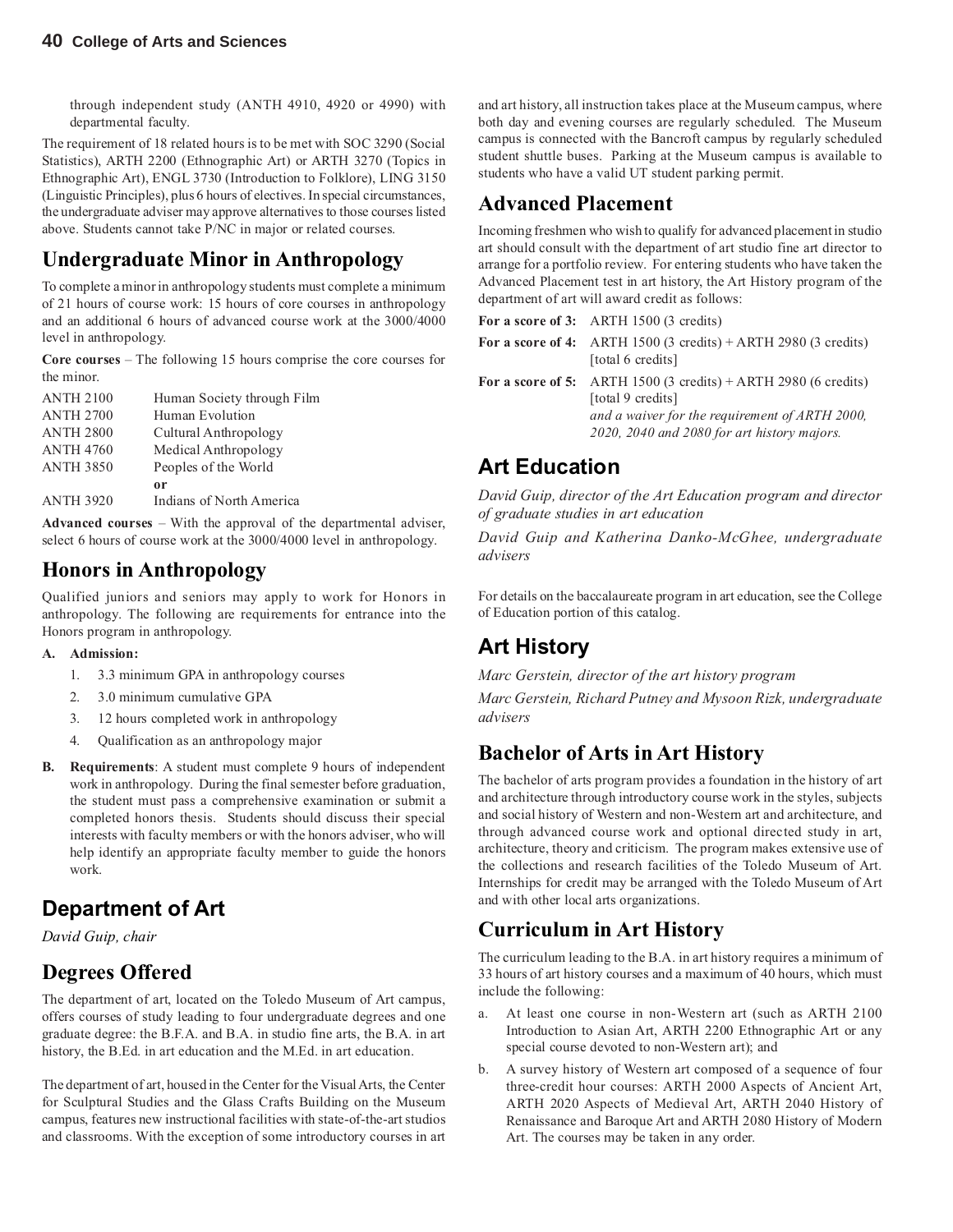through independent study (ANTH 4910, 4920 or 4990) with departmental faculty.

The requirement of 18 related hours is to be met with SOC 3290 (Social Statistics), ARTH 2200 (Ethnographic Art) or ARTH 3270 (Topics in Ethnographic Art), ENGL 3730 (Introduction to Folklore), LING 3150 (Linguistic Principles), plus 6 hours of electives. In special circumstances, the undergraduate adviser may approve alternatives to those courses listed above. Students cannot take P/NC in major or related courses.

## Undergraduate Minor in Anthropology

To complete a minor in anthropology students must complete a minimum of 21 hours of course work: 15 hours of core courses in anthropology and an additional 6 hours of advanced course work at the 3000/4000 level in anthropology.

**Core courses** – The following 15 hours comprise the core courses for the minor.

| | |
|---|---|
| ANTH 2100 | Human Society through Film |
| ANTH 2700 | Human Evolution |
| ANTH 2800 | Cultural Anthropology |
| ANTH 4760 | Medical Anthropology |
| ANTH 3850 | Peoples of the World |
| | **or** |
| ANTH 3920 | Indians of North America |

**Advanced courses** – With the approval of the departmental adviser, select 6 hours of course work at the 3000/4000 level in anthropology.

## Honors in Anthropology

Qualified juniors and seniors may apply to work for Honors in anthropology. The following are requirements for entrance into the Honors program in anthropology.

**A. Admission:**

1. 3.3 minimum GPA in anthropology courses
2. 3.0 minimum cumulative GPA
3. 12 hours completed work in anthropology
4. Qualification as an anthropology major

**B. Requirements**: A student must complete 9 hours of independent work in anthropology. During the final semester before graduation, the student must pass a comprehensive examination or submit a completed honors thesis. Students should discuss their special interests with faculty members or with the honors adviser, who will help identify an appropriate faculty member to guide the honors work.

# Department of Art

*David Guip, chair*

## Degrees Offered

The department of art, located on the Toledo Museum of Art campus, offers courses of study leading to four undergraduate degrees and one graduate degree: the B.F.A. and B.A. in studio fine arts, the B.A. in art history, the B.Ed. in art education and the M.Ed. in art education.

The department of art, housed in the Center for the Visual Arts, the Center for Sculptural Studies and the Glass Crafts Building on the Museum campus, features new instructional facilities with state-of-the-art studios and classrooms. With the exception of some introductory courses in art and art history, all instruction takes place at the Museum campus, where both day and evening courses are regularly scheduled. The Museum campus is connected with the Bancroft campus by regularly scheduled student shuttle buses. Parking at the Museum campus is available to students who have a valid UT student parking permit.

## Advanced Placement

Incoming freshmen who wish to qualify for advanced placement in studio art should consult with the department of art studio fine art director to arrange for a portfolio review. For entering students who have taken the Advanced Placement test in art history, the Art History program of the department of art will award credit as follows:

| | |
|---|---|
| **For a score of 3:** | ARTH 1500 (3 credits) |
| **For a score of 4:** | ARTH 1500 (3 credits) + ARTH 2980 (3 credits) [total 6 credits] |
| **For a score of 5:** | ARTH 1500 (3 credits) + ARTH 2980 (6 credits) [total 9 credits] *and a waiver for the requirement of ARTH 2000, 2020, 2040 and 2080 for art history majors.* |

## Art Education

*David Guip, director of the Art Education program and director of graduate studies in art education*

*David Guip and Katherina Danko-McGhee, undergraduate advisers*

For details on the baccalaureate program in art education, see the College of Education portion of this catalog.

## Art History

*Marc Gerstein, director of the art history program*

*Marc Gerstein, Richard Putney and Mysoon Rizk, undergraduate advisers*

## Bachelor of Arts in Art History

The bachelor of arts program provides a foundation in the history of art and architecture through introductory course work in the styles, subjects and social history of Western and non-Western art and architecture, and through advanced course work and optional directed study in art, architecture, theory and criticism. The program makes extensive use of the collections and research facilities of the Toledo Museum of Art. Internships for credit may be arranged with the Toledo Museum of Art and with other local arts organizations.

## Curriculum in Art History

The curriculum leading to the B.A. in art history requires a minimum of 33 hours of art history courses and a maximum of 40 hours, which must include the following:

a. At least one course in non-Western art (such as ARTH 2100 Introduction to Asian Art, ARTH 2200 Ethnographic Art or any special course devoted to non-Western art); and

b. A survey history of Western art composed of a sequence of four three-credit hour courses: ARTH 2000 Aspects of Ancient Art, ARTH 2020 Aspects of Medieval Art, ARTH 2040 History of Renaissance and Baroque Art and ARTH 2080 History of Modern Art. The courses may be taken in any order.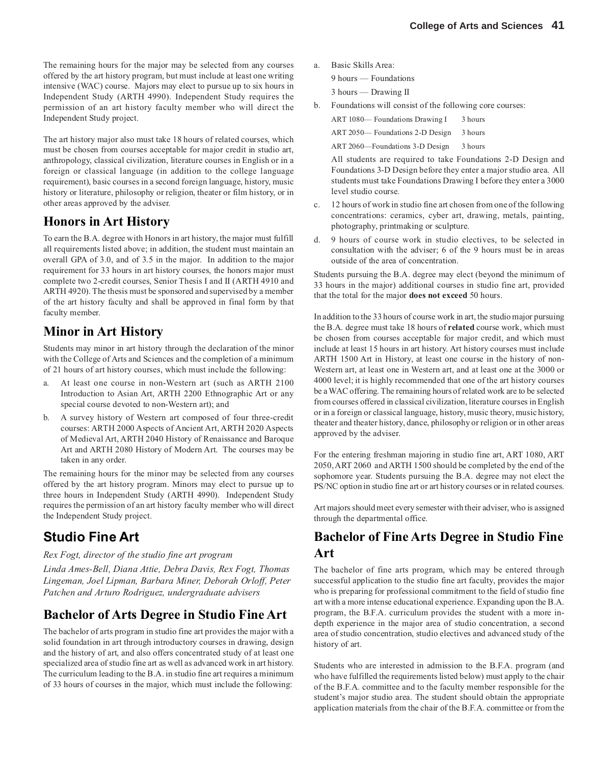The remaining hours for the major may be selected from any courses offered by the art history program, but must include at least one writing intensive (WAC) course. Majors may elect to pursue up to six hours in Independent Study (ARTH 4990). Independent Study requires the permission of an art history faculty member who will direct the Independent Study project.

The art history major also must take 18 hours of related courses, which must be chosen from courses acceptable for major credit in studio art, anthropology, classical civilization, literature courses in English or in a foreign or classical language (in addition to the college language requirement), basic courses in a second foreign language, history, music history or literature, philosophy or religion, theater or film history, or in other areas approved by the adviser.

## Honors in Art History

To earn the B.A. degree with Honors in art history, the major must fulfill all requirements listed above; in addition, the student must maintain an overall GPA of 3.0, and of 3.5 in the major. In addition to the major requirement for 33 hours in art history courses, the honors major must complete two 2-credit courses, Senior Thesis I and II (ARTH 4910 and ARTH 4920). The thesis must be sponsored and supervised by a member of the art history faculty and shall be approved in final form by that faculty member.

## Minor in Art History

Students may minor in art history through the declaration of the minor with the College of Arts and Sciences and the completion of a minimum of 21 hours of art history courses, which must include the following:

a. At least one course in non-Western art (such as ARTH 2100 Introduction to Asian Art, ARTH 2200 Ethnographic Art or any special course devoted to non-Western art); and

b. A survey history of Western art composed of four three-credit courses: ARTH 2000 Aspects of Ancient Art, ARTH 2020 Aspects of Medieval Art, ARTH 2040 History of Renaissance and Baroque Art and ARTH 2080 History of Modern Art. The courses may be taken in any order.

The remaining hours for the minor may be selected from any courses offered by the art history program. Minors may elect to pursue up to three hours in Independent Study (ARTH 4990). Independent Study requires the permission of an art history faculty member who will direct the Independent Study project.

# Studio Fine Art

*Rex Fogt, director of the studio fine art program*

*Linda Ames-Bell, Diana Attie, Debra Davis, Rex Fogt, Thomas Lingeman, Joel Lipman, Barbara Miner, Deborah Orloff, Peter Patchen and Arturo Rodriguez, undergraduate advisers*

## Bachelor of Arts Degree in Studio Fine Art

The bachelor of arts program in studio fine art provides the major with a solid foundation in art through introductory courses in drawing, design and the history of art, and also offers concentrated study of at least one specialized area of studio fine art as well as advanced work in art history. The curriculum leading to the B.A. in studio fine art requires a minimum of 33 hours of courses in the major, which must include the following:

a. Basic Skills Area:

   9 hours — Foundations

   3 hours — Drawing II

b. Foundations will consist of the following core courses:

   ART 1080— Foundations Drawing I 3 hours

   ART 2050— Foundations 2-D Design 3 hours

   ART 2060—Foundations 3-D Design 3 hours

   All students are required to take Foundations 2-D Design and Foundations 3-D Design before they enter a major studio area. All students must take Foundations Drawing I before they enter a 3000 level studio course.

c. 12 hours of work in studio fine art chosen from one of the following concentrations: ceramics, cyber art, drawing, metals, painting, photography, printmaking or sculpture.

d. 9 hours of course work in studio electives, to be selected in consultation with the adviser; 6 of the 9 hours must be in areas outside of the area of concentration.

Students pursuing the B.A. degree may elect (beyond the minimum of 33 hours in the major) additional courses in studio fine art, provided that the total for the major **does not exceed** 50 hours.

In addition to the 33 hours of course work in art, the studio major pursuing the B.A. degree must take 18 hours of **related** course work, which must be chosen from courses acceptable for major credit, and which must include at least 15 hours in art history. Art history courses must include ARTH 1500 Art in History, at least one course in the history of non-Western art, at least one in Western art, and at least one at the 3000 or 4000 level; it is highly recommended that one of the art history courses be a WAC offering. The remaining hours of related work are to be selected from courses offered in classical civilization, literature courses in English or in a foreign or classical language, history, music theory, music history, theater and theater history, dance, philosophy or religion or in other areas approved by the adviser.

For the entering freshman majoring in studio fine art, ART 1080, ART 2050, ART 2060 and ARTH 1500 should be completed by the end of the sophomore year. Students pursuing the B.A. degree may not elect the PS/NC option in studio fine art or art history courses or in related courses.

Art majors should meet every semester with their adviser, who is assigned through the departmental office.

## Bachelor of Fine Arts Degree in Studio Fine Art

The bachelor of fine arts program, which may be entered through successful application to the studio fine art faculty, provides the major who is preparing for professional commitment to the field of studio fine art with a more intense educational experience. Expanding upon the B.A. program, the B.F.A. curriculum provides the student with a more in-depth experience in the major area of studio concentration, a second area of studio concentration, studio electives and advanced study of the history of art.

Students who are interested in admission to the B.F.A. program (and who have fulfilled the requirements listed below) must apply to the chair of the B.F.A. committee and to the faculty member responsible for the student's major studio area. The student should obtain the appropriate application materials from the chair of the B.F.A. committee or from the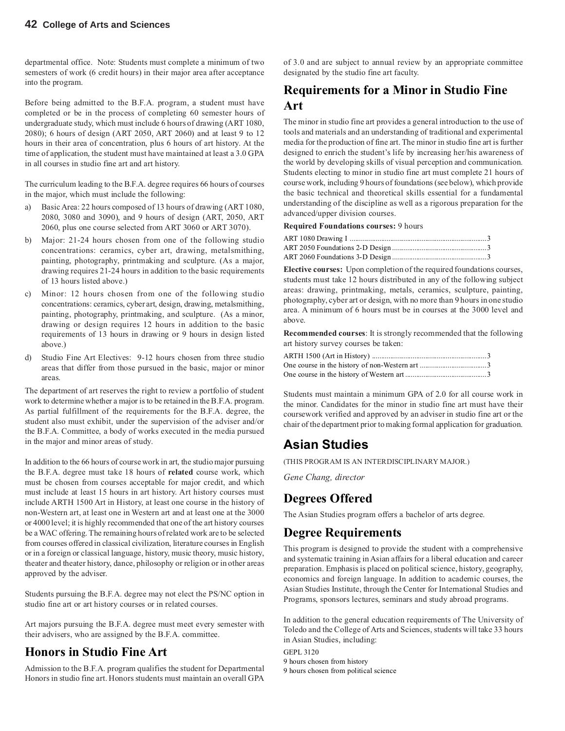departmental office. Note: Students must complete a minimum of two semesters of work (6 credit hours) in their major area after acceptance into the program.

Before being admitted to the B.F.A. program, a student must have completed or be in the process of completing 60 semester hours of undergraduate study, which must include 6 hours of drawing (ART 1080, 2080); 6 hours of design (ART 2050, ART 2060) and at least 9 to 12 hours in their area of concentration, plus 6 hours of art history. At the time of application, the student must have maintained at least a 3.0 GPA in all courses in studio fine art and art history.

The curriculum leading to the B.F.A. degree requires 66 hours of courses in the major, which must include the following:

a) Basic Area: 22 hours composed of 13 hours of drawing (ART 1080, 2080, 3080 and 3090), and 9 hours of design (ART, 2050, ART 2060, plus one course selected from ART 3060 or ART 3070).
b) Major: 21-24 hours chosen from one of the following studio concentrations: ceramics, cyber art, drawing, metalsmithing, painting, photography, printmaking and sculpture. (As a major, drawing requires 21-24 hours in addition to the basic requirements of 13 hours listed above.)
c) Minor: 12 hours chosen from one of the following studio concentrations: ceramics, cyber art, design, drawing, metalsmithing, painting, photography, printmaking, and sculpture. (As a minor, drawing or design requires 12 hours in addition to the basic requirements of 13 hours in drawing or 9 hours in design listed above.)
d) Studio Fine Art Electives: 9-12 hours chosen from three studio areas that differ from those pursued in the basic, major or minor areas.

The department of art reserves the right to review a portfolio of student work to determine whether a major is to be retained in the B.F.A. program. As partial fulfillment of the requirements for the B.F.A. degree, the student also must exhibit, under the supervision of the adviser and/or the B.F.A. Committee, a body of works executed in the media pursued in the major and minor areas of study.

In addition to the 66 hours of course work in art, the studio major pursuing the B.F.A. degree must take 18 hours of **related** course work, which must be chosen from courses acceptable for major credit, and which must include at least 15 hours in art history. Art history courses must include ARTH 1500 Art in History, at least one course in the history of non-Western art, at least one in Western art and at least one at the 3000 or 4000 level; it is highly recommended that one of the art history courses be a WAC offering. The remaining hours of related work are to be selected from courses offered in classical civilization, literature courses in English or in a foreign or classical language, history, music theory, music history, theater and theater history, dance, philosophy or religion or in other areas approved by the adviser.

Students pursuing the B.F.A. degree may not elect the PS/NC option in studio fine art or art history courses or in related courses.

Art majors pursuing the B.F.A. degree must meet every semester with their advisers, who are assigned by the B.F.A. committee.

## Honors in Studio Fine Art

Admission to the B.F.A. program qualifies the student for Departmental Honors in studio fine art. Honors students must maintain an overall GPA of 3.0 and are subject to annual review by an appropriate committee designated by the studio fine art faculty.

## Requirements for a Minor in Studio Fine Art

The minor in studio fine art provides a general introduction to the use of tools and materials and an understanding of traditional and experimental media for the production of fine art. The minor in studio fine art is further designed to enrich the student's life by increasing her/his awareness of the world by developing skills of visual perception and communication. Students electing to minor in studio fine art must complete 21 hours of course work, including 9 hours of foundations (see below), which provide the basic technical and theoretical skills essential for a fundamental understanding of the discipline as well as a rigorous preparation for the advanced/upper division courses.

**Required Foundations courses:** 9 hours

ART 1080 Drawing I ........................................................................3
ART 2050 Foundations 2-D Design ..................................................3
ART 2060 Foundations 3-D Design ..................................................3

**Elective courses:** Upon completion of the required foundations courses, students must take 12 hours distributed in any of the following subject areas: drawing, printmaking, metals, ceramics, sculpture, painting, photography, cyber art or design, with no more than 9 hours in one studio area. A minimum of 6 hours must be in courses at the 3000 level and above.

**Recommended courses**: It is strongly recommended that the following art history survey courses be taken:

ARTH 1500 (Art in History) ............................................................3
One course in the history of non-Western art ...................................3
One course in the history of Western art ...........................................3

Students must maintain a minimum GPA of 2.0 for all course work in the minor. Candidates for the minor in studio fine art must have their coursework verified and approved by an adviser in studio fine art or the chair of the department prior to making formal application for graduation.

# Asian Studies

(THIS PROGRAM IS AN INTERDISCIPLINARY MAJOR.)

*Gene Chang, director*

## Degrees Offered

The Asian Studies program offers a bachelor of arts degree.

## Degree Requirements

This program is designed to provide the student with a comprehensive and systematic training in Asian affairs for a liberal education and career preparation. Emphasis is placed on political science, history, geography, economics and foreign language. In addition to academic courses, the Asian Studies Institute, through the Center for International Studies and Programs, sponsors lectures, seminars and study abroad programs.

In addition to the general education requirements of The University of Toledo and the College of Arts and Sciences, students will take 33 hours in Asian Studies, including:

GEPL 3120
9 hours chosen from history
9 hours chosen from political science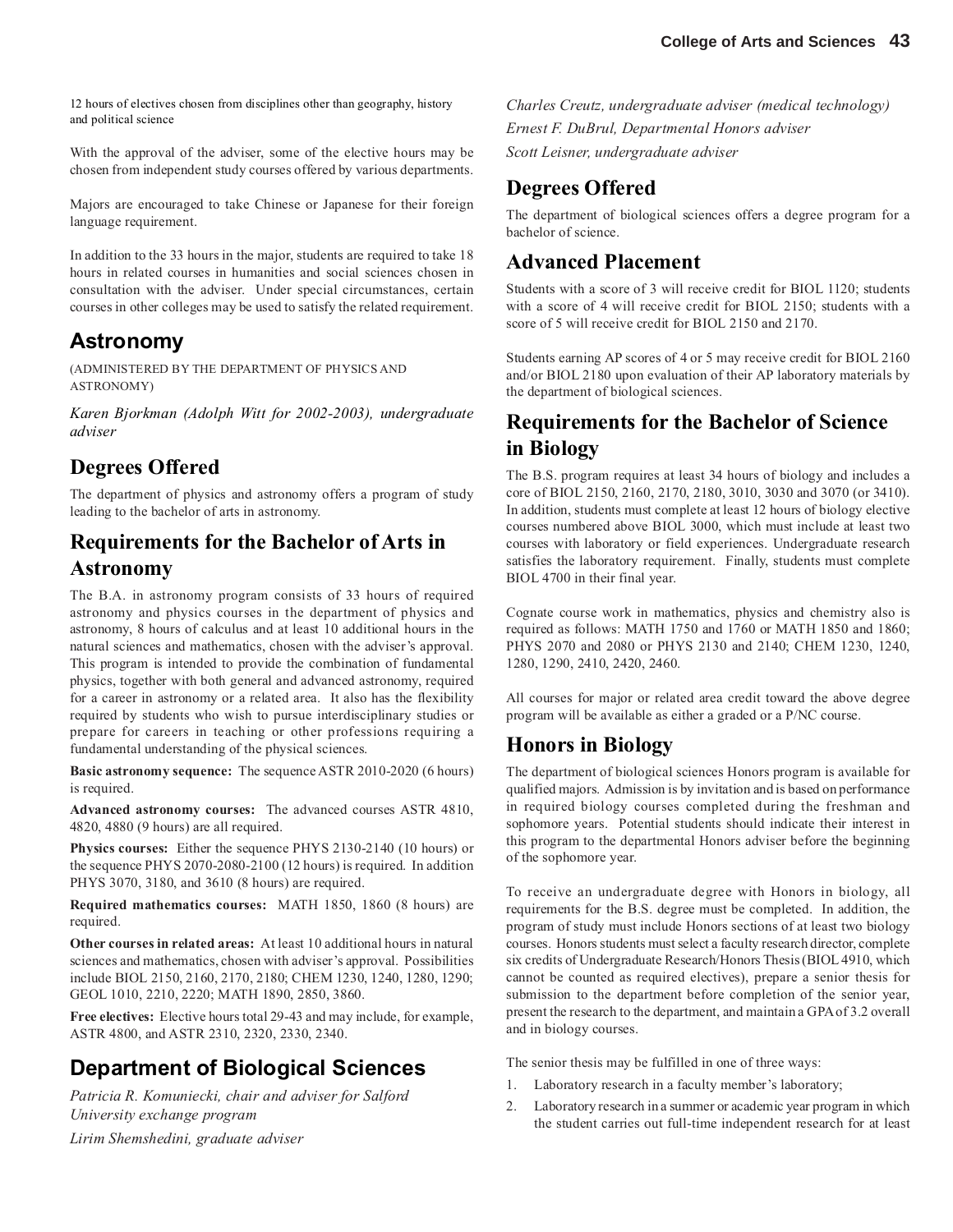12 hours of electives chosen from disciplines other than geography, history and political science

With the approval of the adviser, some of the elective hours may be chosen from independent study courses offered by various departments.

Majors are encouraged to take Chinese or Japanese for their foreign language requirement.

In addition to the 33 hours in the major, students are required to take 18 hours in related courses in humanities and social sciences chosen in consultation with the adviser. Under special circumstances, certain courses in other colleges may be used to satisfy the related requirement.

# Astronomy

(ADMINISTERED BY THE DEPARTMENT OF PHYSICS AND ASTRONOMY)

*Karen Bjorkman (Adolph Witt for 2002-2003), undergraduate adviser*

## Degrees Offered

The department of physics and astronomy offers a program of study leading to the bachelor of arts in astronomy.

## Requirements for the Bachelor of Arts in Astronomy

The B.A. in astronomy program consists of 33 hours of required astronomy and physics courses in the department of physics and astronomy, 8 hours of calculus and at least 10 additional hours in the natural sciences and mathematics, chosen with the adviser's approval. This program is intended to provide the combination of fundamental physics, together with both general and advanced astronomy, required for a career in astronomy or a related area. It also has the flexibility required by students who wish to pursue interdisciplinary studies or prepare for careers in teaching or other professions requiring a fundamental understanding of the physical sciences.

**Basic astronomy sequence:** The sequence ASTR 2010-2020 (6 hours) is required.

**Advanced astronomy courses:** The advanced courses ASTR 4810, 4820, 4880 (9 hours) are all required.

**Physics courses:** Either the sequence PHYS 2130-2140 (10 hours) or the sequence PHYS 2070-2080-2100 (12 hours) is required. In addition PHYS 3070, 3180, and 3610 (8 hours) are required.

**Required mathematics courses:** MATH 1850, 1860 (8 hours) are required.

**Other courses in related areas:** At least 10 additional hours in natural sciences and mathematics, chosen with adviser's approval. Possibilities include BIOL 2150, 2160, 2170, 2180; CHEM 1230, 1240, 1280, 1290; GEOL 1010, 2210, 2220; MATH 1890, 2850, 3860.

**Free electives:** Elective hours total 29-43 and may include, for example, ASTR 4800, and ASTR 2310, 2320, 2330, 2340.

# Department of Biological Sciences

*Patricia R. Komuniecki, chair and adviser for Salford University exchange program*

*Lirim Shemshedini, graduate adviser*

*Charles Creutz, undergraduate adviser (medical technology)*

*Ernest F. DuBrul, Departmental Honors adviser*

*Scott Leisner, undergraduate adviser*

## Degrees Offered

The department of biological sciences offers a degree program for a bachelor of science.

## Advanced Placement

Students with a score of 3 will receive credit for BIOL 1120; students with a score of 4 will receive credit for BIOL 2150; students with a score of 5 will receive credit for BIOL 2150 and 2170.

Students earning AP scores of 4 or 5 may receive credit for BIOL 2160 and/or BIOL 2180 upon evaluation of their AP laboratory materials by the department of biological sciences.

## Requirements for the Bachelor of Science in Biology

The B.S. program requires at least 34 hours of biology and includes a core of BIOL 2150, 2160, 2170, 2180, 3010, 3030 and 3070 (or 3410). In addition, students must complete at least 12 hours of biology elective courses numbered above BIOL 3000, which must include at least two courses with laboratory or field experiences. Undergraduate research satisfies the laboratory requirement. Finally, students must complete BIOL 4700 in their final year.

Cognate course work in mathematics, physics and chemistry also is required as follows: MATH 1750 and 1760 or MATH 1850 and 1860; PHYS 2070 and 2080 or PHYS 2130 and 2140; CHEM 1230, 1240, 1280, 1290, 2410, 2420, 2460.

All courses for major or related area credit toward the above degree program will be available as either a graded or a P/NC course.

## Honors in Biology

The department of biological sciences Honors program is available for qualified majors. Admission is by invitation and is based on performance in required biology courses completed during the freshman and sophomore years. Potential students should indicate their interest in this program to the departmental Honors adviser before the beginning of the sophomore year.

To receive an undergraduate degree with Honors in biology, all requirements for the B.S. degree must be completed. In addition, the program of study must include Honors sections of at least two biology courses. Honors students must select a faculty research director, complete six credits of Undergraduate Research/Honors Thesis (BIOL 4910, which cannot be counted as required electives), prepare a senior thesis for submission to the department before completion of the senior year, present the research to the department, and maintain a GPA of 3.2 overall and in biology courses.

The senior thesis may be fulfilled in one of three ways:

1. Laboratory research in a faculty member's laboratory;
2. Laboratory research in a summer or academic year program in which the student carries out full-time independent research for at least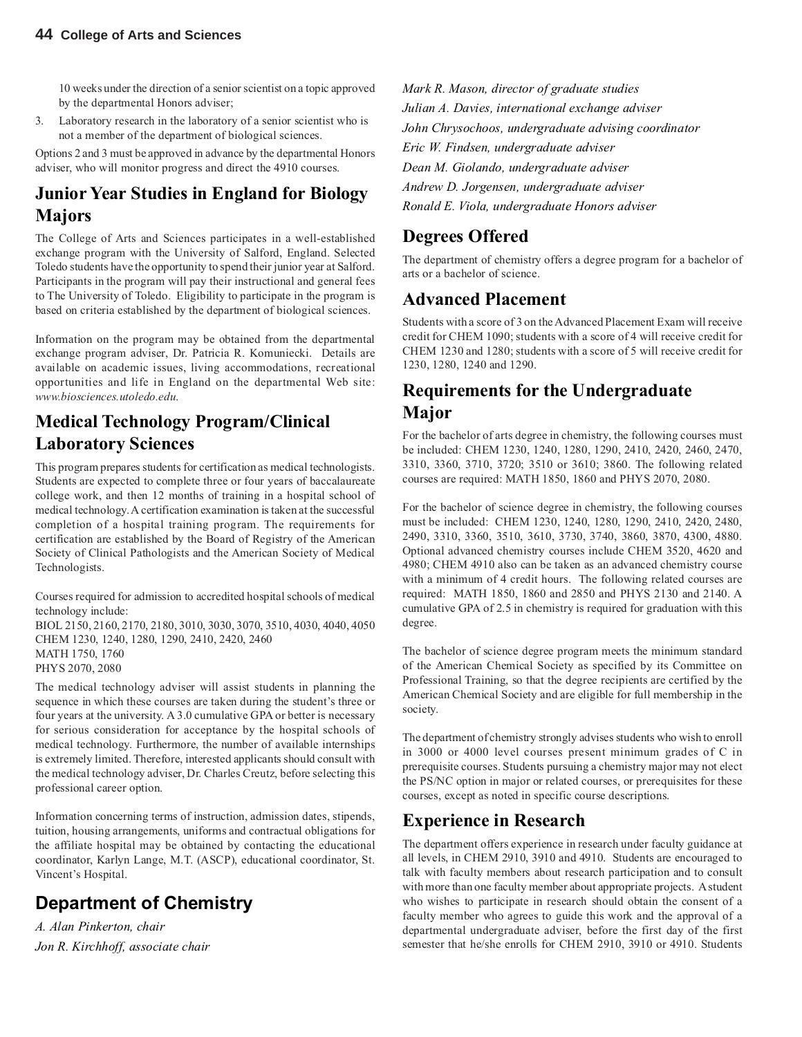10 weeks under the direction of a senior scientist on a topic approved by the departmental Honors adviser;

3. Laboratory research in the laboratory of a senior scientist who is not a member of the department of biological sciences.

Options 2 and 3 must be approved in advance by the departmental Honors adviser, who will monitor progress and direct the 4910 courses.

## Junior Year Studies in England for Biology Majors

The College of Arts and Sciences participates in a well-established exchange program with the University of Salford, England. Selected Toledo students have the opportunity to spend their junior year at Salford. Participants in the program will pay their instructional and general fees to The University of Toledo. Eligibility to participate in the program is based on criteria established by the department of biological sciences.

Information on the program may be obtained from the departmental exchange program adviser, Dr. Patricia R. Komuniecki. Details are available on academic issues, living accommodations, recreational opportunities and life in England on the departmental Web site: *www.biosciences.utoledo.edu*.

## Medical Technology Program/Clinical Laboratory Sciences

This program prepares students for certification as medical technologists. Students are expected to complete three or four years of baccalaureate college work, and then 12 months of training in a hospital school of medical technology. A certification examination is taken at the successful completion of a hospital training program. The requirements for certification are established by the Board of Registry of the American Society of Clinical Pathologists and the American Society of Medical Technologists.

Courses required for admission to accredited hospital schools of medical technology include:
BIOL 2150, 2160, 2170, 2180, 3010, 3030, 3070, 3510, 4030, 4040, 4050
CHEM 1230, 1240, 1280, 1290, 2410, 2420, 2460
MATH 1750, 1760
PHYS 2070, 2080

The medical technology adviser will assist students in planning the sequence in which these courses are taken during the student's three or four years at the university. A 3.0 cumulative GPA or better is necessary for serious consideration for acceptance by the hospital schools of medical technology. Furthermore, the number of available internships is extremely limited. Therefore, interested applicants should consult with the medical technology adviser, Dr. Charles Creutz, before selecting this professional career option.

Information concerning terms of instruction, admission dates, stipends, tuition, housing arrangements, uniforms and contractual obligations for the affiliate hospital may be obtained by contacting the educational coordinator, Karlyn Lange, M.T. (ASCP), educational coordinator, St. Vincent's Hospital.

# Department of Chemistry

*A. Alan Pinkerton, chair*
*Jon R. Kirchhoff, associate chair*
*Mark R. Mason, director of graduate studies*
*Julian A. Davies, international exchange adviser*
*John Chrysochoos, undergraduate advising coordinator*
*Eric W. Findsen, undergraduate adviser*
*Dean M. Giolando, undergraduate adviser*
*Andrew D. Jorgensen, undergraduate adviser*
*Ronald E. Viola, undergraduate Honors adviser*

## Degrees Offered

The department of chemistry offers a degree program for a bachelor of arts or a bachelor of science.

## Advanced Placement

Students with a score of 3 on the Advanced Placement Exam will receive credit for CHEM 1090; students with a score of 4 will receive credit for CHEM 1230 and 1280; students with a score of 5 will receive credit for 1230, 1280, 1240 and 1290.

## Requirements for the Undergraduate Major

For the bachelor of arts degree in chemistry, the following courses must be included: CHEM 1230, 1240, 1280, 1290, 2410, 2420, 2460, 2470, 3310, 3360, 3710, 3720; 3510 or 3610; 3860. The following related courses are required: MATH 1850, 1860 and PHYS 2070, 2080.

For the bachelor of science degree in chemistry, the following courses must be included: CHEM 1230, 1240, 1280, 1290, 2410, 2420, 2480, 2490, 3310, 3360, 3510, 3610, 3730, 3740, 3860, 3870, 4300, 4880. Optional advanced chemistry courses include CHEM 3520, 4620 and 4980; CHEM 4910 also can be taken as an advanced chemistry course with a minimum of 4 credit hours. The following related courses are required: MATH 1850, 1860 and 2850 and PHYS 2130 and 2140. A cumulative GPA of 2.5 in chemistry is required for graduation with this degree.

The bachelor of science degree program meets the minimum standard of the American Chemical Society as specified by its Committee on Professional Training, so that the degree recipients are certified by the American Chemical Society and are eligible for full membership in the society.

The department of chemistry strongly advises students who wish to enroll in 3000 or 4000 level courses present minimum grades of C in prerequisite courses. Students pursuing a chemistry major may not elect the PS/NC option in major or related courses, or prerequisites for these courses, except as noted in specific course descriptions.

## Experience in Research

The department offers experience in research under faculty guidance at all levels, in CHEM 2910, 3910 and 4910. Students are encouraged to talk with faculty members about research participation and to consult with more than one faculty member about appropriate projects. A student who wishes to participate in research should obtain the consent of a faculty member who agrees to guide this work and the approval of a departmental undergraduate adviser, before the first day of the first semester that he/she enrolls for CHEM 2910, 3910 or 4910. Students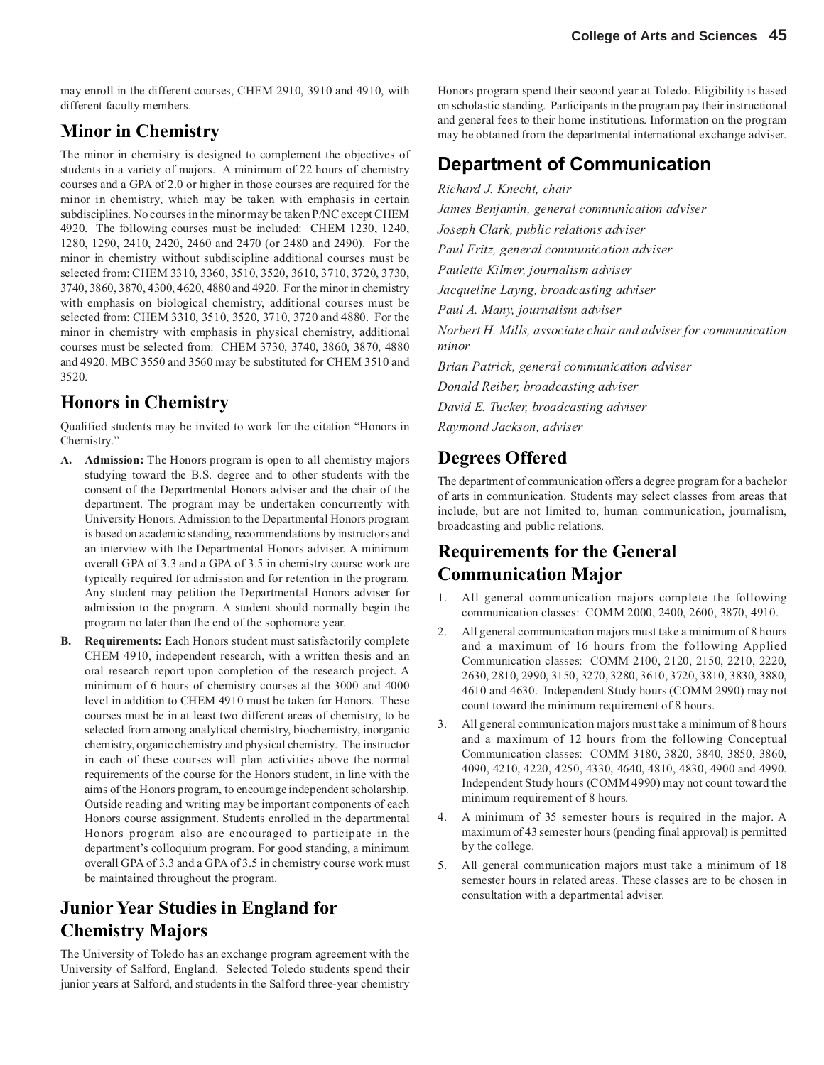may enroll in the different courses, CHEM 2910, 3910 and 4910, with different faculty members.

## Minor in Chemistry

The minor in chemistry is designed to complement the objectives of students in a variety of majors. A minimum of 22 hours of chemistry courses and a GPA of 2.0 or higher in those courses are required for the minor in chemistry, which may be taken with emphasis in certain subdisciplines. No courses in the minor may be taken P/NC except CHEM 4920. The following courses must be included: CHEM 1230, 1240, 1280, 1290, 2410, 2420, 2460 and 2470 (or 2480 and 2490). For the minor in chemistry without subdiscipline additional courses must be selected from: CHEM 3310, 3360, 3510, 3520, 3610, 3710, 3720, 3730, 3740, 3860, 3870, 4300, 4620, 4880 and 4920. For the minor in chemistry with emphasis on biological chemistry, additional courses must be selected from: CHEM 3310, 3510, 3520, 3710, 3720 and 4880. For the minor in chemistry with emphasis in physical chemistry, additional courses must be selected from: CHEM 3730, 3740, 3860, 3870, 4880 and 4920. MBC 3550 and 3560 may be substituted for CHEM 3510 and 3520.

## Honors in Chemistry

Qualified students may be invited to work for the citation "Honors in Chemistry."

A. **Admission:** The Honors program is open to all chemistry majors studying toward the B.S. degree and to other students with the consent of the Departmental Honors adviser and the chair of the department. The program may be undertaken concurrently with University Honors. Admission to the Departmental Honors program is based on academic standing, recommendations by instructors and an interview with the Departmental Honors adviser. A minimum overall GPA of 3.3 and a GPA of 3.5 in chemistry course work are typically required for admission and for retention in the program. Any student may petition the Departmental Honors adviser for admission to the program. A student should normally begin the program no later than the end of the sophomore year.

B. **Requirements:** Each Honors student must satisfactorily complete CHEM 4910, independent research, with a written thesis and an oral research report upon completion of the research project. A minimum of 6 hours of chemistry courses at the 3000 and 4000 level in addition to CHEM 4910 must be taken for Honors. These courses must be in at least two different areas of chemistry, to be selected from among analytical chemistry, biochemistry, inorganic chemistry, organic chemistry and physical chemistry. The instructor in each of these courses will plan activities above the normal requirements of the course for the Honors student, in line with the aims of the Honors program, to encourage independent scholarship. Outside reading and writing may be important components of each Honors course assignment. Students enrolled in the departmental Honors program also are encouraged to participate in the department's colloquium program. For good standing, a minimum overall GPA of 3.3 and a GPA of 3.5 in chemistry course work must be maintained throughout the program.

## Junior Year Studies in England for Chemistry Majors

The University of Toledo has an exchange program agreement with the University of Salford, England. Selected Toledo students spend their junior years at Salford, and students in the Salford three-year chemistry Honors program spend their second year at Toledo. Eligibility is based on scholastic standing. Participants in the program pay their instructional and general fees to their home institutions. Information on the program may be obtained from the departmental international exchange adviser.

# Department of Communication

*Richard J. Knecht, chair*

*James Benjamin, general communication adviser*

*Joseph Clark, public relations adviser*

*Paul Fritz, general communication adviser*

*Paulette Kilmer, journalism adviser*

*Jacqueline Layng, broadcasting adviser*

*Paul A. Many, journalism adviser*

*Norbert H. Mills, associate chair and adviser for communication minor*

*Brian Patrick, general communication adviser*

*Donald Reiber, broadcasting adviser*

*David E. Tucker, broadcasting adviser*

*Raymond Jackson, adviser*

## Degrees Offered

The department of communication offers a degree program for a bachelor of arts in communication. Students may select classes from areas that include, but are not limited to, human communication, journalism, broadcasting and public relations.

## Requirements for the General Communication Major

1. All general communication majors complete the following communication classes: COMM 2000, 2400, 2600, 3870, 4910.
2. All general communication majors must take a minimum of 8 hours and a maximum of 16 hours from the following Applied Communication classes: COMM 2100, 2120, 2150, 2210, 2220, 2630, 2810, 2990, 3150, 3270, 3280, 3610, 3720, 3810, 3830, 3880, 4610 and 4630. Independent Study hours (COMM 2990) may not count toward the minimum requirement of 8 hours.
3. All general communication majors must take a minimum of 8 hours and a maximum of 12 hours from the following Conceptual Communication classes: COMM 3180, 3820, 3840, 3850, 3860, 4090, 4210, 4220, 4250, 4330, 4640, 4810, 4830, 4900 and 4990. Independent Study hours (COMM 4990) may not count toward the minimum requirement of 8 hours.
4. A minimum of 35 semester hours is required in the major. A maximum of 43 semester hours (pending final approval) is permitted by the college.
5. All general communication majors must take a minimum of 18 semester hours in related areas. These classes are to be chosen in consultation with a departmental adviser.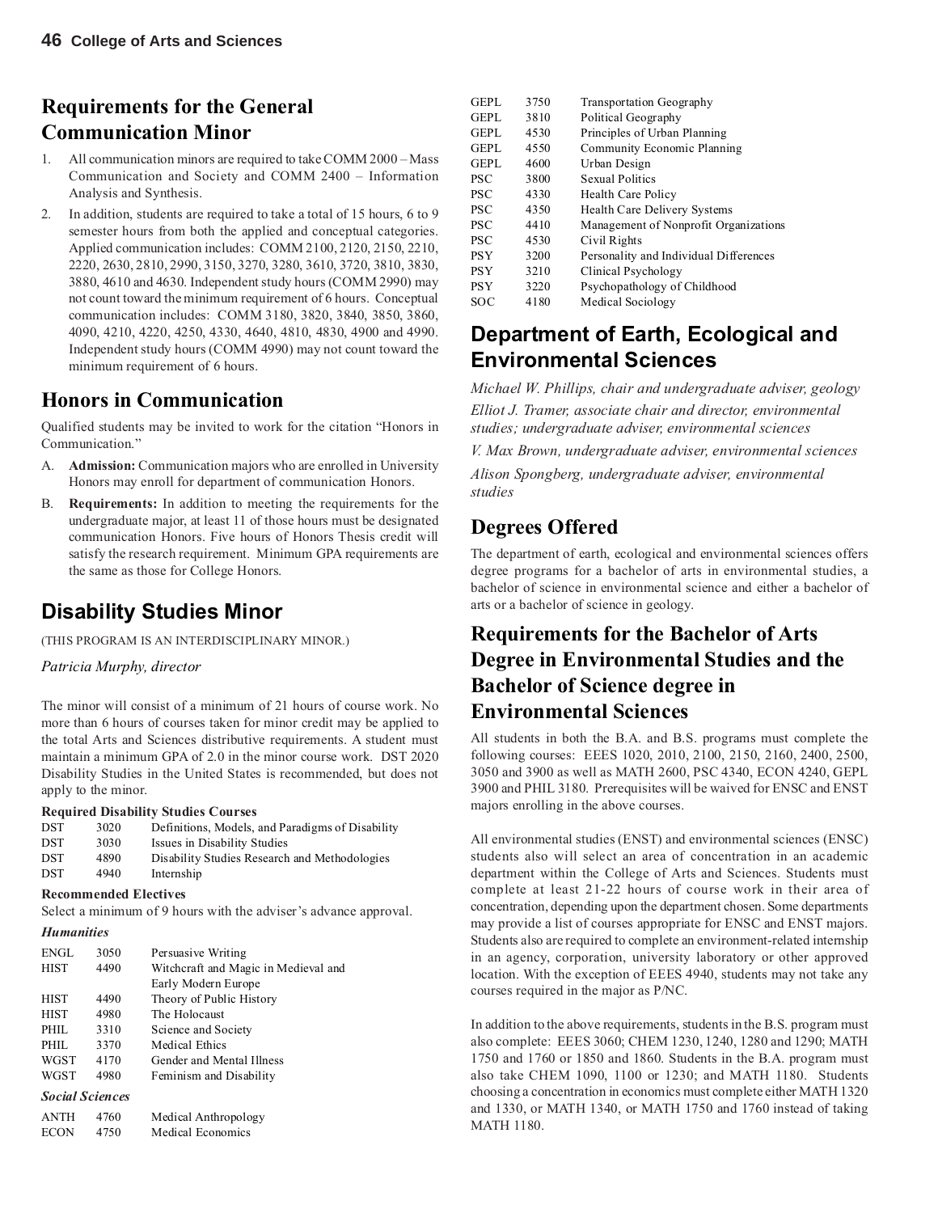## Requirements for the General Communication Minor

1. All communication minors are required to take COMM 2000 – Mass Communication and Society and COMM 2400 – Information Analysis and Synthesis.
2. In addition, students are required to take a total of 15 hours, 6 to 9 semester hours from both the applied and conceptual categories. Applied communication includes: COMM 2100, 2120, 2150, 2210, 2220, 2630, 2810, 2990, 3150, 3270, 3280, 3610, 3720, 3810, 3830, 3880, 4610 and 4630. Independent study hours (COMM 2990) may not count toward the minimum requirement of 6 hours. Conceptual communication includes: COMM 3180, 3820, 3840, 3850, 3860, 4090, 4210, 4220, 4250, 4330, 4640, 4810, 4830, 4900 and 4990. Independent study hours (COMM 4990) may not count toward the minimum requirement of 6 hours.

## Honors in Communication

Qualified students may be invited to work for the citation "Honors in Communication."

A. **Admission:** Communication majors who are enrolled in University Honors may enroll for department of communication Honors.

B. **Requirements:** In addition to meeting the requirements for the undergraduate major, at least 11 of those hours must be designated communication Honors. Five hours of Honors Thesis credit will satisfy the research requirement. Minimum GPA requirements are the same as those for College Honors.

## Disability Studies Minor

(THIS PROGRAM IS AN INTERDISCIPLINARY MINOR.)

*Patricia Murphy, director*

The minor will consist of a minimum of 21 hours of course work. No more than 6 hours of courses taken for minor credit may be applied to the total Arts and Sciences distributive requirements. A student must maintain a minimum GPA of 2.0 in the minor course work. DST 2020 Disability Studies in the United States is recommended, but does not apply to the minor.

**Required Disability Studies Courses**

| | | |
|---|---|---|
| DST | 3020 | Definitions, Models, and Paradigms of Disability |
| DST | 3030 | Issues in Disability Studies |
| DST | 4890 | Disability Studies Research and Methodologies |
| DST | 4940 | Internship |

**Recommended Electives**

Select a minimum of 9 hours with the adviser's advance approval.

***Humanities***

| | | |
|---|---|---|
| ENGL | 3050 | Persuasive Writing |
| HIST | 4490 | Witchcraft and Magic in Medieval and Early Modern Europe |
| HIST | 4490 | Theory of Public History |
| HIST | 4980 | The Holocaust |
| PHIL | 3310 | Science and Society |
| PHIL | 3370 | Medical Ethics |
| WGST | 4170 | Gender and Mental Illness |
| WGST | 4980 | Feminism and Disability |

***Social Sciences***

| | | |
|---|---|---|
| ANTH | 4760 | Medical Anthropology |
| ECON | 4750 | Medical Economics |
| GEPL | 3750 | Transportation Geography |
| GEPL | 3810 | Political Geography |
| GEPL | 4530 | Principles of Urban Planning |
| GEPL | 4550 | Community Economic Planning |
| GEPL | 4600 | Urban Design |
| PSC | 3800 | Sexual Politics |
| PSC | 4330 | Health Care Policy |
| PSC | 4350 | Health Care Delivery Systems |
| PSC | 4410 | Management of Nonprofit Organizations |
| PSC | 4530 | Civil Rights |
| PSY | 3200 | Personality and Individual Differences |
| PSY | 3210 | Clinical Psychology |
| PSY | 3220 | Psychopathology of Childhood |
| SOC | 4180 | Medical Sociology |

## Department of Earth, Ecological and Environmental Sciences

*Michael W. Phillips, chair and undergraduate adviser, geology*

*Elliot J. Tramer, associate chair and director, environmental studies; undergraduate adviser, environmental sciences*

*V. Max Brown, undergraduate adviser, environmental sciences*

*Alison Spongberg, undergraduate adviser, environmental studies*

## Degrees Offered

The department of earth, ecological and environmental sciences offers degree programs for a bachelor of arts in environmental studies, a bachelor of science in environmental science and either a bachelor of arts or a bachelor of science in geology.

## Requirements for the Bachelor of Arts Degree in Environmental Studies and the Bachelor of Science degree in Environmental Sciences

All students in both the B.A. and B.S. programs must complete the following courses: EEES 1020, 2010, 2100, 2150, 2160, 2400, 2500, 3050 and 3900 as well as MATH 2600, PSC 4340, ECON 4240, GEPL 3900 and PHIL 3180. Prerequisites will be waived for ENSC and ENST majors enrolling in the above courses.

All environmental studies (ENST) and environmental sciences (ENSC) students also will select an area of concentration in an academic department within the College of Arts and Sciences. Students must complete at least 21-22 hours of course work in their area of concentration, depending upon the department chosen. Some departments may provide a list of courses appropriate for ENSC and ENST majors. Students also are required to complete an environment-related internship in an agency, corporation, university laboratory or other approved location. With the exception of EEES 4940, students may not take any courses required in the major as P/NC.

In addition to the above requirements, students in the B.S. program must also complete: EEES 3060; CHEM 1230, 1240, 1280 and 1290; MATH 1750 and 1760 or 1850 and 1860. Students in the B.A. program must also take CHEM 1090, 1100 or 1230; and MATH 1180. Students choosing a concentration in economics must complete either MATH 1320 and 1330, or MATH 1340, or MATH 1750 and 1760 instead of taking MATH 1180.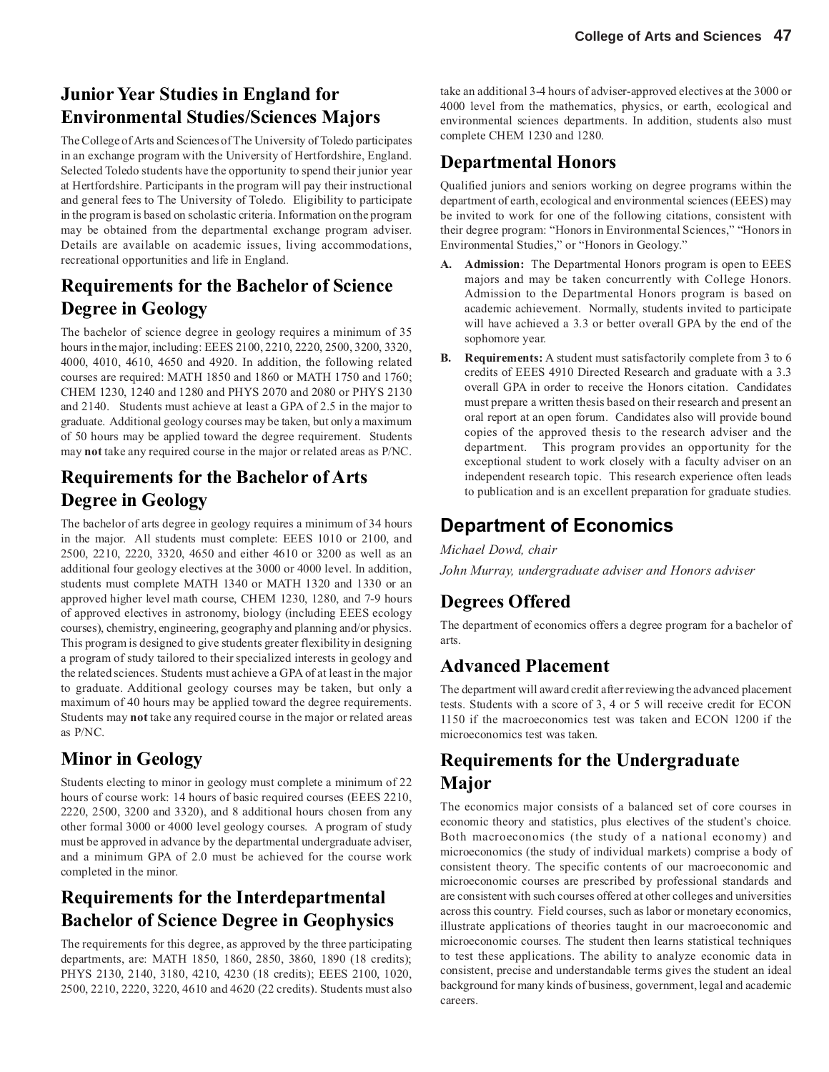## Junior Year Studies in England for Environmental Studies/Sciences Majors

The College of Arts and Sciences of The University of Toledo participates in an exchange program with the University of Hertfordshire, England. Selected Toledo students have the opportunity to spend their junior year at Hertfordshire. Participants in the program will pay their instructional and general fees to The University of Toledo. Eligibility to participate in the program is based on scholastic criteria. Information on the program may be obtained from the departmental exchange program adviser. Details are available on academic issues, living accommodations, recreational opportunities and life in England.

## Requirements for the Bachelor of Science Degree in Geology

The bachelor of science degree in geology requires a minimum of 35 hours in the major, including: EEES 2100, 2210, 2220, 2500, 3200, 3320, 4000, 4010, 4610, 4650 and 4920. In addition, the following related courses are required: MATH 1850 and 1860 or MATH 1750 and 1760; CHEM 1230, 1240 and 1280 and PHYS 2070 and 2080 or PHYS 2130 and 2140. Students must achieve at least a GPA of 2.5 in the major to graduate. Additional geology courses may be taken, but only a maximum of 50 hours may be applied toward the degree requirement. Students may **not** take any required course in the major or related areas as P/NC.

## Requirements for the Bachelor of Arts Degree in Geology

The bachelor of arts degree in geology requires a minimum of 34 hours in the major. All students must complete: EEES 1010 or 2100, and 2500, 2210, 2220, 3320, 4650 and either 4610 or 3200 as well as an additional four geology electives at the 3000 or 4000 level. In addition, students must complete MATH 1340 or MATH 1320 and 1330 or an approved higher level math course, CHEM 1230, 1280, and 7-9 hours of approved electives in astronomy, biology (including EEES ecology courses), chemistry, engineering, geography and planning and/or physics. This program is designed to give students greater flexibility in designing a program of study tailored to their specialized interests in geology and the related sciences. Students must achieve a GPA of at least in the major to graduate. Additional geology courses may be taken, but only a maximum of 40 hours may be applied toward the degree requirements. Students may **not** take any required course in the major or related areas as P/NC.

## Minor in Geology

Students electing to minor in geology must complete a minimum of 22 hours of course work: 14 hours of basic required courses (EEES 2210, 2220, 2500, 3200 and 3320), and 8 additional hours chosen from any other formal 3000 or 4000 level geology courses. A program of study must be approved in advance by the departmental undergraduate adviser, and a minimum GPA of 2.0 must be achieved for the course work completed in the minor.

## Requirements for the Interdepartmental Bachelor of Science Degree in Geophysics

The requirements for this degree, as approved by the three participating departments, are: MATH 1850, 1860, 2850, 3860, 1890 (18 credits); PHYS 2130, 2140, 3180, 4210, 4230 (18 credits); EEES 2100, 1020, 2500, 2210, 2220, 3220, 4610 and 4620 (22 credits). Students must also take an additional 3-4 hours of adviser-approved electives at the 3000 or 4000 level from the mathematics, physics, or earth, ecological and environmental sciences departments. In addition, students also must complete CHEM 1230 and 1280.

## Departmental Honors

Qualified juniors and seniors working on degree programs within the department of earth, ecological and environmental sciences (EEES) may be invited to work for one of the following citations, consistent with their degree program: "Honors in Environmental Sciences," "Honors in Environmental Studies," or "Honors in Geology."

- **A. Admission:** The Departmental Honors program is open to EEES majors and may be taken concurrently with College Honors. Admission to the Departmental Honors program is based on academic achievement. Normally, students invited to participate will have achieved a 3.3 or better overall GPA by the end of the sophomore year.
- **B. Requirements:** A student must satisfactorily complete from 3 to 6 credits of EEES 4910 Directed Research and graduate with a 3.3 overall GPA in order to receive the Honors citation. Candidates must prepare a written thesis based on their research and present an oral report at an open forum. Candidates also will provide bound copies of the approved thesis to the research adviser and the department. This program provides an opportunity for the exceptional student to work closely with a faculty adviser on an independent research topic. This research experience often leads to publication and is an excellent preparation for graduate studies.

# Department of Economics

*Michael Dowd, chair*

*John Murray, undergraduate adviser and Honors adviser*

## Degrees Offered

The department of economics offers a degree program for a bachelor of arts.

## Advanced Placement

The department will award credit after reviewing the advanced placement tests. Students with a score of 3, 4 or 5 will receive credit for ECON 1150 if the macroeconomics test was taken and ECON 1200 if the microeconomics test was taken.

## Requirements for the Undergraduate Major

The economics major consists of a balanced set of core courses in economic theory and statistics, plus electives of the student's choice. Both macroeconomics (the study of a national economy) and microeconomics (the study of individual markets) comprise a body of consistent theory. The specific contents of our macroeconomic and microeconomic courses are prescribed by professional standards and are consistent with such courses offered at other colleges and universities across this country. Field courses, such as labor or monetary economics, illustrate applications of theories taught in our macroeconomic and microeconomic courses. The student then learns statistical techniques to test these applications. The ability to analyze economic data in consistent, precise and understandable terms gives the student an ideal background for many kinds of business, government, legal and academic careers.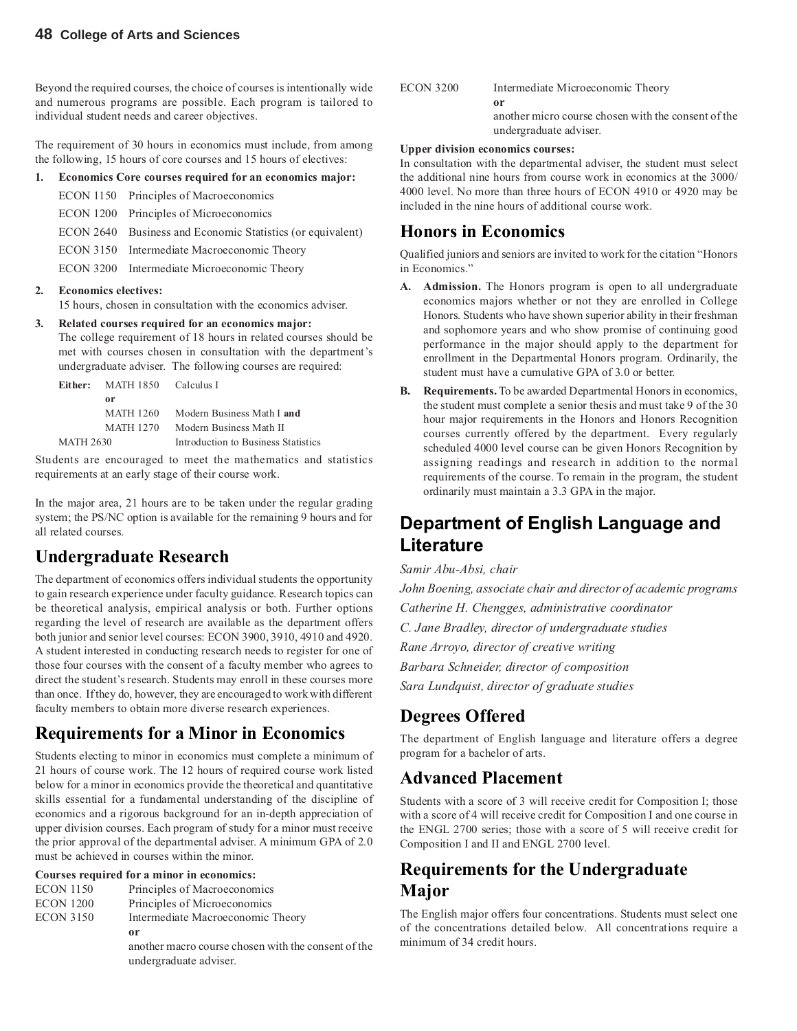Beyond the required courses, the choice of courses is intentionally wide and numerous programs are possible. Each program is tailored to individual student needs and career objectives.

The requirement of 30 hours in economics must include, from among the following, 15 hours of core courses and 15 hours of electives:

1. **Economics Core courses required for an economics major:**

   ECON 1150 Principles of Macroeconomics
   
   ECON 1200 Principles of Microeconomics
   
   ECON 2640 Business and Economic Statistics (or equivalent)
   
   ECON 3150 Intermediate Macroeconomic Theory
   
   ECON 3200 Intermediate Microeconomic Theory

2. **Economics electives:**
   15 hours, chosen in consultation with the economics adviser.

3. **Related courses required for an economics major:**
   The college requirement of 18 hours in related courses should be met with courses chosen in consultation with the department's undergraduate adviser. The following courses are required:

| | | |
|---|---|---|
| **Either:** | MATH 1850 | Calculus I |
| | **or** | |
| | MATH 1260 | Modern Business Math I **and** |
| | MATH 1270 | Modern Business Math II |
| MATH 2630 | | Introduction to Business Statistics |

Students are encouraged to meet the mathematics and statistics requirements at an early stage of their course work.

In the major area, 21 hours are to be taken under the regular grading system; the PS/NC option is available for the remaining 9 hours and for all related courses.

## Undergraduate Research

The department of economics offers individual students the opportunity to gain research experience under faculty guidance. Research topics can be theoretical analysis, empirical analysis or both. Further options regarding the level of research are available as the department offers both junior and senior level courses: ECON 3900, 3910, 4910 and 4920. A student interested in conducting research needs to register for one of those four courses with the consent of a faculty member who agrees to direct the student's research. Students may enroll in these courses more than once. If they do, however, they are encouraged to work with different faculty members to obtain more diverse research experiences.

## Requirements for a Minor in Economics

Students electing to minor in economics must complete a minimum of 21 hours of course work. The 12 hours of required course work listed below for a minor in economics provide the theoretical and quantitative skills essential for a fundamental understanding of the discipline of economics and a rigorous background for an in-depth appreciation of upper division courses. Each program of study for a minor must receive the prior approval of the departmental adviser. A minimum GPA of 2.0 must be achieved in courses within the minor.

**Courses required for a minor in economics:**

ECON 1150 Principles of Macroeconomics

ECON 1200 Principles of Microeconomics

ECON 3150 Intermediate Macroeconomic Theory
**or**
another macro course chosen with the consent of the undergraduate adviser.

ECON 3200 Intermediate Microeconomic Theory
**or**
another micro course chosen with the consent of the undergraduate adviser.

**Upper division economics courses:**
In consultation with the departmental adviser, the student must select the additional nine hours from course work in economics at the 3000/4000 level. No more than three hours of ECON 4910 or 4920 may be included in the nine hours of additional course work.

## Honors in Economics

Qualified juniors and seniors are invited to work for the citation "Honors in Economics."

A. **Admission.** The Honors program is open to all undergraduate economics majors whether or not they are enrolled in College Honors. Students who have shown superior ability in their freshman and sophomore years and who show promise of continuing good performance in the major should apply to the department for enrollment in the Departmental Honors program. Ordinarily, the student must have a cumulative GPA of 3.0 or better.

B. **Requirements.** To be awarded Departmental Honors in economics, the student must complete a senior thesis and must take 9 of the 30 hour major requirements in the Honors and Honors Recognition courses currently offered by the department. Every regularly scheduled 4000 level course can be given Honors Recognition by assigning readings and research in addition to the normal requirements of the course. To remain in the program, the student ordinarily must maintain a 3.3 GPA in the major.

# Department of English Language and Literature

*Samir Abu-Absi, chair*

*John Boening, associate chair and director of academic programs*

*Catherine H. Chengges, administrative coordinator*

*C. Jane Bradley, director of undergraduate studies*

*Rane Arroyo, director of creative writing*

*Barbara Schneider, director of composition*

*Sara Lundquist, director of graduate studies*

## Degrees Offered

The department of English language and literature offers a degree program for a bachelor of arts.

## Advanced Placement

Students with a score of 3 will receive credit for Composition I; those with a score of 4 will receive credit for Composition I and one course in the ENGL 2700 series; those with a score of 5 will receive credit for Composition I and II and ENGL 2700 level.

## Requirements for the Undergraduate Major

The English major offers four concentrations. Students must select one of the concentrations detailed below. All concentrations require a minimum of 34 credit hours.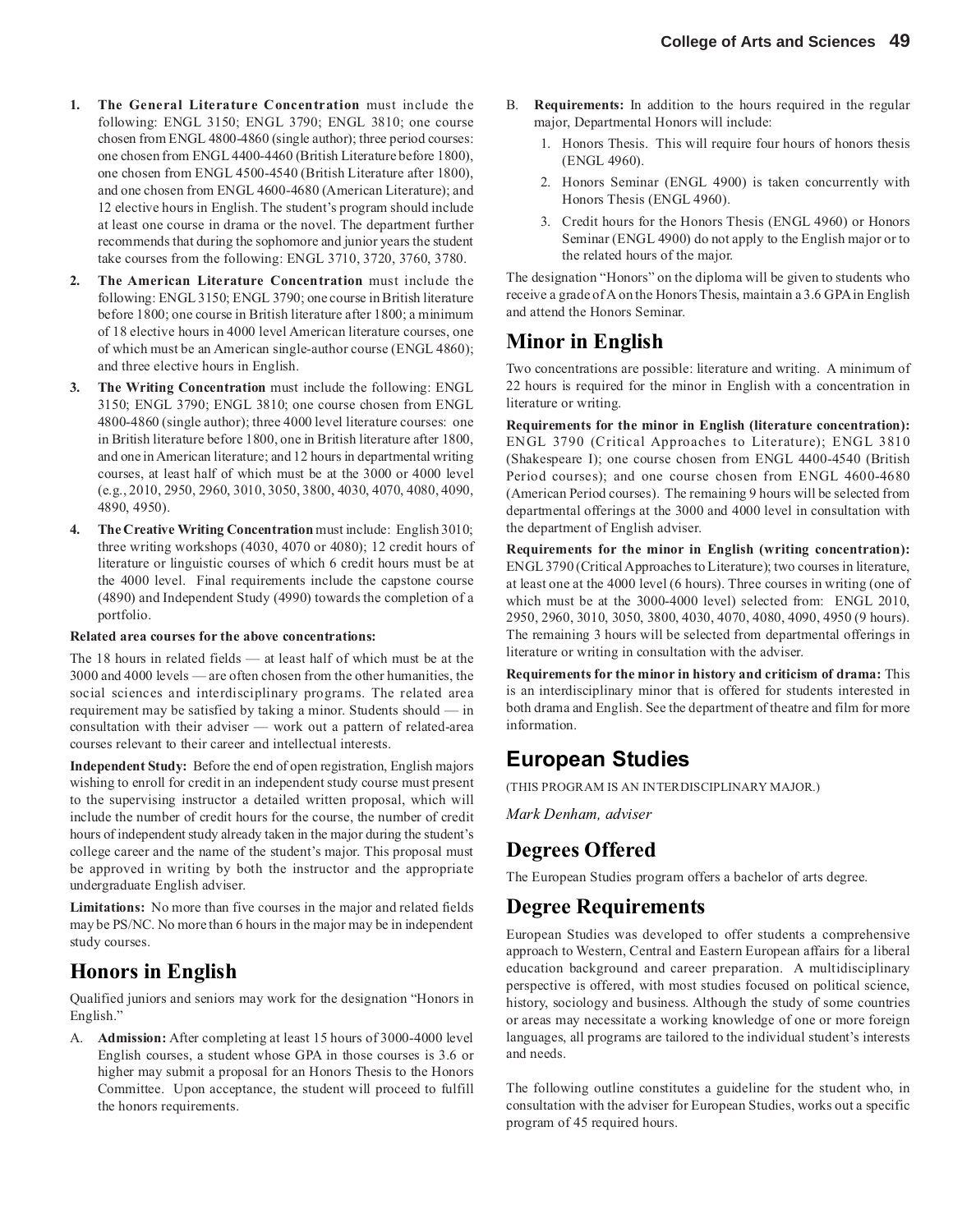1. **The General Literature Concentration** must include the following: ENGL 3150; ENGL 3790; ENGL 3810; one course chosen from ENGL 4800-4860 (single author); three period courses: one chosen from ENGL 4400-4460 (British Literature before 1800), one chosen from ENGL 4500-4540 (British Literature after 1800), and one chosen from ENGL 4600-4680 (American Literature); and 12 elective hours in English. The student's program should include at least one course in drama or the novel. The department further recommends that during the sophomore and junior years the student take courses from the following: ENGL 3710, 3720, 3760, 3780.
2. **The American Literature Concentration** must include the following: ENGL 3150; ENGL 3790; one course in British literature before 1800; one course in British literature after 1800; a minimum of 18 elective hours in 4000 level American literature courses, one of which must be an American single-author course (ENGL 4860); and three elective hours in English.
3. **The Writing Concentration** must include the following: ENGL 3150; ENGL 3790; ENGL 3810; one course chosen from ENGL 4800-4860 (single author); three 4000 level literature courses: one in British literature before 1800, one in British literature after 1800, and one in American literature; and 12 hours in departmental writing courses, at least half of which must be at the 3000 or 4000 level (e.g., 2010, 2950, 2960, 3010, 3050, 3800, 4030, 4070, 4080, 4090, 4890, 4950).
4. **The Creative Writing Concentration** must include: English 3010; three writing workshops (4030, 4070 or 4080); 12 credit hours of literature or linguistic courses of which 6 credit hours must be at the 4000 level. Final requirements include the capstone course (4890) and Independent Study (4990) towards the completion of a portfolio.

**Related area courses for the above concentrations:**

The 18 hours in related fields — at least half of which must be at the 3000 and 4000 levels — are often chosen from the other humanities, the social sciences and interdisciplinary programs. The related area requirement may be satisfied by taking a minor. Students should — in consultation with their adviser — work out a pattern of related-area courses relevant to their career and intellectual interests.

**Independent Study:** Before the end of open registration, English majors wishing to enroll for credit in an independent study course must present to the supervising instructor a detailed written proposal, which will include the number of credit hours for the course, the number of credit hours of independent study already taken in the major during the student's college career and the name of the student's major. This proposal must be approved in writing by both the instructor and the appropriate undergraduate English adviser.

**Limitations:** No more than five courses in the major and related fields may be PS/NC. No more than 6 hours in the major may be in independent study courses.

## Honors in English

Qualified juniors and seniors may work for the designation "Honors in English."

A. **Admission:** After completing at least 15 hours of 3000-4000 level English courses, a student whose GPA in those courses is 3.6 or higher may submit a proposal for an Honors Thesis to the Honors Committee. Upon acceptance, the student will proceed to fulfill the honors requirements.

B. **Requirements:** In addition to the hours required in the regular major, Departmental Honors will include:
   1. Honors Thesis. This will require four hours of honors thesis (ENGL 4960).
   2. Honors Seminar (ENGL 4900) is taken concurrently with Honors Thesis (ENGL 4960).
   3. Credit hours for the Honors Thesis (ENGL 4960) or Honors Seminar (ENGL 4900) do not apply to the English major or to the related hours of the major.

The designation "Honors" on the diploma will be given to students who receive a grade of A on the Honors Thesis, maintain a 3.6 GPA in English and attend the Honors Seminar.

## Minor in English

Two concentrations are possible: literature and writing. A minimum of 22 hours is required for the minor in English with a concentration in literature or writing.

**Requirements for the minor in English (literature concentration):** ENGL 3790 (Critical Approaches to Literature); ENGL 3810 (Shakespeare I); one course chosen from ENGL 4400-4540 (British Period courses); and one course chosen from ENGL 4600-4680 (American Period courses). The remaining 9 hours will be selected from departmental offerings at the 3000 and 4000 level in consultation with the department of English adviser.

**Requirements for the minor in English (writing concentration):** ENGL 3790 (Critical Approaches to Literature); two courses in literature, at least one at the 4000 level (6 hours). Three courses in writing (one of which must be at the 3000-4000 level) selected from: ENGL 2010, 2950, 2960, 3010, 3050, 3800, 4030, 4070, 4080, 4090, 4950 (9 hours). The remaining 3 hours will be selected from departmental offerings in literature or writing in consultation with the adviser.

**Requirements for the minor in history and criticism of drama:** This is an interdisciplinary minor that is offered for students interested in both drama and English. See the department of theatre and film for more information.

# European Studies

(THIS PROGRAM IS AN INTERDISCIPLINARY MAJOR.)

*Mark Denham, adviser*

## Degrees Offered

The European Studies program offers a bachelor of arts degree.

## Degree Requirements

European Studies was developed to offer students a comprehensive approach to Western, Central and Eastern European affairs for a liberal education background and career preparation. A multidisciplinary perspective is offered, with most studies focused on political science, history, sociology and business. Although the study of some countries or areas may necessitate a working knowledge of one or more foreign languages, all programs are tailored to the individual student's interests and needs.

The following outline constitutes a guideline for the student who, in consultation with the adviser for European Studies, works out a specific program of 45 required hours.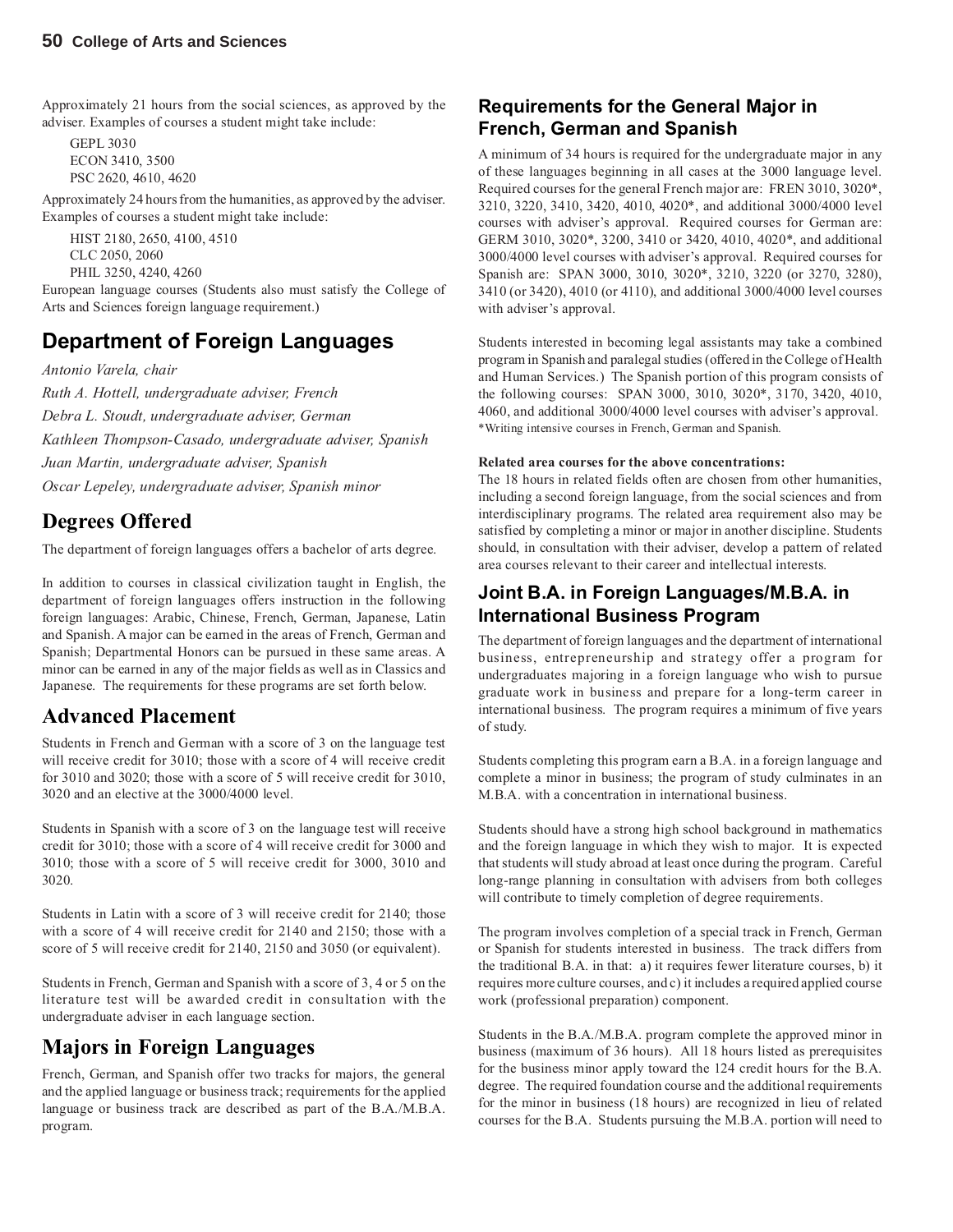Approximately 21 hours from the social sciences, as approved by the adviser. Examples of courses a student might take include:

GEPL 3030
ECON 3410, 3500
PSC 2620, 4610, 4620

Approximately 24 hours from the humanities, as approved by the adviser. Examples of courses a student might take include:

HIST 2180, 2650, 4100, 4510
CLC 2050, 2060
PHIL 3250, 4240, 4260

European language courses (Students also must satisfy the College of Arts and Sciences foreign language requirement.)

## Department of Foreign Languages

*Antonio Varela, chair*
*Ruth A. Hottell, undergraduate adviser, French*
*Debra L. Stoudt, undergraduate adviser, German*
*Kathleen Thompson-Casado, undergraduate adviser, Spanish*
*Juan Martin, undergraduate adviser, Spanish*
*Oscar Lepeley, undergraduate adviser, Spanish minor*

## Degrees Offered

The department of foreign languages offers a bachelor of arts degree.

In addition to courses in classical civilization taught in English, the department of foreign languages offers instruction in the following foreign languages: Arabic, Chinese, French, German, Japanese, Latin and Spanish. A major can be earned in the areas of French, German and Spanish; Departmental Honors can be pursued in these same areas. A minor can be earned in any of the major fields as well as in Classics and Japanese. The requirements for these programs are set forth below.

## Advanced Placement

Students in French and German with a score of 3 on the language test will receive credit for 3010; those with a score of 4 will receive credit for 3010 and 3020; those with a score of 5 will receive credit for 3010, 3020 and an elective at the 3000/4000 level.

Students in Spanish with a score of 3 on the language test will receive credit for 3010; those with a score of 4 will receive credit for 3000 and 3010; those with a score of 5 will receive credit for 3000, 3010 and 3020.

Students in Latin with a score of 3 will receive credit for 2140; those with a score of 4 will receive credit for 2140 and 2150; those with a score of 5 will receive credit for 2140, 2150 and 3050 (or equivalent).

Students in French, German and Spanish with a score of 3, 4 or 5 on the literature test will be awarded credit in consultation with the undergraduate adviser in each language section.

## Majors in Foreign Languages

French, German, and Spanish offer two tracks for majors, the general and the applied language or business track; requirements for the applied language or business track are described as part of the B.A./M.B.A. program.

### Requirements for the General Major in French, German and Spanish

A minimum of 34 hours is required for the undergraduate major in any of these languages beginning in all cases at the 3000 language level. Required courses for the general French major are: FREN 3010, 3020*, 3210, 3220, 3410, 3420, 4010, 4020*, and additional 3000/4000 level courses with adviser's approval. Required courses for German are: GERM 3010, 3020*, 3200, 3410 or 3420, 4010, 4020*, and additional 3000/4000 level courses with adviser's approval. Required courses for Spanish are: SPAN 3000, 3010, 3020*, 3210, 3220 (or 3270, 3280), 3410 (or 3420), 4010 (or 4110), and additional 3000/4000 level courses with adviser's approval.

Students interested in becoming legal assistants may take a combined program in Spanish and paralegal studies (offered in the College of Health and Human Services.) The Spanish portion of this program consists of the following courses: SPAN 3000, 3010, 3020*, 3170, 3420, 4010, 4060, and additional 3000/4000 level courses with adviser's approval.

*Writing intensive courses in French, German and Spanish.

**Related area courses for the above concentrations:**

The 18 hours in related fields often are chosen from other humanities, including a second foreign language, from the social sciences and from interdisciplinary programs. The related area requirement also may be satisfied by completing a minor or major in another discipline. Students should, in consultation with their adviser, develop a pattern of related area courses relevant to their career and intellectual interests.

### Joint B.A. in Foreign Languages/M.B.A. in International Business Program

The department of foreign languages and the department of international business, entrepreneurship and strategy offer a program for undergraduates majoring in a foreign language who wish to pursue graduate work in business and prepare for a long-term career in international business. The program requires a minimum of five years of study.

Students completing this program earn a B.A. in a foreign language and complete a minor in business; the program of study culminates in an M.B.A. with a concentration in international business.

Students should have a strong high school background in mathematics and the foreign language in which they wish to major. It is expected that students will study abroad at least once during the program. Careful long-range planning in consultation with advisers from both colleges will contribute to timely completion of degree requirements.

The program involves completion of a special track in French, German or Spanish for students interested in business. The track differs from the traditional B.A. in that: a) it requires fewer literature courses, b) it requires more culture courses, and c) it includes a required applied course work (professional preparation) component.

Students in the B.A./M.B.A. program complete the approved minor in business (maximum of 36 hours). All 18 hours listed as prerequisites for the business minor apply toward the 124 credit hours for the B.A. degree. The required foundation course and the additional requirements for the minor in business (18 hours) are recognized in lieu of related courses for the B.A. Students pursuing the M.B.A. portion will need to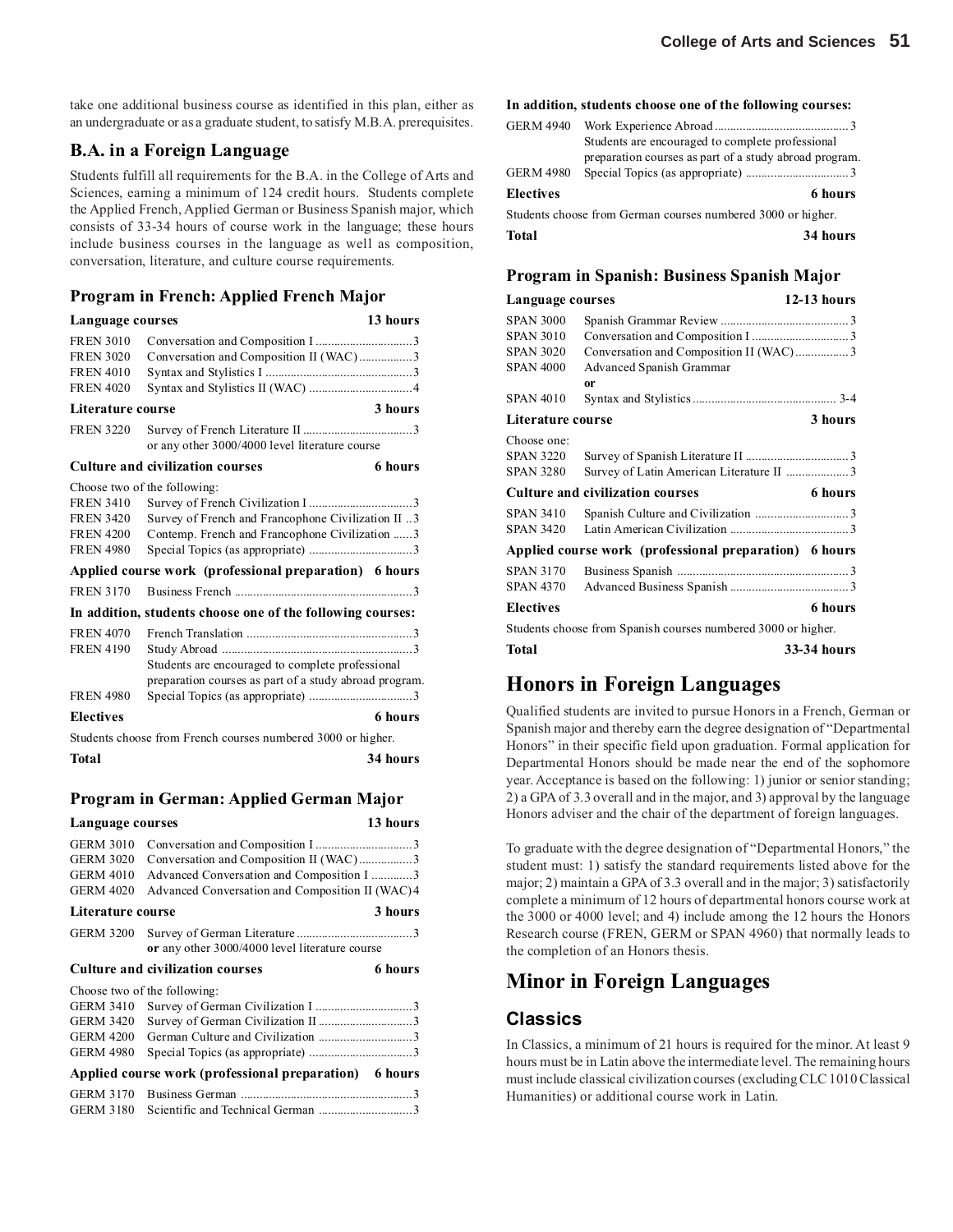take one additional business course as identified in this plan, either as an undergraduate or as a graduate student, to satisfy M.B.A. prerequisites.

## B.A. in a Foreign Language

Students fulfill all requirements for the B.A. in the College of Arts and Sciences, earning a minimum of 124 credit hours. Students complete the Applied French, Applied German or Business Spanish major, which consists of 33-34 hours of course work in the language; these hours include business courses in the language as well as composition, conversation, literature, and culture course requirements.

### Program in French: Applied French Major

**Language courses — 13 hours**

| | | |
|---|---|---|
| FREN 3010 | Conversation and Composition I | 3 |
| FREN 3020 | Conversation and Composition II (WAC) | 3 |
| FREN 4010 | Syntax and Stylistics I | 3 |
| FREN 4020 | Syntax and Stylistics II (WAC) | 4 |

**Literature course — 3 hours**

| | | |
|---|---|---|
| FREN 3220 | Survey of French Literature II<br>or any other 3000/4000 level literature course | 3 |

**Culture and civilization courses — 6 hours**

Choose two of the following:

| | | |
|---|---|---|
| FREN 3410 | Survey of French Civilization I | 3 |
| FREN 3420 | Survey of French and Francophone Civilization II | 3 |
| FREN 4200 | Contemp. French and Francophone Civilization | 3 |
| FREN 4980 | Special Topics (as appropriate) | 3 |

**Applied course work (professional preparation) — 6 hours**

| | | |
|---|---|---|
| FREN 3170 | Business French | 3 |

**In addition, students choose one of the following courses:**

| | | |
|---|---|---|
| FREN 4070 | French Translation | 3 |
| FREN 4190 | Study Abroad<br>Students are encouraged to complete professional preparation courses as part of a study abroad program. | 3 |
| FREN 4980 | Special Topics (as appropriate) | 3 |

**Electives — 6 hours**

Students choose from French courses numbered 3000 or higher.

**Total — 34 hours**

### Program in German: Applied German Major

**Language courses — 13 hours**

| | | |
|---|---|---|
| GERM 3010 | Conversation and Composition I | 3 |
| GERM 3020 | Conversation and Composition II (WAC) | 3 |
| GERM 4010 | Advanced Conversation and Composition I | 3 |
| GERM 4020 | Advanced Conversation and Composition II (WAC) | 4 |

**Literature course — 3 hours**

| | | |
|---|---|---|
| GERM 3200 | Survey of German Literature<br>**or** any other 3000/4000 level literature course | 3 |

**Culture and civilization courses — 6 hours**

Choose two of the following:

| | | |
|---|---|---|
| GERM 3410 | Survey of German Civilization I | 3 |
| GERM 3420 | Survey of German Civilization II | 3 |
| GERM 4200 | German Culture and Civilization | 3 |
| GERM 4980 | Special Topics (as appropriate) | 3 |

**Applied course work (professional preparation) — 6 hours**

| | | |
|---|---|---|
| GERM 3170 | Business German | 3 |
| GERM 3180 | Scientific and Technical German | 3 |

**In addition, students choose one of the following courses:**

| | | |
|---|---|---|
| GERM 4940 | Work Experience Abroad<br>Students are encouraged to complete professional preparation courses as part of a study abroad program. | 3 |
| GERM 4980 | Special Topics (as appropriate) | 3 |

**Electives — 6 hours**

Students choose from German courses numbered 3000 or higher.

**Total — 34 hours**

### Program in Spanish: Business Spanish Major

**Language courses — 12-13 hours**

| | | |
|---|---|---|
| SPAN 3000 | Spanish Grammar Review | 3 |
| SPAN 3010 | Conversation and Composition I | 3 |
| SPAN 3020 | Conversation and Composition II (WAC) | 3 |
| SPAN 4000 | Advanced Spanish Grammar<br>**or** | |
| SPAN 4010 | Syntax and Stylistics | 3-4 |

**Literature course — 3 hours**

Choose one:

| | | |
|---|---|---|
| SPAN 3220 | Survey of Spanish Literature II | 3 |
| SPAN 3280 | Survey of Latin American Literature II | 3 |

**Culture and civilization courses — 6 hours**

| | | |
|---|---|---|
| SPAN 3410 | Spanish Culture and Civilization | 3 |
| SPAN 3420 | Latin American Civilization | 3 |

**Applied course work (professional preparation) — 6 hours**

| | | |
|---|---|---|
| SPAN 3170 | Business Spanish | 3 |
| SPAN 4370 | Advanced Business Spanish | 3 |

**Electives — 6 hours**

Students choose from Spanish courses numbered 3000 or higher.

**Total — 33-34 hours**

## Honors in Foreign Languages

Qualified students are invited to pursue Honors in a French, German or Spanish major and thereby earn the degree designation of "Departmental Honors" in their specific field upon graduation. Formal application for Departmental Honors should be made near the end of the sophomore year. Acceptance is based on the following: 1) junior or senior standing; 2) a GPA of 3.3 overall and in the major, and 3) approval by the language Honors adviser and the chair of the department of foreign languages.

To graduate with the degree designation of "Departmental Honors," the student must: 1) satisfy the standard requirements listed above for the major; 2) maintain a GPA of 3.3 overall and in the major; 3) satisfactorily complete a minimum of 12 hours of departmental honors course work at the 3000 or 4000 level; and 4) include among the 12 hours the Honors Research course (FREN, GERM or SPAN 4960) that normally leads to the completion of an Honors thesis.

## Minor in Foreign Languages

### Classics

In Classics, a minimum of 21 hours is required for the minor. At least 9 hours must be in Latin above the intermediate level. The remaining hours must include classical civilization courses (excluding CLC 1010 Classical Humanities) or additional course work in Latin.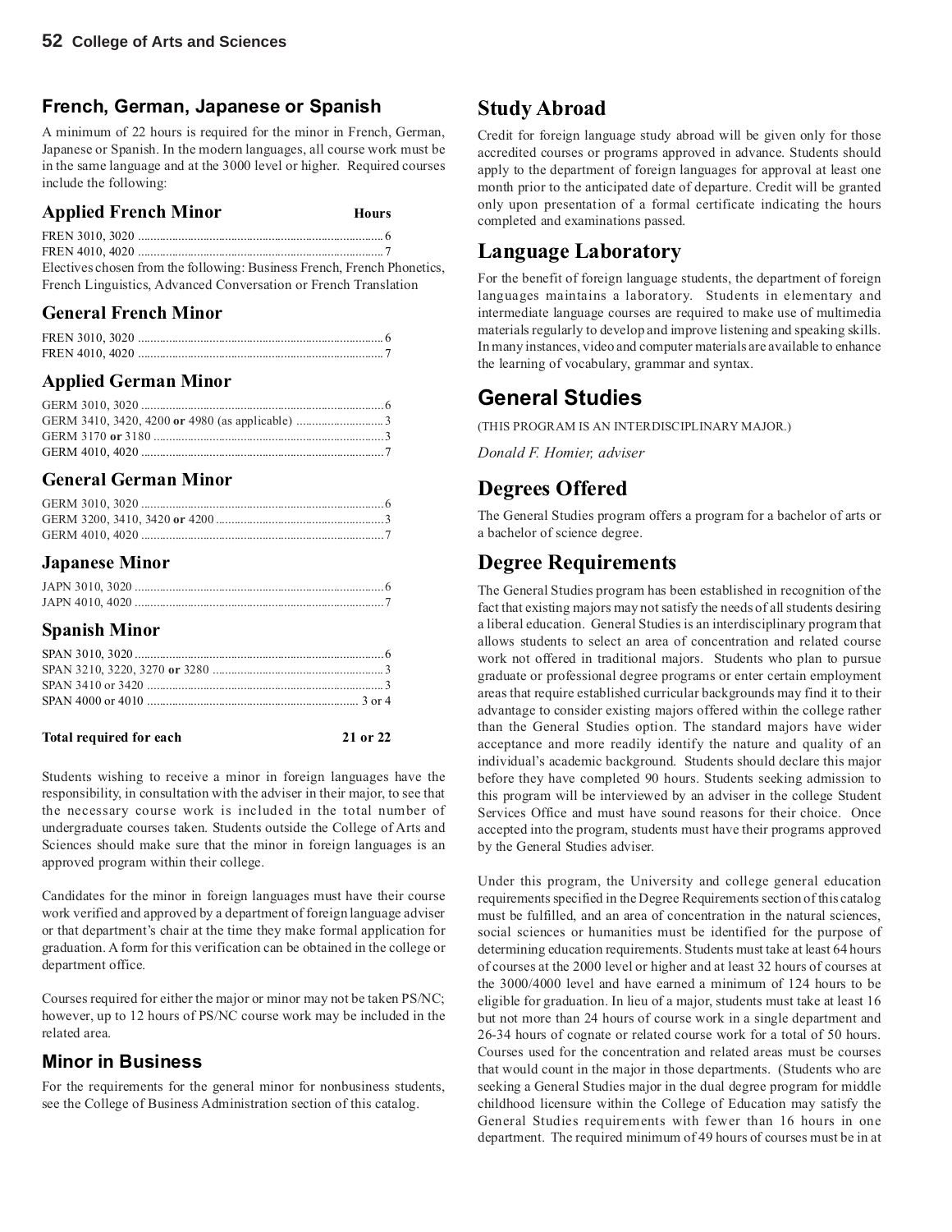## French, German, Japanese or Spanish

A minimum of 22 hours is required for the minor in French, German, Japanese or Spanish. In the modern languages, all course work must be in the same language and at the 3000 level or higher. Required courses include the following:

### Applied French Minor

| Course | Hours |
|---|---|
| FREN 3010, 3020 | 6 |
| FREN 4010, 4020 | 7 |

Electives chosen from the following: Business French, French Phonetics, French Linguistics, Advanced Conversation or French Translation

### General French Minor

| Course | Hours |
|---|---|
| FREN 3010, 3020 | 6 |
| FREN 4010, 4020 | 7 |

### Applied German Minor

| Course | Hours |
|---|---|
| GERM 3010, 3020 | 6 |
| GERM 3410, 3420, 4200 **or** 4980 (as applicable) | 3 |
| GERM 3170 **or** 3180 | 3 |
| GERM 4010, 4020 | 7 |

### General German Minor

| Course | Hours |
|---|---|
| GERM 3010, 3020 | 6 |
| GERM 3200, 3410, 3420 **or** 4200 | 3 |
| GERM 4010, 4020 | 7 |

### Japanese Minor

| Course | Hours |
|---|---|
| JAPN 3010, 3020 | 6 |
| JAPN 4010, 4020 | 7 |

### Spanish Minor

| Course | Hours |
|---|---|
| SPAN 3010, 3020 | 6 |
| SPAN 3210, 3220, 3270 **or** 3280 | 3 |
| SPAN 3410 or 3420 | 3 |
| SPAN 4000 or 4010 | 3 or 4 |

**Total required for each** **21 or 22**

Students wishing to receive a minor in foreign languages have the responsibility, in consultation with the adviser in their major, to see that the necessary course work is included in the total number of undergraduate courses taken. Students outside the College of Arts and Sciences should make sure that the minor in foreign languages is an approved program within their college.

Candidates for the minor in foreign languages must have their course work verified and approved by a department of foreign language adviser or that department's chair at the time they make formal application for graduation. A form for this verification can be obtained in the college or department office.

Courses required for either the major or minor may not be taken PS/NC; however, up to 12 hours of PS/NC course work may be included in the related area.

## Minor in Business

For the requirements for the general minor for nonbusiness students, see the College of Business Administration section of this catalog.

## Study Abroad

Credit for foreign language study abroad will be given only for those accredited courses or programs approved in advance. Students should apply to the department of foreign languages for approval at least one month prior to the anticipated date of departure. Credit will be granted only upon presentation of a formal certificate indicating the hours completed and examinations passed.

## Language Laboratory

For the benefit of foreign language students, the department of foreign languages maintains a laboratory. Students in elementary and intermediate language courses are required to make use of multimedia materials regularly to develop and improve listening and speaking skills. In many instances, video and computer materials are available to enhance the learning of vocabulary, grammar and syntax.

# General Studies

(THIS PROGRAM IS AN INTERDISCIPLINARY MAJOR.)

*Donald F. Homier, adviser*

## Degrees Offered

The General Studies program offers a program for a bachelor of arts or a bachelor of science degree.

## Degree Requirements

The General Studies program has been established in recognition of the fact that existing majors may not satisfy the needs of all students desiring a liberal education. General Studies is an interdisciplinary program that allows students to select an area of concentration and related course work not offered in traditional majors. Students who plan to pursue graduate or professional degree programs or enter certain employment areas that require established curricular backgrounds may find it to their advantage to consider existing majors offered within the college rather than the General Studies option. The standard majors have wider acceptance and more readily identify the nature and quality of an individual's academic background. Students should declare this major before they have completed 90 hours. Students seeking admission to this program will be interviewed by an adviser in the college Student Services Office and must have sound reasons for their choice. Once accepted into the program, students must have their programs approved by the General Studies adviser.

Under this program, the University and college general education requirements specified in the Degree Requirements section of this catalog must be fulfilled, and an area of concentration in the natural sciences, social sciences or humanities must be identified for the purpose of determining education requirements. Students must take at least 64 hours of courses at the 2000 level or higher and at least 32 hours of courses at the 3000/4000 level and have earned a minimum of 124 hours to be eligible for graduation. In lieu of a major, students must take at least 16 but not more than 24 hours of course work in a single department and 26-34 hours of cognate or related course work for a total of 50 hours. Courses used for the concentration and related areas must be courses that would count in the major in those departments. (Students who are seeking a General Studies major in the dual degree program for middle childhood licensure within the College of Education may satisfy the General Studies requirements with fewer than 16 hours in one department. The required minimum of 49 hours of courses must be in at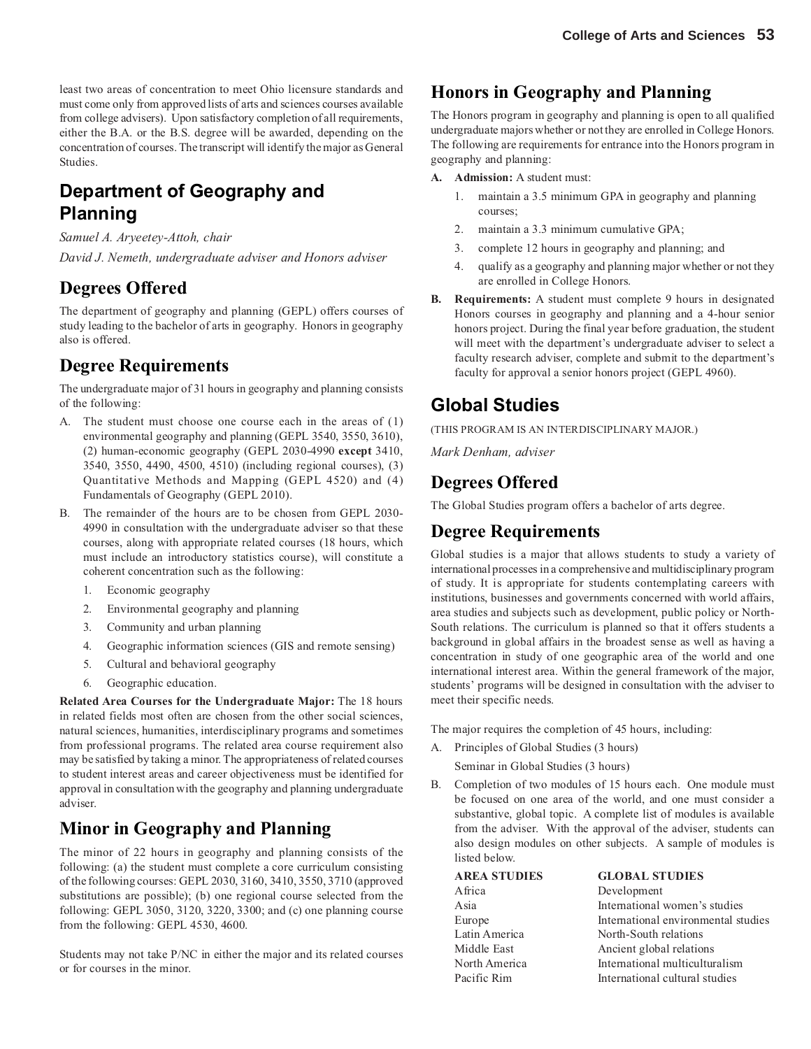least two areas of concentration to meet Ohio licensure standards and must come only from approved lists of arts and sciences courses available from college advisers). Upon satisfactory completion of all requirements, either the B.A. or the B.S. degree will be awarded, depending on the concentration of courses. The transcript will identify the major as General Studies.

# Department of Geography and Planning

*Samuel A. Aryeetey-Attoh, chair*

*David J. Nemeth, undergraduate adviser and Honors adviser*

## Degrees Offered

The department of geography and planning (GEPL) offers courses of study leading to the bachelor of arts in geography. Honors in geography also is offered.

## Degree Requirements

The undergraduate major of 31 hours in geography and planning consists of the following:

A. The student must choose one course each in the areas of (1) environmental geography and planning (GEPL 3540, 3550, 3610), (2) human-economic geography (GEPL 2030-4990 **except** 3410, 3540, 3550, 4490, 4500, 4510) (including regional courses), (3) Quantitative Methods and Mapping (GEPL 4520) and (4) Fundamentals of Geography (GEPL 2010).

B. The remainder of the hours are to be chosen from GEPL 2030-4990 in consultation with the undergraduate adviser so that these courses, along with appropriate related courses (18 hours, which must include an introductory statistics course), will constitute a coherent concentration such as the following:

   1. Economic geography
   2. Environmental geography and planning
   3. Community and urban planning
   4. Geographic information sciences (GIS and remote sensing)
   5. Cultural and behavioral geography
   6. Geographic education.

**Related Area Courses for the Undergraduate Major:** The 18 hours in related fields most often are chosen from the other social sciences, natural sciences, humanities, interdisciplinary programs and sometimes from professional programs. The related area course requirement also may be satisfied by taking a minor. The appropriateness of related courses to student interest areas and career objectiveness must be identified for approval in consultation with the geography and planning undergraduate adviser.

## Minor in Geography and Planning

The minor of 22 hours in geography and planning consists of the following: (a) the student must complete a core curriculum consisting of the following courses: GEPL 2030, 3160, 3410, 3550, 3710 (approved substitutions are possible); (b) one regional course selected from the following: GEPL 3050, 3120, 3220, 3300; and (c) one planning course from the following: GEPL 4530, 4600.

Students may not take P/NC in either the major and its related courses or for courses in the minor.

## Honors in Geography and Planning

The Honors program in geography and planning is open to all qualified undergraduate majors whether or not they are enrolled in College Honors. The following are requirements for entrance into the Honors program in geography and planning:

A. **Admission:** A student must:

   1. maintain a 3.5 minimum GPA in geography and planning courses;
   2. maintain a 3.3 minimum cumulative GPA;
   3. complete 12 hours in geography and planning; and
   4. qualify as a geography and planning major whether or not they are enrolled in College Honors.

B. **Requirements:** A student must complete 9 hours in designated Honors courses in geography and planning and a 4-hour senior honors project. During the final year before graduation, the student will meet with the department's undergraduate adviser to select a faculty research adviser, complete and submit to the department's faculty for approval a senior honors project (GEPL 4960).

# Global Studies

(THIS PROGRAM IS AN INTERDISCIPLINARY MAJOR.)

*Mark Denham, adviser*

## Degrees Offered

The Global Studies program offers a bachelor of arts degree.

## Degree Requirements

Global studies is a major that allows students to study a variety of international processes in a comprehensive and multidisciplinary program of study. It is appropriate for students contemplating careers with institutions, businesses and governments concerned with world affairs, area studies and subjects such as development, public policy or North-South relations. The curriculum is planned so that it offers students a background in global affairs in the broadest sense as well as having a concentration in study of one geographic area of the world and one international interest area. Within the general framework of the major, students' programs will be designed in consultation with the adviser to meet their specific needs.

The major requires the completion of 45 hours, including:

A. Principles of Global Studies (3 hours)
   Seminar in Global Studies (3 hours)

B. Completion of two modules of 15 hours each. One module must be focused on one area of the world, and one must consider a substantive, global topic. A complete list of modules is available from the adviser. With the approval of the adviser, students can also design modules on other subjects. A sample of modules is listed below.

| AREA STUDIES | GLOBAL STUDIES |
|---|---|
| Africa | Development |
| Asia | International women's studies |
| Europe | International environmental studies |
| Latin America | North-South relations |
| Middle East | Ancient global relations |
| North America | International multiculturalism |
| Pacific Rim | International cultural studies |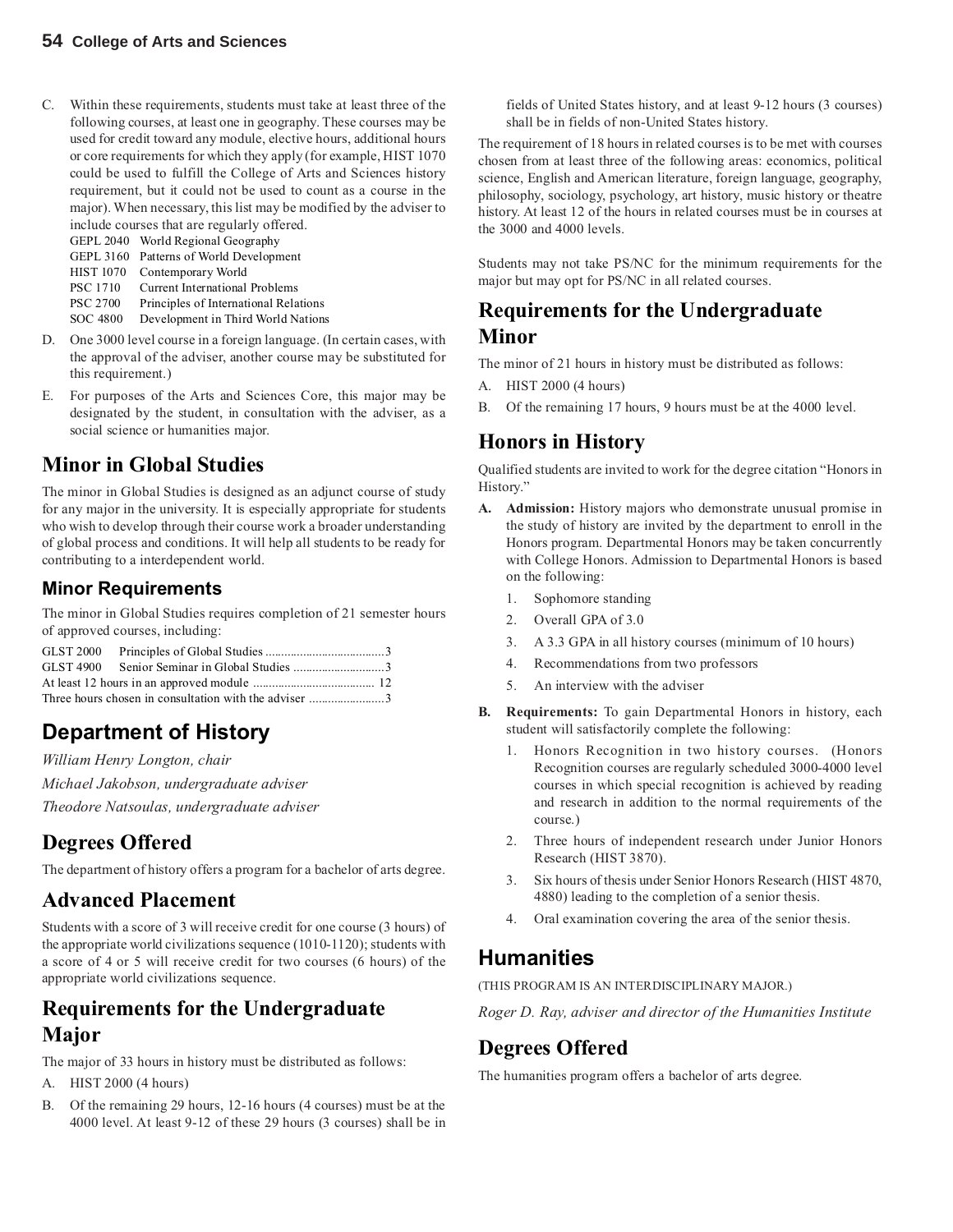C. Within these requirements, students must take at least three of the following courses, at least one in geography. These courses may be used for credit toward any module, elective hours, additional hours or core requirements for which they apply (for example, HIST 1070 could be used to fulfill the College of Arts and Sciences history requirement, but it could not be used to count as a course in the major). When necessary, this list may be modified by the adviser to include courses that are regularly offered.

| | |
|---|---|
| GEPL 2040 | World Regional Geography |
| GEPL 3160 | Patterns of World Development |
| HIST 1070 | Contemporary World |
| PSC 1710 | Current International Problems |
| PSC 2700 | Principles of International Relations |
| SOC 4800 | Development in Third World Nations |

D. One 3000 level course in a foreign language. (In certain cases, with the approval of the adviser, another course may be substituted for this requirement.)

E. For purposes of the Arts and Sciences Core, this major may be designated by the student, in consultation with the adviser, as a social science or humanities major.

## Minor in Global Studies

The minor in Global Studies is designed as an adjunct course of study for any major in the university. It is especially appropriate for students who wish to develop through their course work a broader understanding of global process and conditions. It will help all students to be ready for contributing to a interdependent world.

### Minor Requirements

The minor in Global Studies requires completion of 21 semester hours of approved courses, including:

| | | |
|---|---|---|
| GLST 2000 | Principles of Global Studies | 3 |
| GLST 4900 | Senior Seminar in Global Studies | 3 |
| At least 12 hours in an approved module | | 12 |
| Three hours chosen in consultation with the adviser | | 3 |

# Department of History

*William Henry Longton, chair*

*Michael Jakobson, undergraduate adviser*

*Theodore Natsoulas, undergraduate adviser*

## Degrees Offered

The department of history offers a program for a bachelor of arts degree.

## Advanced Placement

Students with a score of 3 will receive credit for one course (3 hours) of the appropriate world civilizations sequence (1010-1120); students with a score of 4 or 5 will receive credit for two courses (6 hours) of the appropriate world civilizations sequence.

## Requirements for the Undergraduate Major

The major of 33 hours in history must be distributed as follows:

A. HIST 2000 (4 hours)

B. Of the remaining 29 hours, 12-16 hours (4 courses) must be at the 4000 level. At least 9-12 of these 29 hours (3 courses) shall be in fields of United States history, and at least 9-12 hours (3 courses) shall be in fields of non-United States history.

The requirement of 18 hours in related courses is to be met with courses chosen from at least three of the following areas: economics, political science, English and American literature, foreign language, geography, philosophy, sociology, psychology, art history, music history or theatre history. At least 12 of the hours in related courses must be in courses at the 3000 and 4000 levels.

Students may not take PS/NC for the minimum requirements for the major but may opt for PS/NC in all related courses.

## Requirements for the Undergraduate Minor

The minor of 21 hours in history must be distributed as follows:

A. HIST 2000 (4 hours)

B. Of the remaining 17 hours, 9 hours must be at the 4000 level.

## Honors in History

Qualified students are invited to work for the degree citation "Honors in History."

**A. Admission:** History majors who demonstrate unusual promise in the study of history are invited by the department to enroll in the Honors program. Departmental Honors may be taken concurrently with College Honors. Admission to Departmental Honors is based on the following:

1. Sophomore standing
2. Overall GPA of 3.0
3. A 3.3 GPA in all history courses (minimum of 10 hours)
4. Recommendations from two professors
5. An interview with the adviser

**B. Requirements:** To gain Departmental Honors in history, each student will satisfactorily complete the following:

1. Honors Recognition in two history courses. (Honors Recognition courses are regularly scheduled 3000-4000 level courses in which special recognition is achieved by reading and research in addition to the normal requirements of the course.)
2. Three hours of independent research under Junior Honors Research (HIST 3870).
3. Six hours of thesis under Senior Honors Research (HIST 4870, 4880) leading to the completion of a senior thesis.
4. Oral examination covering the area of the senior thesis.

# Humanities

(THIS PROGRAM IS AN INTERDISCIPLINARY MAJOR.)

*Roger D. Ray, adviser and director of the Humanities Institute*

## Degrees Offered

The humanities program offers a bachelor of arts degree.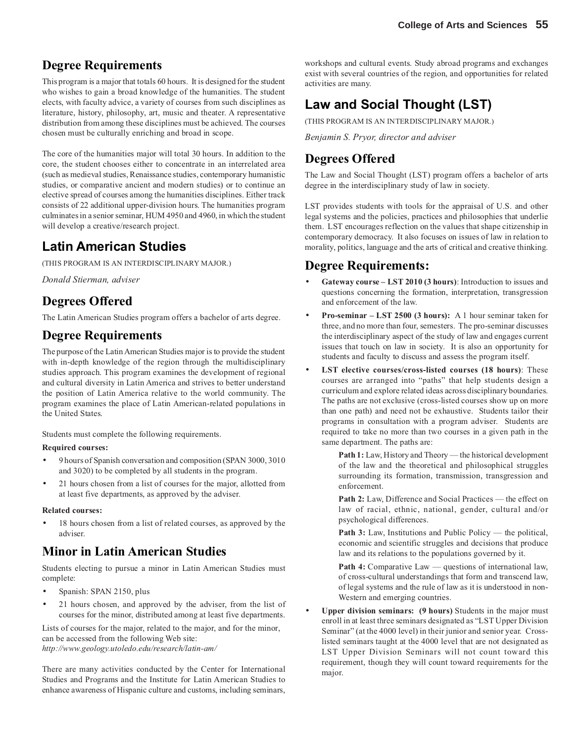## Degree Requirements

This program is a major that totals 60 hours. It is designed for the student who wishes to gain a broad knowledge of the humanities. The student elects, with faculty advice, a variety of courses from such disciplines as literature, history, philosophy, art, music and theater. A representative distribution from among these disciplines must be achieved. The courses chosen must be culturally enriching and broad in scope.

The core of the humanities major will total 30 hours. In addition to the core, the student chooses either to concentrate in an interrelated area (such as medieval studies, Renaissance studies, contemporary humanistic studies, or comparative ancient and modern studies) or to continue an elective spread of courses among the humanities disciplines. Either track consists of 22 additional upper-division hours. The humanities program culminates in a senior seminar, HUM 4950 and 4960, in which the student will develop a creative/research project.

# Latin American Studies

(THIS PROGRAM IS AN INTERDISCIPLINARY MAJOR.)

*Donald Stierman, adviser*

## Degrees Offered

The Latin American Studies program offers a bachelor of arts degree.

## Degree Requirements

The purpose of the Latin American Studies major is to provide the student with in-depth knowledge of the region through the multidisciplinary studies approach. This program examines the development of regional and cultural diversity in Latin America and strives to better understand the position of Latin America relative to the world community. The program examines the place of Latin American-related populations in the United States.

Students must complete the following requirements.

**Required courses:**

- 9 hours of Spanish conversation and composition (SPAN 3000, 3010 and 3020) to be completed by all students in the program.
- 21 hours chosen from a list of courses for the major, allotted from at least five departments, as approved by the adviser.

**Related courses:**

- 18 hours chosen from a list of related courses, as approved by the adviser.

## Minor in Latin American Studies

Students electing to pursue a minor in Latin American Studies must complete:

- Spanish: SPAN 2150, plus
- 21 hours chosen, and approved by the adviser, from the list of courses for the minor, distributed among at least five departments.

Lists of courses for the major, related to the major, and for the minor, can be accessed from the following Web site:
*http://www.geology.utoledo.edu/research/latin-am/*

There are many activities conducted by the Center for International Studies and Programs and the Institute for Latin American Studies to enhance awareness of Hispanic culture and customs, including seminars, workshops and cultural events. Study abroad programs and exchanges exist with several countries of the region, and opportunities for related activities are many.

# Law and Social Thought (LST)

(THIS PROGRAM IS AN INTERDISCIPLINARY MAJOR.)

*Benjamin S. Pryor, director and adviser*

## Degrees Offered

The Law and Social Thought (LST) program offers a bachelor of arts degree in the interdisciplinary study of law in society.

LST provides students with tools for the appraisal of U.S. and other legal systems and the policies, practices and philosophies that underlie them. LST encourages reflection on the values that shape citizenship in contemporary democracy. It also focuses on issues of law in relation to morality, politics, language and the arts of critical and creative thinking.

## Degree Requirements:

- **Gateway course – LST 2010 (3 hours)**: Introduction to issues and questions concerning the formation, interpretation, transgression and enforcement of the law.
- **Pro-seminar – LST 2500 (3 hours):** A 1 hour seminar taken for three, and no more than four, semesters. The pro-seminar discusses the interdisciplinary aspect of the study of law and engages current issues that touch on law in society. It is also an opportunity for students and faculty to discuss and assess the program itself.
- **LST elective courses/cross-listed courses (18 hours)**: These courses are arranged into "paths" that help students design a curriculum and explore related ideas across disciplinary boundaries. The paths are not exclusive (cross-listed courses show up on more than one path) and need not be exhaustive. Students tailor their programs in consultation with a program adviser. Students are required to take no more than two courses in a given path in the same department. The paths are:

  **Path 1:** Law, History and Theory — the historical development of the law and the theoretical and philosophical struggles surrounding its formation, transmission, transgression and enforcement.

  **Path 2:** Law, Difference and Social Practices — the effect on law of racial, ethnic, national, gender, cultural and/or psychological differences.

  **Path 3:** Law, Institutions and Public Policy — the political, economic and scientific struggles and decisions that produce law and its relations to the populations governed by it.

  **Path 4:** Comparative Law — questions of international law, of cross-cultural understandings that form and transcend law, of legal systems and the rule of law as it is understood in non-Western and emerging countries.

- **Upper division seminars: (9 hours)** Students in the major must enroll in at least three seminars designated as "LST Upper Division Seminar" (at the 4000 level) in their junior and senior year. Cross-listed seminars taught at the 4000 level that are not designated as LST Upper Division Seminars will not count toward this requirement, though they will count toward requirements for the major.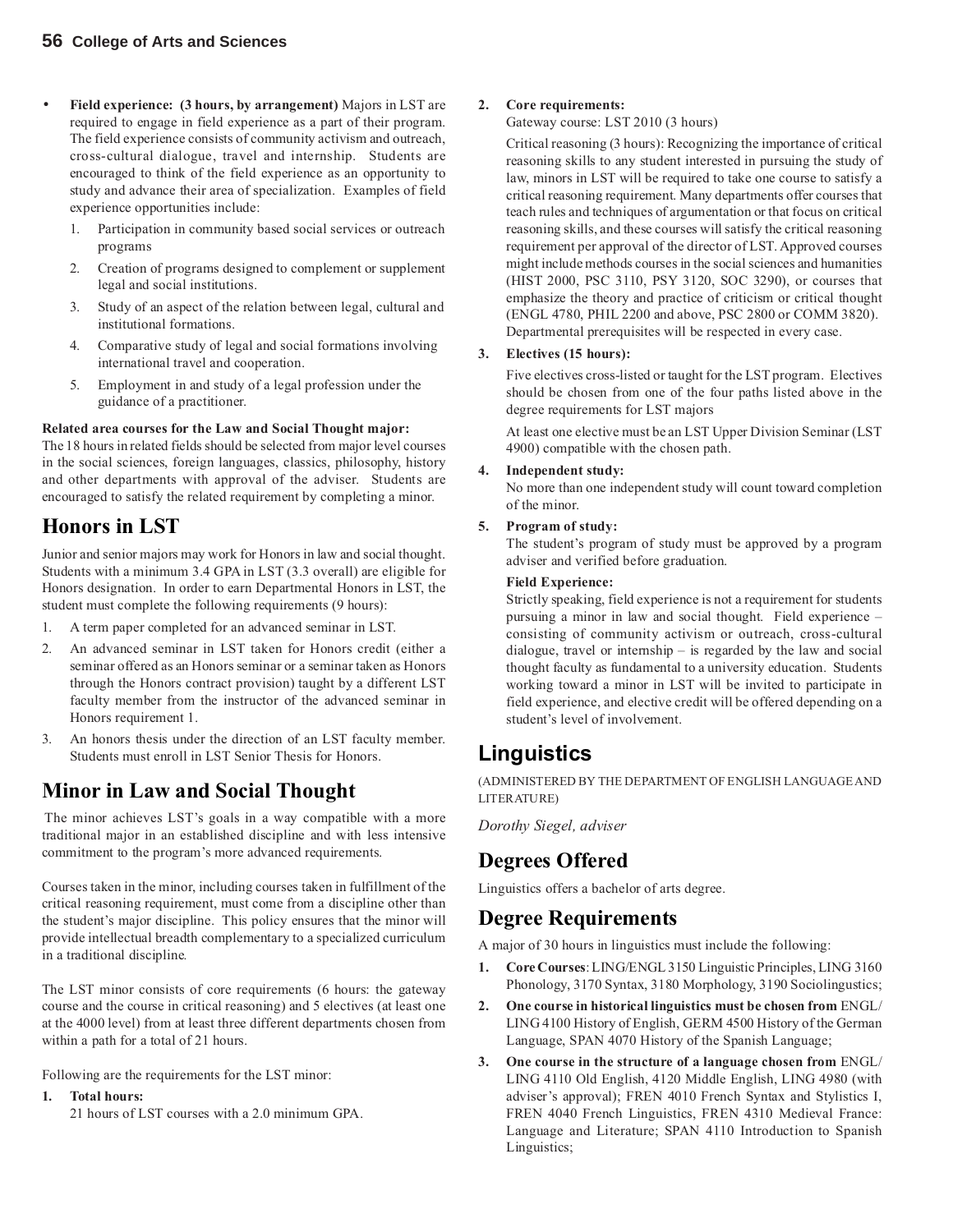- **Field experience: (3 hours, by arrangement)** Majors in LST are required to engage in field experience as a part of their program. The field experience consists of community activism and outreach, cross-cultural dialogue, travel and internship. Students are encouraged to think of the field experience as an opportunity to study and advance their area of specialization. Examples of field experience opportunities include:
  1. Participation in community based social services or outreach programs
  2. Creation of programs designed to complement or supplement legal and social institutions.
  3. Study of an aspect of the relation between legal, cultural and institutional formations.
  4. Comparative study of legal and social formations involving international travel and cooperation.
  5. Employment in and study of a legal profession under the guidance of a practitioner.

**Related area courses for the Law and Social Thought major:**
The 18 hours in related fields should be selected from major level courses in the social sciences, foreign languages, classics, philosophy, history and other departments with approval of the adviser. Students are encouraged to satisfy the related requirement by completing a minor.

## Honors in LST

Junior and senior majors may work for Honors in law and social thought. Students with a minimum 3.4 GPA in LST (3.3 overall) are eligible for Honors designation. In order to earn Departmental Honors in LST, the student must complete the following requirements (9 hours):

1. A term paper completed for an advanced seminar in LST.
2. An advanced seminar in LST taken for Honors credit (either a seminar offered as an Honors seminar or a seminar taken as Honors through the Honors contract provision) taught by a different LST faculty member from the instructor of the advanced seminar in Honors requirement 1.
3. An honors thesis under the direction of an LST faculty member. Students must enroll in LST Senior Thesis for Honors.

## Minor in Law and Social Thought

The minor achieves LST's goals in a way compatible with a more traditional major in an established discipline and with less intensive commitment to the program's more advanced requirements.

Courses taken in the minor, including courses taken in fulfillment of the critical reasoning requirement, must come from a discipline other than the student's major discipline. This policy ensures that the minor will provide intellectual breadth complementary to a specialized curriculum in a traditional discipline.

The LST minor consists of core requirements (6 hours: the gateway course and the course in critical reasoning) and 5 electives (at least one at the 4000 level) from at least three different departments chosen from within a path for a total of 21 hours.

Following are the requirements for the LST minor:

1. **Total hours:**
   21 hours of LST courses with a 2.0 minimum GPA.
2. **Core requirements:**
   Gateway course: LST 2010 (3 hours)

   Critical reasoning (3 hours): Recognizing the importance of critical reasoning skills to any student interested in pursuing the study of law, minors in LST will be required to take one course to satisfy a critical reasoning requirement. Many departments offer courses that teach rules and techniques of argumentation or that focus on critical reasoning skills, and these courses will satisfy the critical reasoning requirement per approval of the director of LST. Approved courses might include methods courses in the social sciences and humanities (HIST 2000, PSC 3110, PSY 3120, SOC 3290), or courses that emphasize the theory and practice of criticism or critical thought (ENGL 4780, PHIL 2200 and above, PSC 2800 or COMM 3820). Departmental prerequisites will be respected in every case.
3. **Electives (15 hours):**
   Five electives cross-listed or taught for the LST program. Electives should be chosen from one of the four paths listed above in the degree requirements for LST majors

   At least one elective must be an LST Upper Division Seminar (LST 4900) compatible with the chosen path.
4. **Independent study:**
   No more than one independent study will count toward completion of the minor.
5. **Program of study:**
   The student's program of study must be approved by a program adviser and verified before graduation.

   **Field Experience:**
   Strictly speaking, field experience is not a requirement for students pursuing a minor in law and social thought. Field experience – consisting of community activism or outreach, cross-cultural dialogue, travel or internship – is regarded by the law and social thought faculty as fundamental to a university education. Students working toward a minor in LST will be invited to participate in field experience, and elective credit will be offered depending on a student's level of involvement.

# Linguistics

(ADMINISTERED BY THE DEPARTMENT OF ENGLISH LANGUAGE AND LITERATURE)

*Dorothy Siegel, adviser*

## Degrees Offered

Linguistics offers a bachelor of arts degree.

## Degree Requirements

A major of 30 hours in linguistics must include the following:

1. **Core Courses**: LING/ENGL 3150 Linguistic Principles, LING 3160 Phonology, 3170 Syntax, 3180 Morphology, 3190 Sociolinguistics;
2. **One course in historical linguistics must be chosen from** ENGL/LING 4100 History of English, GERM 4500 History of the German Language, SPAN 4070 History of the Spanish Language;
3. **One course in the structure of a language chosen from** ENGL/LING 4110 Old English, 4120 Middle English, LING 4980 (with adviser's approval); FREN 4010 French Syntax and Stylistics I, FREN 4040 French Linguistics, FREN 4310 Medieval France: Language and Literature; SPAN 4110 Introduction to Spanish Linguistics;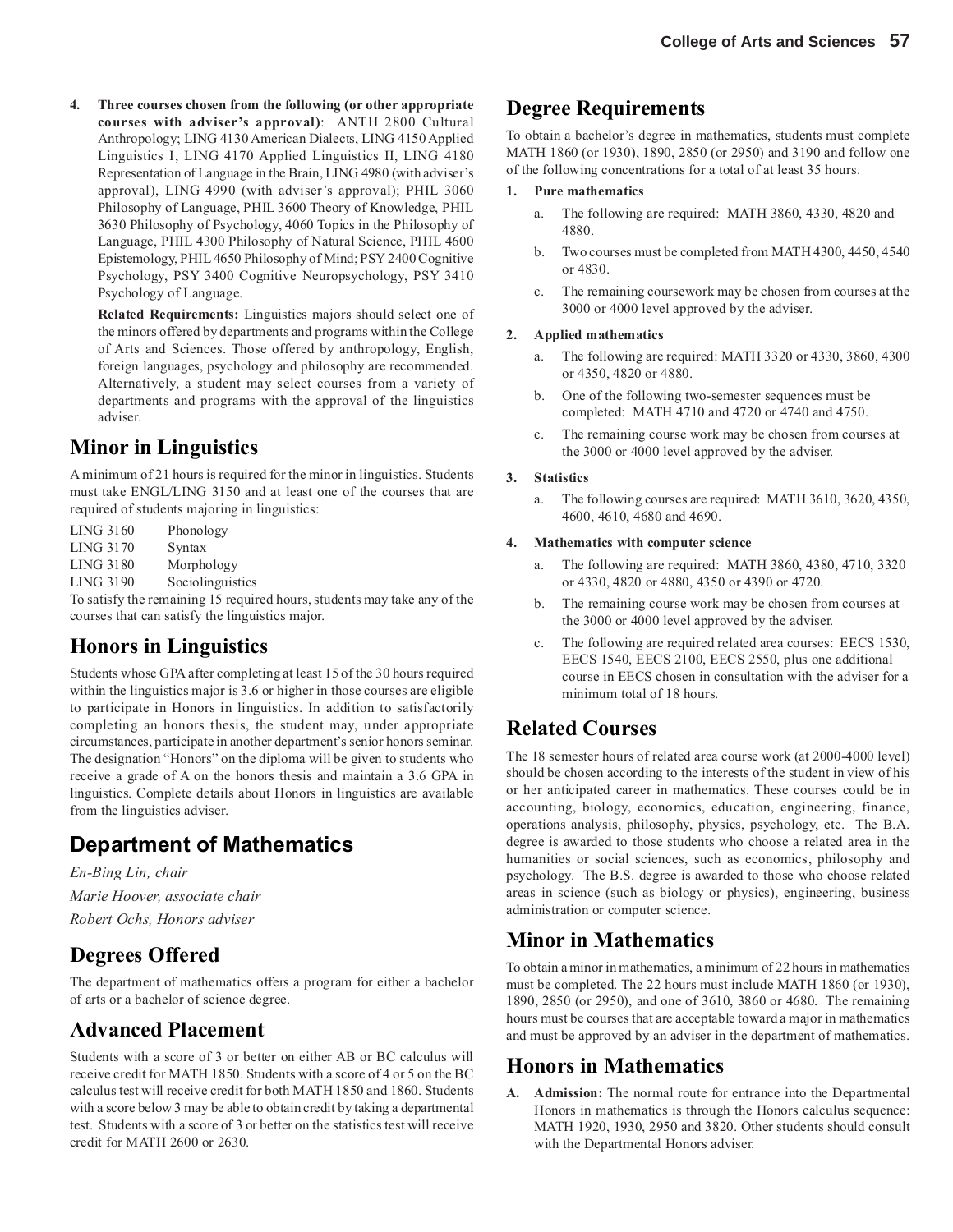4. **Three courses chosen from the following (or other appropriate courses with adviser's approval)**: ANTH 2800 Cultural Anthropology; LING 4130 American Dialects, LING 4150 Applied Linguistics I, LING 4170 Applied Linguistics II, LING 4180 Representation of Language in the Brain, LING 4980 (with adviser's approval), LING 4990 (with adviser's approval); PHIL 3060 Philosophy of Language, PHIL 3600 Theory of Knowledge, PHIL 3630 Philosophy of Psychology, 4060 Topics in the Philosophy of Language, PHIL 4300 Philosophy of Natural Science, PHIL 4600 Epistemology, PHIL 4650 Philosophy of Mind; PSY 2400 Cognitive Psychology, PSY 3400 Cognitive Neuropsychology, PSY 3410 Psychology of Language.

   **Related Requirements:** Linguistics majors should select one of the minors offered by departments and programs within the College of Arts and Sciences. Those offered by anthropology, English, foreign languages, psychology and philosophy are recommended. Alternatively, a student may select courses from a variety of departments and programs with the approval of the linguistics adviser.

## Minor in Linguistics

A minimum of 21 hours is required for the minor in linguistics. Students must take ENGL/LING 3150 and at least one of the courses that are required of students majoring in linguistics:

LING 3160 Phonology
LING 3170 Syntax
LING 3180 Morphology
LING 3190 Sociolinguistics

To satisfy the remaining 15 required hours, students may take any of the courses that can satisfy the linguistics major.

## Honors in Linguistics

Students whose GPA after completing at least 15 of the 30 hours required within the linguistics major is 3.6 or higher in those courses are eligible to participate in Honors in linguistics. In addition to satisfactorily completing an honors thesis, the student may, under appropriate circumstances, participate in another department's senior honors seminar. The designation "Honors" on the diploma will be given to students who receive a grade of A on the honors thesis and maintain a 3.6 GPA in linguistics. Complete details about Honors in linguistics are available from the linguistics adviser.

# Department of Mathematics

*En-Bing Lin, chair*

*Marie Hoover, associate chair*

*Robert Ochs, Honors adviser*

## Degrees Offered

The department of mathematics offers a program for either a bachelor of arts or a bachelor of science degree.

## Advanced Placement

Students with a score of 3 or better on either AB or BC calculus will receive credit for MATH 1850. Students with a score of 4 or 5 on the BC calculus test will receive credit for both MATH 1850 and 1860. Students with a score below 3 may be able to obtain credit by taking a departmental test. Students with a score of 3 or better on the statistics test will receive credit for MATH 2600 or 2630.

## Degree Requirements

To obtain a bachelor's degree in mathematics, students must complete MATH 1860 (or 1930), 1890, 2850 (or 2950) and 3190 and follow one of the following concentrations for a total of at least 35 hours.

1. **Pure mathematics**
   a. The following are required: MATH 3860, 4330, 4820 and 4880.
   b. Two courses must be completed from MATH 4300, 4450, 4540 or 4830.
   c. The remaining coursework may be chosen from courses at the 3000 or 4000 level approved by the adviser.

2. **Applied mathematics**
   a. The following are required: MATH 3320 or 4330, 3860, 4300 or 4350, 4820 or 4880.
   b. One of the following two-semester sequences must be completed: MATH 4710 and 4720 or 4740 and 4750.
   c. The remaining course work may be chosen from courses at the 3000 or 4000 level approved by the adviser.

3. **Statistics**
   a. The following courses are required: MATH 3610, 3620, 4350, 4600, 4610, 4680 and 4690.

4. **Mathematics with computer science**
   a. The following are required: MATH 3860, 4380, 4710, 3320 or 4330, 4820 or 4880, 4350 or 4390 or 4720.
   b. The remaining course work may be chosen from courses at the 3000 or 4000 level approved by the adviser.
   c. The following are required related area courses: EECS 1530, EECS 1540, EECS 2100, EECS 2550, plus one additional course in EECS chosen in consultation with the adviser for a minimum total of 18 hours.

## Related Courses

The 18 semester hours of related area course work (at 2000-4000 level) should be chosen according to the interests of the student in view of his or her anticipated career in mathematics. These courses could be in accounting, biology, economics, education, engineering, finance, operations analysis, philosophy, physics, psychology, etc. The B.A. degree is awarded to those students who choose a related area in the humanities or social sciences, such as economics, philosophy and psychology. The B.S. degree is awarded to those who choose related areas in science (such as biology or physics), engineering, business administration or computer science.

## Minor in Mathematics

To obtain a minor in mathematics, a minimum of 22 hours in mathematics must be completed. The 22 hours must include MATH 1860 (or 1930), 1890, 2850 (or 2950), and one of 3610, 3860 or 4680. The remaining hours must be courses that are acceptable toward a major in mathematics and must be approved by an adviser in the department of mathematics.

## Honors in Mathematics

A. **Admission:** The normal route for entrance into the Departmental Honors in mathematics is through the Honors calculus sequence: MATH 1920, 1930, 2950 and 3820. Other students should consult with the Departmental Honors adviser.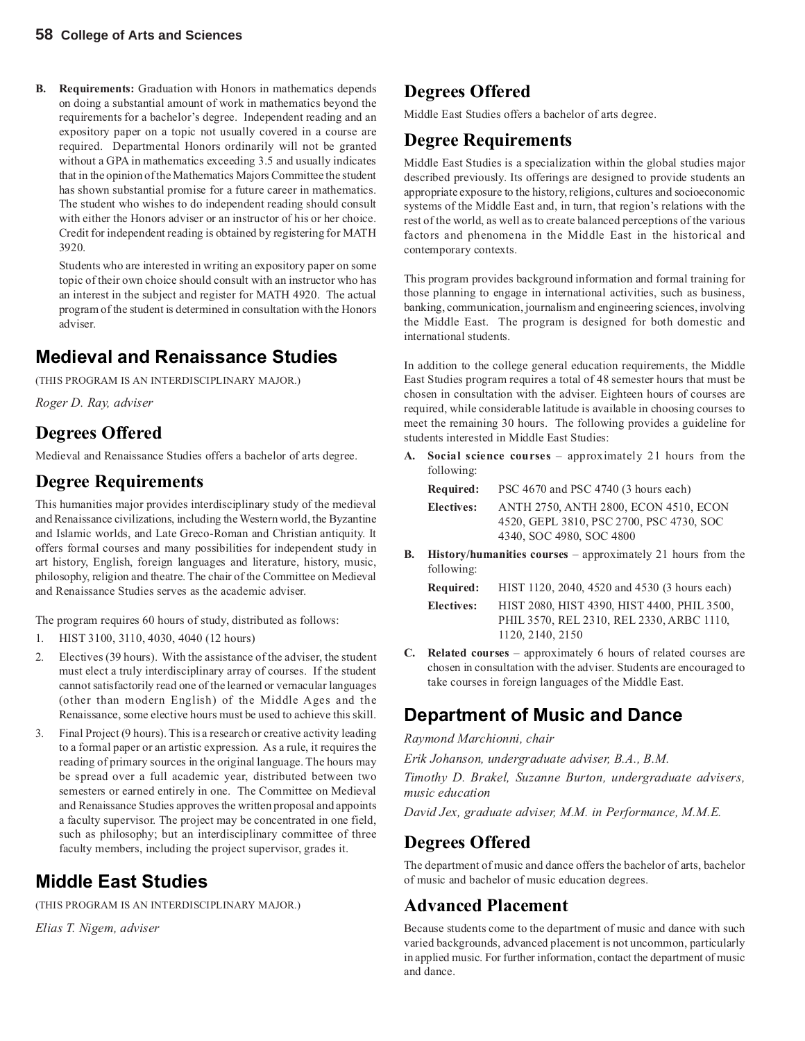**B. Requirements:** Graduation with Honors in mathematics depends on doing a substantial amount of work in mathematics beyond the requirements for a bachelor's degree. Independent reading and an expository paper on a topic not usually covered in a course are required. Departmental Honors ordinarily will not be granted without a GPA in mathematics exceeding 3.5 and usually indicates that in the opinion of the Mathematics Majors Committee the student has shown substantial promise for a future career in mathematics. The student who wishes to do independent reading should consult with either the Honors adviser or an instructor of his or her choice. Credit for independent reading is obtained by registering for MATH 3920.

Students who are interested in writing an expository paper on some topic of their own choice should consult with an instructor who has an interest in the subject and register for MATH 4920. The actual program of the student is determined in consultation with the Honors adviser.

## Medieval and Renaissance Studies

(THIS PROGRAM IS AN INTERDISCIPLINARY MAJOR.)

*Roger D. Ray, adviser*

### Degrees Offered

Medieval and Renaissance Studies offers a bachelor of arts degree.

### Degree Requirements

This humanities major provides interdisciplinary study of the medieval and Renaissance civilizations, including the Western world, the Byzantine and Islamic worlds, and Late Greco-Roman and Christian antiquity. It offers formal courses and many possibilities for independent study in art history, English, foreign languages and literature, history, music, philosophy, religion and theatre. The chair of the Committee on Medieval and Renaissance Studies serves as the academic adviser.

The program requires 60 hours of study, distributed as follows:

1. HIST 3100, 3110, 4030, 4040 (12 hours)
2. Electives (39 hours). With the assistance of the adviser, the student must elect a truly interdisciplinary array of courses. If the student cannot satisfactorily read one of the learned or vernacular languages (other than modern English) of the Middle Ages and the Renaissance, some elective hours must be used to achieve this skill.
3. Final Project (9 hours). This is a research or creative activity leading to a formal paper or an artistic expression. As a rule, it requires the reading of primary sources in the original language. The hours may be spread over a full academic year, distributed between two semesters or earned entirely in one. The Committee on Medieval and Renaissance Studies approves the written proposal and appoints a faculty supervisor. The project may be concentrated in one field, such as philosophy; but an interdisciplinary committee of three faculty members, including the project supervisor, grades it.

## Middle East Studies

(THIS PROGRAM IS AN INTERDISCIPLINARY MAJOR.)

*Elias T. Nigem, adviser*

### Degrees Offered

Middle East Studies offers a bachelor of arts degree.

### Degree Requirements

Middle East Studies is a specialization within the global studies major described previously. Its offerings are designed to provide students an appropriate exposure to the history, religions, cultures and socioeconomic systems of the Middle East and, in turn, that region's relations with the rest of the world, as well as to create balanced perceptions of the various factors and phenomena in the Middle East in the historical and contemporary contexts.

This program provides background information and formal training for those planning to engage in international activities, such as business, banking, communication, journalism and engineering sciences, involving the Middle East. The program is designed for both domestic and international students.

In addition to the college general education requirements, the Middle East Studies program requires a total of 48 semester hours that must be chosen in consultation with the adviser. Eighteen hours of courses are required, while considerable latitude is available in choosing courses to meet the remaining 30 hours. The following provides a guideline for students interested in Middle East Studies:

**A. Social science courses** – approximately 21 hours from the following:

**Required:** PSC 4670 and PSC 4740 (3 hours each)

**Electives:** ANTH 2750, ANTH 2800, ECON 4510, ECON 4520, GEPL 3810, PSC 2700, PSC 4730, SOC 4340, SOC 4980, SOC 4800

**B. History/humanities courses** – approximately 21 hours from the following:

**Required:** HIST 1120, 2040, 4520 and 4530 (3 hours each)

**Electives:** HIST 2080, HIST 4390, HIST 4400, PHIL 3500, PHIL 3570, REL 2310, REL 2330, ARBC 1110, 1120, 2140, 2150

**C. Related courses** – approximately 6 hours of related courses are chosen in consultation with the adviser. Students are encouraged to take courses in foreign languages of the Middle East.

## Department of Music and Dance

*Raymond Marchionni, chair*

*Erik Johanson, undergraduate adviser, B.A., B.M.*

*Timothy D. Brakel, Suzanne Burton, undergraduate advisers, music education*

*David Jex, graduate adviser, M.M. in Performance, M.M.E.*

### Degrees Offered

The department of music and dance offers the bachelor of arts, bachelor of music and bachelor of music education degrees.

### Advanced Placement

Because students come to the department of music and dance with such varied backgrounds, advanced placement is not uncommon, particularly in applied music. For further information, contact the department of music and dance.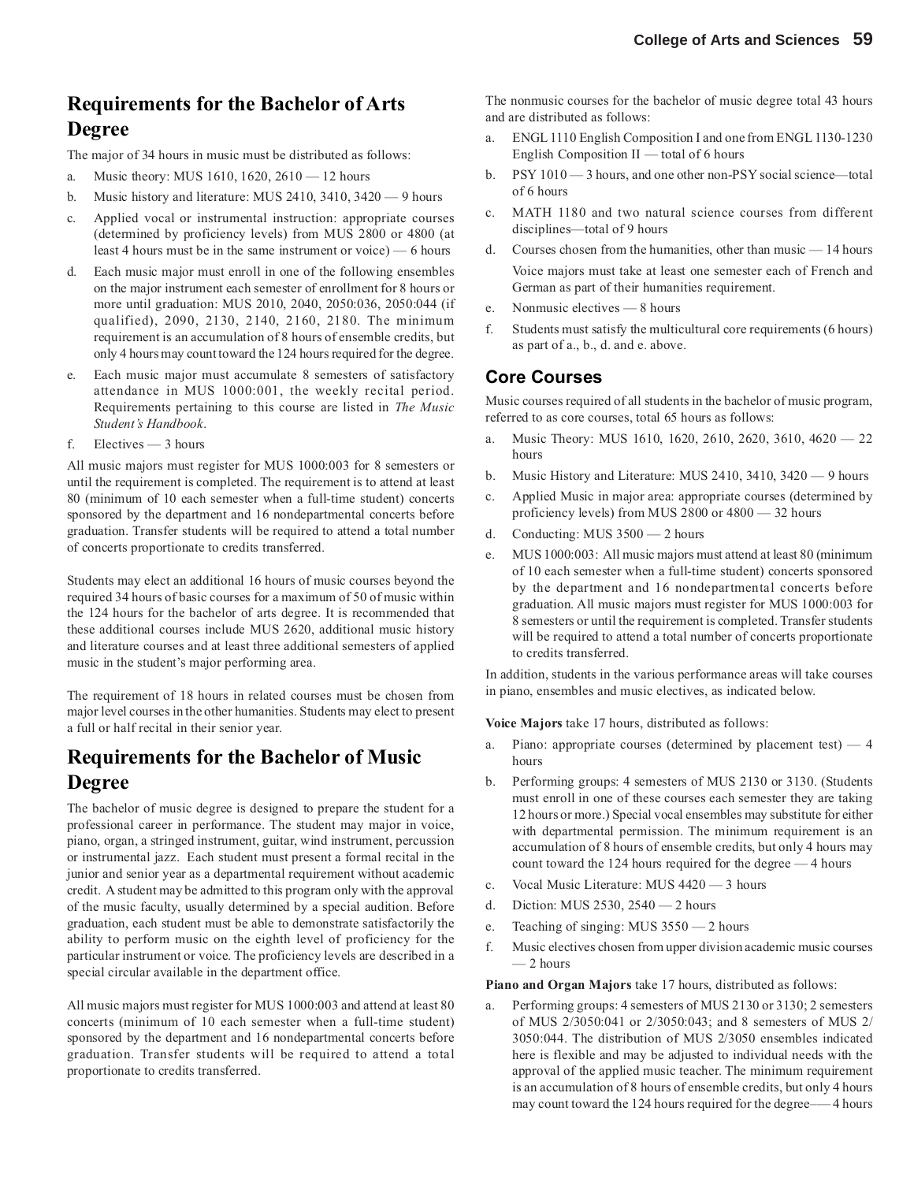## Requirements for the Bachelor of Arts Degree

The major of 34 hours in music must be distributed as follows:

a. Music theory: MUS 1610, 1620, 2610 — 12 hours
b. Music history and literature: MUS 2410, 3410, 3420 — 9 hours
c. Applied vocal or instrumental instruction: appropriate courses (determined by proficiency levels) from MUS 2800 or 4800 (at least 4 hours must be in the same instrument or voice) — 6 hours
d. Each music major must enroll in one of the following ensembles on the major instrument each semester of enrollment for 8 hours or more until graduation: MUS 2010, 2040, 2050:036, 2050:044 (if qualified), 2090, 2130, 2140, 2160, 2180. The minimum requirement is an accumulation of 8 hours of ensemble credits, but only 4 hours may count toward the 124 hours required for the degree.
e. Each music major must accumulate 8 semesters of satisfactory attendance in MUS 1000:001, the weekly recital period. Requirements pertaining to this course are listed in *The Music Student's Handbook*.
f. Electives — 3 hours

All music majors must register for MUS 1000:003 for 8 semesters or until the requirement is completed. The requirement is to attend at least 80 (minimum of 10 each semester when a full-time student) concerts sponsored by the department and 16 nondepartmental concerts before graduation. Transfer students will be required to attend a total number of concerts proportionate to credits transferred.

Students may elect an additional 16 hours of music courses beyond the required 34 hours of basic courses for a maximum of 50 of music within the 124 hours for the bachelor of arts degree. It is recommended that these additional courses include MUS 2620, additional music history and literature courses and at least three additional semesters of applied music in the student's major performing area.

The requirement of 18 hours in related courses must be chosen from major level courses in the other humanities. Students may elect to present a full or half recital in their senior year.

## Requirements for the Bachelor of Music Degree

The bachelor of music degree is designed to prepare the student for a professional career in performance. The student may major in voice, piano, organ, a stringed instrument, guitar, wind instrument, percussion or instrumental jazz. Each student must present a formal recital in the junior and senior year as a departmental requirement without academic credit. A student may be admitted to this program only with the approval of the music faculty, usually determined by a special audition. Before graduation, each student must be able to demonstrate satisfactorily the ability to perform music on the eighth level of proficiency for the particular instrument or voice. The proficiency levels are described in a special circular available in the department office.

All music majors must register for MUS 1000:003 and attend at least 80 concerts (minimum of 10 each semester when a full-time student) sponsored by the department and 16 nondepartmental concerts before graduation. Transfer students will be required to attend a total proportionate to credits transferred.

The nonmusic courses for the bachelor of music degree total 43 hours and are distributed as follows:

a. ENGL 1110 English Composition I and one from ENGL 1130-1230 English Composition II — total of 6 hours
b. PSY 1010 — 3 hours, and one other non-PSY social science—total of 6 hours
c. MATH 1180 and two natural science courses from different disciplines—total of 9 hours
d. Courses chosen from the humanities, other than music — 14 hours

   Voice majors must take at least one semester each of French and German as part of their humanities requirement.
e. Nonmusic electives — 8 hours
f. Students must satisfy the multicultural core requirements (6 hours) as part of a., b., d. and e. above.

### Core Courses

Music courses required of all students in the bachelor of music program, referred to as core courses, total 65 hours as follows:

a. Music Theory: MUS 1610, 1620, 2610, 2620, 3610, 4620 — 22 hours
b. Music History and Literature: MUS 2410, 3410, 3420 — 9 hours
c. Applied Music in major area: appropriate courses (determined by proficiency levels) from MUS 2800 or 4800 — 32 hours
d. Conducting: MUS 3500 — 2 hours
e. MUS 1000:003: All music majors must attend at least 80 (minimum of 10 each semester when a full-time student) concerts sponsored by the department and 16 nondepartmental concerts before graduation. All music majors must register for MUS 1000:003 for 8 semesters or until the requirement is completed. Transfer students will be required to attend a total number of concerts proportionate to credits transferred.

In addition, students in the various performance areas will take courses in piano, ensembles and music electives, as indicated below.

**Voice Majors** take 17 hours, distributed as follows:

a. Piano: appropriate courses (determined by placement test) — 4 hours
b. Performing groups: 4 semesters of MUS 2130 or 3130. (Students must enroll in one of these courses each semester they are taking 12 hours or more.) Special vocal ensembles may substitute for either with departmental permission. The minimum requirement is an accumulation of 8 hours of ensemble credits, but only 4 hours may count toward the 124 hours required for the degree — 4 hours
c. Vocal Music Literature: MUS 4420 — 3 hours
d. Diction: MUS 2530, 2540 — 2 hours
e. Teaching of singing: MUS 3550 — 2 hours
f. Music electives chosen from upper division academic music courses — 2 hours

**Piano and Organ Majors** take 17 hours, distributed as follows:

a. Performing groups: 4 semesters of MUS 2130 or 3130; 2 semesters of MUS 2/3050:041 or 2/3050:043; and 8 semesters of MUS 2/3050:044. The distribution of MUS 2/3050 ensembles indicated here is flexible and may be adjusted to individual needs with the approval of the applied music teacher. The minimum requirement is an accumulation of 8 hours of ensemble credits, but only 4 hours may count toward the 124 hours required for the degree—— 4 hours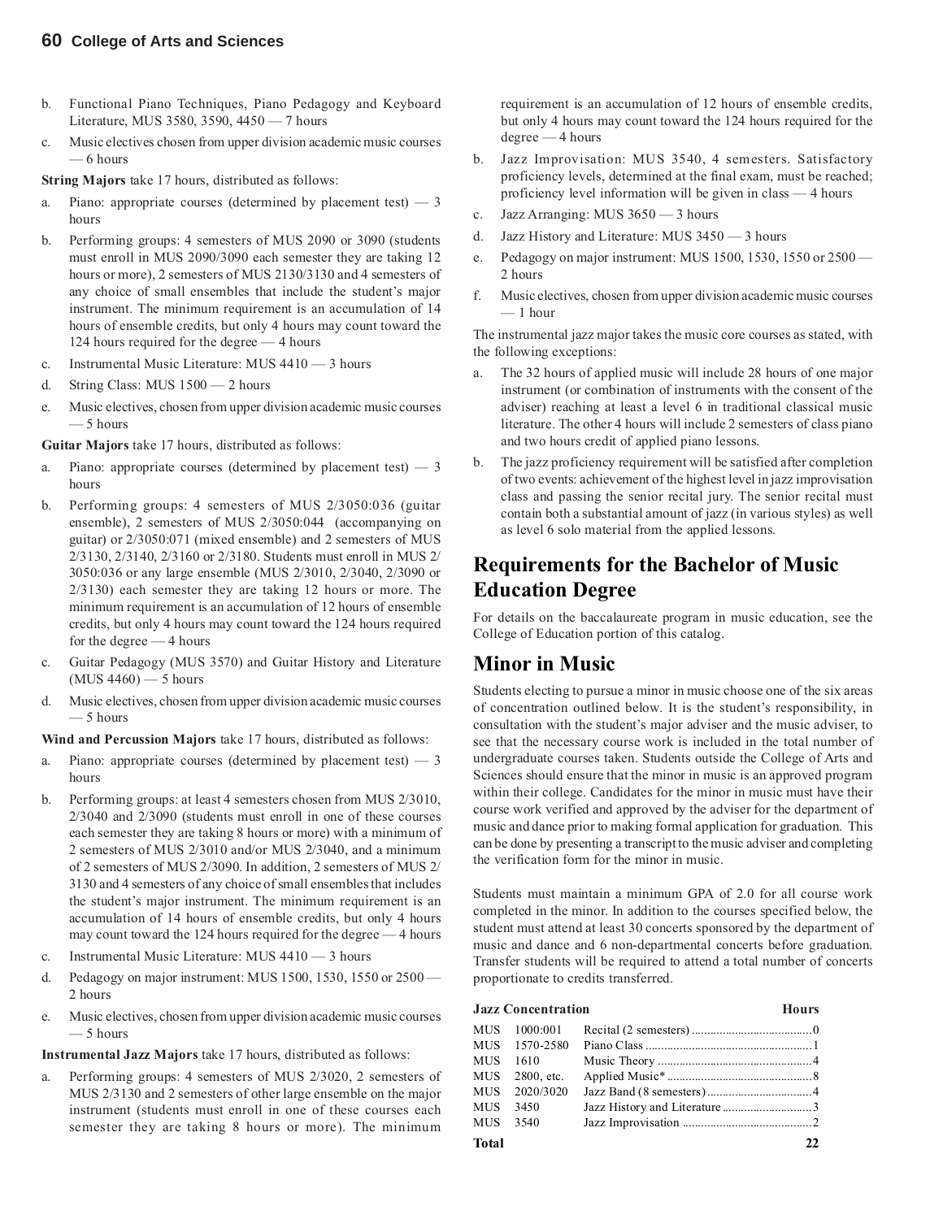b. Functional Piano Techniques, Piano Pedagogy and Keyboard Literature, MUS 3580, 3590, 4450 — 7 hours
c. Music electives chosen from upper division academic music courses — 6 hours

**String Majors** take 17 hours, distributed as follows:

a. Piano: appropriate courses (determined by placement test) — 3 hours
b. Performing groups: 4 semesters of MUS 2090 or 3090 (students must enroll in MUS 2090/3090 each semester they are taking 12 hours or more), 2 semesters of MUS 2130/3130 and 4 semesters of any choice of small ensembles that include the student's major instrument. The minimum requirement is an accumulation of 14 hours of ensemble credits, but only 4 hours may count toward the 124 hours required for the degree — 4 hours
c. Instrumental Music Literature: MUS 4410 — 3 hours
d. String Class: MUS 1500 — 2 hours
e. Music electives, chosen from upper division academic music courses — 5 hours

**Guitar Majors** take 17 hours, distributed as follows:

a. Piano: appropriate courses (determined by placement test) — 3 hours
b. Performing groups: 4 semesters of MUS 2/3050:036 (guitar ensemble), 2 semesters of MUS 2/3050:044 (accompanying on guitar) or 2/3050:071 (mixed ensemble) and 2 semesters of MUS 2/3130, 2/3140, 2/3160 or 2/3180. Students must enroll in MUS 2/3050:036 or any large ensemble (MUS 2/3010, 2/3040, 2/3090 or 2/3130) each semester they are taking 12 hours or more. The minimum requirement is an accumulation of 12 hours of ensemble credits, but only 4 hours may count toward the 124 hours required for the degree — 4 hours
c. Guitar Pedagogy (MUS 3570) and Guitar History and Literature (MUS 4460) — 5 hours
d. Music electives, chosen from upper division academic music courses — 5 hours

**Wind and Percussion Majors** take 17 hours, distributed as follows:

a. Piano: appropriate courses (determined by placement test) — 3 hours
b. Performing groups: at least 4 semesters chosen from MUS 2/3010, 2/3040 and 2/3090 (students must enroll in one of these courses each semester they are taking 8 hours or more) with a minimum of 2 semesters of MUS 2/3010 and/or MUS 2/3040, and a minimum of 2 semesters of MUS 2/3090. In addition, 2 semesters of MUS 2/3130 and 4 semesters of any choice of small ensembles that includes the student's major instrument. The minimum requirement is an accumulation of 14 hours of ensemble credits, but only 4 hours may count toward the 124 hours required for the degree — 4 hours
c. Instrumental Music Literature: MUS 4410 — 3 hours
d. Pedagogy on major instrument: MUS 1500, 1530, 1550 or 2500 — 2 hours
e. Music electives, chosen from upper division academic music courses — 5 hours

**Instrumental Jazz Majors** take 17 hours, distributed as follows:

a. Performing groups: 4 semesters of MUS 2/3020, 2 semesters of MUS 2/3130 and 2 semesters of other large ensemble on the major instrument (students must enroll in one of these courses each semester they are taking 8 hours or more). The minimum requirement is an accumulation of 12 hours of ensemble credits, but only 4 hours may count toward the 124 hours required for the degree — 4 hours
b. Jazz Improvisation: MUS 3540, 4 semesters. Satisfactory proficiency levels, determined at the final exam, must be reached; proficiency level information will be given in class — 4 hours
c. Jazz Arranging: MUS 3650 — 3 hours
d. Jazz History and Literature: MUS 3450 — 3 hours
e. Pedagogy on major instrument: MUS 1500, 1530, 1550 or 2500 — 2 hours
f. Music electives, chosen from upper division academic music courses — 1 hour

The instrumental jazz major takes the music core courses as stated, with the following exceptions:

a. The 32 hours of applied music will include 28 hours of one major instrument (or combination of instruments with the consent of the adviser) reaching at least a level 6 in traditional classical music literature. The other 4 hours will include 2 semesters of class piano and two hours credit of applied piano lessons.
b. The jazz proficiency requirement will be satisfied after completion of two events: achievement of the highest level in jazz improvisation class and passing the senior recital jury. The senior recital must contain both a substantial amount of jazz (in various styles) as well as level 6 solo material from the applied lessons.

## Requirements for the Bachelor of Music Education Degree

For details on the baccalaureate program in music education, see the College of Education portion of this catalog.

## Minor in Music

Students electing to pursue a minor in music choose one of the six areas of concentration outlined below. It is the student's responsibility, in consultation with the student's major adviser and the music adviser, to see that the necessary course work is included in the total number of undergraduate courses taken. Students outside the College of Arts and Sciences should ensure that the minor in music is an approved program within their college. Candidates for the minor in music must have their course work verified and approved by the adviser for the department of music and dance prior to making formal application for graduation. This can be done by presenting a transcript to the music adviser and completing the verification form for the minor in music.

Students must maintain a minimum GPA of 2.0 for all course work completed in the minor. In addition to the courses specified below, the student must attend at least 30 concerts sponsored by the department of music and dance and 6 non-departmental concerts before graduation. Transfer students will be required to attend a total number of concerts proportionate to credits transferred.

| **Jazz Concentration** | | | **Hours** |
|---|---|---|---|
| MUS | 1000:001 | Recital (2 semesters) | 0 |
| MUS | 1570-2580 | Piano Class | 1 |
| MUS | 1610 | Music Theory | 4 |
| MUS | 2800, etc. | Applied Music* | 8 |
| MUS | 2020/3020 | Jazz Band (8 semesters) | 4 |
| MUS | 3450 | Jazz History and Literature | 3 |
| MUS | 3540 | Jazz Improvisation | 2 |
| **Total** | | | **22** |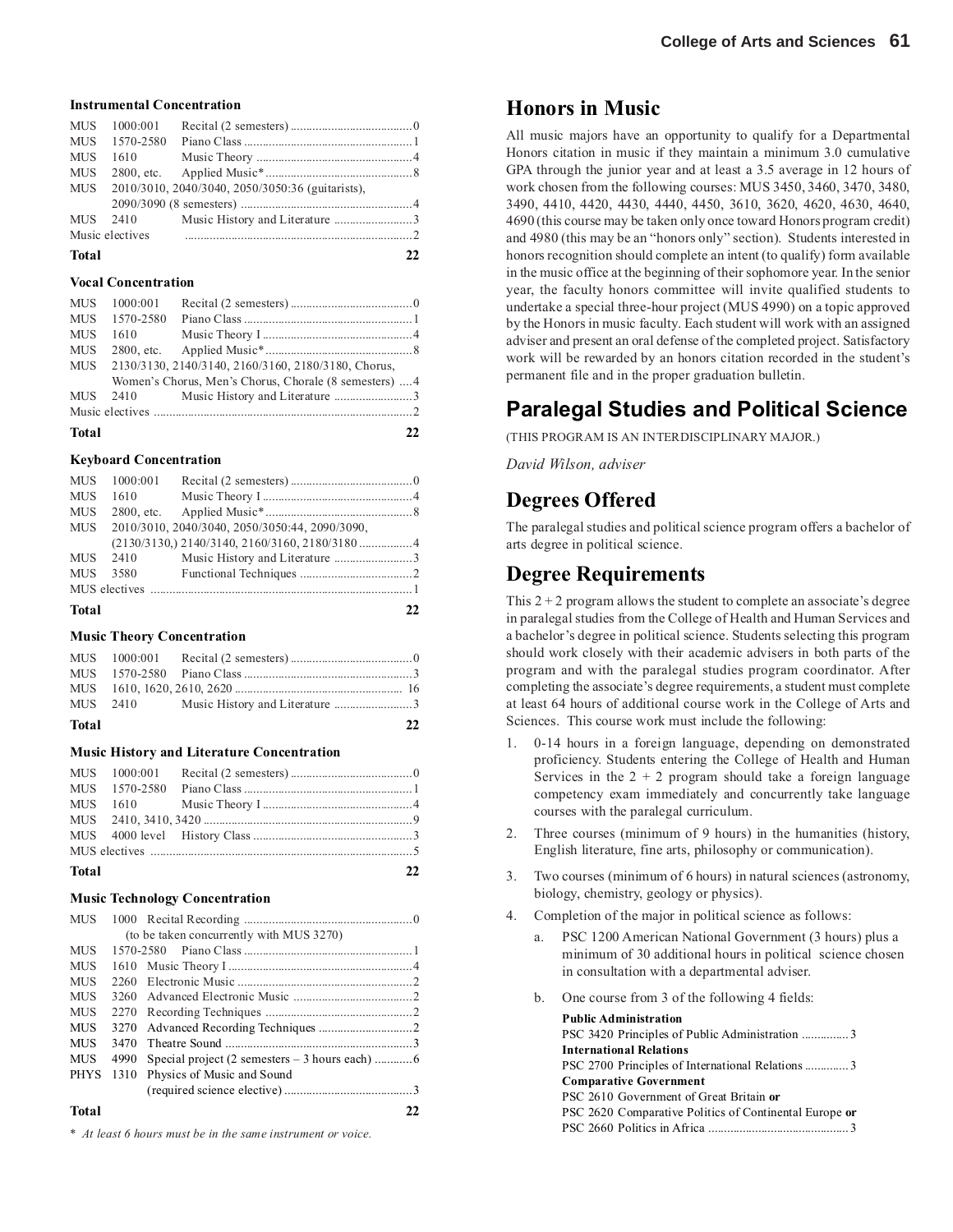#### Instrumental Concentration

| | | | |
|---|---|---|---|
| MUS | 1000:001 | Recital (2 semesters) | 0 |
| MUS | 1570-2580 | Piano Class | 1 |
| MUS | 1610 | Music Theory | 4 |
| MUS | 2800, etc. | Applied Music* | 8 |
| MUS | 2010/3010, 2040/3040, 2050/3050:36 (guitarists), 2090/3090 (8 semesters) | | 4 |
| MUS | 2410 | Music History and Literature | 3 |
| Music electives | | | 2 |
| **Total** | | | **22** |

#### Vocal Concentration

| | | | |
|---|---|---|---|
| MUS | 1000:001 | Recital (2 semesters) | 0 |
| MUS | 1570-2580 | Piano Class | 1 |
| MUS | 1610 | Music Theory I | 4 |
| MUS | 2800, etc. | Applied Music* | 8 |
| MUS | 2130/3130, 2140/3140, 2160/3160, 2180/3180, Chorus, Women's Chorus, Men's Chorus, Chorale (8 semesters) | | 4 |
| MUS | 2410 | Music History and Literature | 3 |
| Music electives | | | 2 |
| **Total** | | | **22** |

#### Keyboard Concentration

| | | | |
|---|---|---|---|
| MUS | 1000:001 | Recital (2 semesters) | 0 |
| MUS | 1610 | Music Theory I | 4 |
| MUS | 2800, etc. | Applied Music* | 8 |
| MUS | 2010/3010, 2040/3040, 2050/3050:44, 2090/3090, (2130/3130,) 2140/3140, 2160/3160, 2180/3180 | | 4 |
| MUS | 2410 | Music History and Literature | 3 |
| MUS | 3580 | Functional Techniques | 2 |
| MUS electives | | | 1 |
| **Total** | | | **22** |

#### Music Theory Concentration

| | | | |
|---|---|---|---|
| MUS | 1000:001 | Recital (2 semesters) | 0 |
| MUS | 1570-2580 | Piano Class | 3 |
| MUS | 1610, 1620, 2610, 2620 | | 16 |
| MUS | 2410 | Music History and Literature | 3 |
| **Total** | | | **22** |

#### Music History and Literature Concentration

| | | | |
|---|---|---|---|
| MUS | 1000:001 | Recital (2 semesters) | 0 |
| MUS | 1570-2580 | Piano Class | 1 |
| MUS | 1610 | Music Theory I | 4 |
| MUS | 2410, 3410, 3420 | | 9 |
| MUS | 4000 level | History Class | 3 |
| MUS electives | | | 5 |
| **Total** | | | **22** |

#### Music Technology Concentration

| | | | |
|---|---|---|---|
| MUS | 1000 | Recital Recording (to be taken concurrently with MUS 3270) | 0 |
| MUS | 1570-2580 | Piano Class | 1 |
| MUS | 1610 | Music Theory I | 4 |
| MUS | 2260 | Electronic Music | 2 |
| MUS | 3260 | Advanced Electronic Music | 2 |
| MUS | 2270 | Recording Techniques | 2 |
| MUS | 3270 | Advanced Recording Techniques | 2 |
| MUS | 3470 | Theatre Sound | 3 |
| MUS | 4990 | Special project (2 semesters – 3 hours each) | 6 |
| PHYS | 1310 | Physics of Music and Sound (required science elective) | 3 |
| **Total** | | | **22** |

* *At least 6 hours must be in the same instrument or voice.*

## Honors in Music

All music majors have an opportunity to qualify for a Departmental Honors citation in music if they maintain a minimum 3.0 cumulative GPA through the junior year and at least a 3.5 average in 12 hours of work chosen from the following courses: MUS 3450, 3460, 3470, 3480, 3490, 4410, 4420, 4430, 4440, 4450, 3610, 3620, 4620, 4630, 4640, 4690 (this course may be taken only once toward Honors program credit) and 4980 (this may be an "honors only" section). Students interested in honors recognition should complete an intent (to qualify) form available in the music office at the beginning of their sophomore year. In the senior year, the faculty honors committee will invite qualified students to undertake a special three-hour project (MUS 4990) on a topic approved by the Honors in music faculty. Each student will work with an assigned adviser and present an oral defense of the completed project. Satisfactory work will be rewarded by an honors citation recorded in the student's permanent file and in the proper graduation bulletin.

# Paralegal Studies and Political Science

(THIS PROGRAM IS AN INTERDISCIPLINARY MAJOR.)

*David Wilson, adviser*

## Degrees Offered

The paralegal studies and political science program offers a bachelor of arts degree in political science.

## Degree Requirements

This 2 + 2 program allows the student to complete an associate's degree in paralegal studies from the College of Health and Human Services and a bachelor's degree in political science. Students selecting this program should work closely with their academic advisers in both parts of the program and with the paralegal studies program coordinator. After completing the associate's degree requirements, a student must complete at least 64 hours of additional course work in the College of Arts and Sciences. This course work must include the following:

1. 0-14 hours in a foreign language, depending on demonstrated proficiency. Students entering the College of Health and Human Services in the 2 + 2 program should take a foreign language competency exam immediately and concurrently take language courses with the paralegal curriculum.
2. Three courses (minimum of 9 hours) in the humanities (history, English literature, fine arts, philosophy or communication).
3. Two courses (minimum of 6 hours) in natural sciences (astronomy, biology, chemistry, geology or physics).
4. Completion of the major in political science as follows:
   a. PSC 1200 American National Government (3 hours) plus a minimum of 30 additional hours in political science chosen in consultation with a departmental adviser.
   b. One course from 3 of the following 4 fields:

      **Public Administration**
      PSC 3420 Principles of Public Administration ............... 3
      **International Relations**
      PSC 2700 Principles of International Relations .............. 3
      **Comparative Government**
      PSC 2610 Government of Great Britain **or**
      PSC 2620 Comparative Politics of Continental Europe **or**
      PSC 2660 Politics in Africa ............................................ 3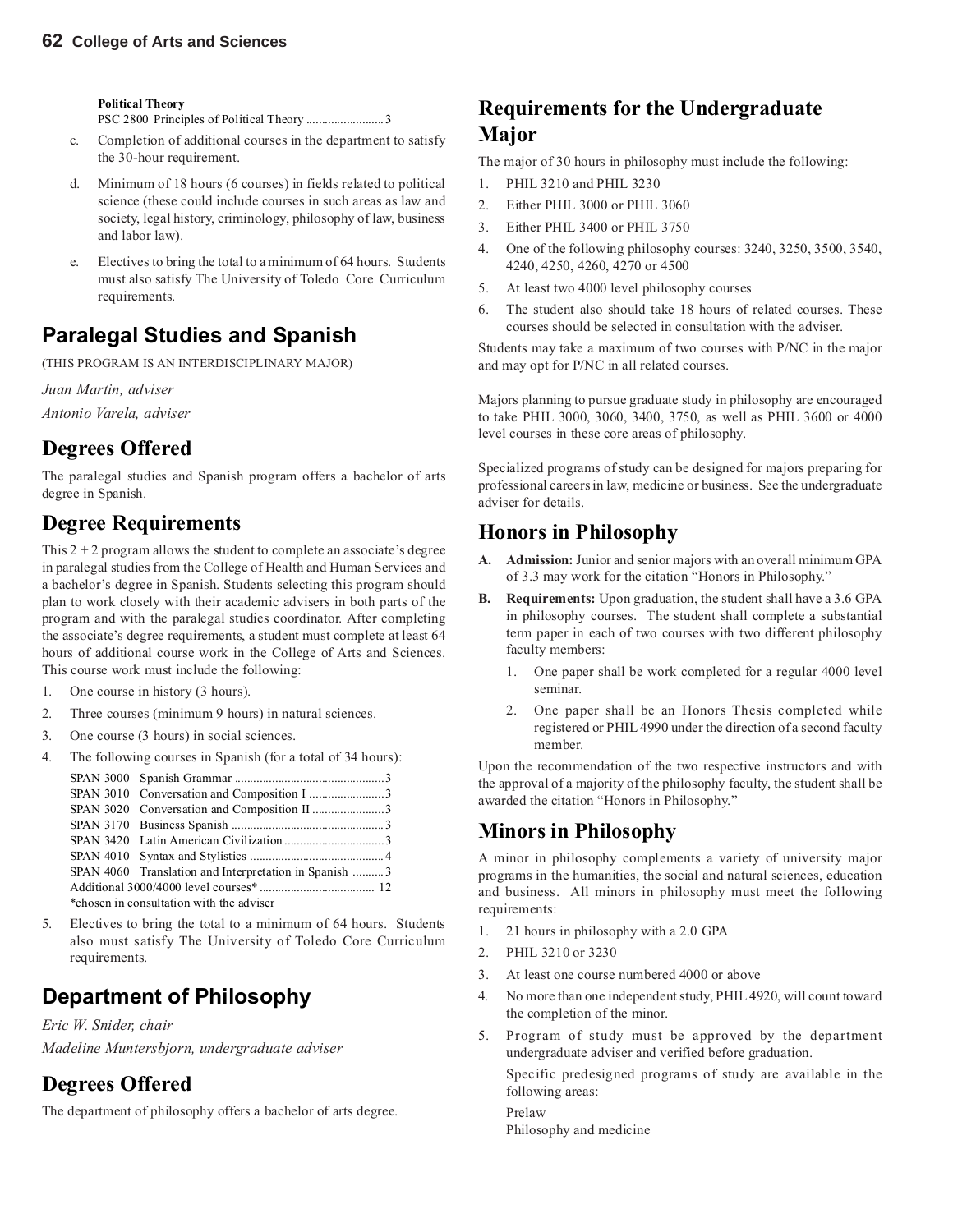**Political Theory**

PSC 2800 Principles of Political Theory ......................... 3

c. Completion of additional courses in the department to satisfy the 30-hour requirement.

d. Minimum of 18 hours (6 courses) in fields related to political science (these could include courses in such areas as law and society, legal history, criminology, philosophy of law, business and labor law).

e. Electives to bring the total to a minimum of 64 hours. Students must also satisfy The University of Toledo Core Curriculum requirements.

## Paralegal Studies and Spanish

(THIS PROGRAM IS AN INTERDISCIPLINARY MAJOR)

*Juan Martin, adviser*

*Antonio Varela, adviser*

### Degrees Offered

The paralegal studies and Spanish program offers a bachelor of arts degree in Spanish.

### Degree Requirements

This 2 + 2 program allows the student to complete an associate's degree in paralegal studies from the College of Health and Human Services and a bachelor's degree in Spanish. Students selecting this program should plan to work closely with their academic advisers in both parts of the program and with the paralegal studies coordinator. After completing the associate's degree requirements, a student must complete at least 64 hours of additional course work in the College of Arts and Sciences. This course work must include the following:

1. One course in history (3 hours).
2. Three courses (minimum 9 hours) in natural sciences.
3. One course (3 hours) in social sciences.
4. The following courses in Spanish (for a total of 34 hours):

   SPAN 3000 Spanish Grammar ................................................ 3
   SPAN 3010 Conversation and Composition I ........................ 3
   SPAN 3020 Conversation and Composition II ....................... 3
   SPAN 3170 Business Spanish ................................................ 3
   SPAN 3420 Latin American Civilization ................................ 3
   SPAN 4010 Syntax and Stylistics ........................................... 4
   SPAN 4060 Translation and Interpretation in Spanish .......... 3
   Additional 3000/4000 level courses* .................................... 12
   *chosen in consultation with the adviser

5. Electives to bring the total to a minimum of 64 hours. Students also must satisfy The University of Toledo Core Curriculum requirements.

## Department of Philosophy

*Eric W. Snider, chair*

*Madeline Muntersbjorn, undergraduate adviser*

### Degrees Offered

The department of philosophy offers a bachelor of arts degree.

### Requirements for the Undergraduate Major

The major of 30 hours in philosophy must include the following:

1. PHIL 3210 and PHIL 3230
2. Either PHIL 3000 or PHIL 3060
3. Either PHIL 3400 or PHIL 3750
4. One of the following philosophy courses: 3240, 3250, 3500, 3540, 4240, 4250, 4260, 4270 or 4500
5. At least two 4000 level philosophy courses
6. The student also should take 18 hours of related courses. These courses should be selected in consultation with the adviser.

Students may take a maximum of two courses with P/NC in the major and may opt for P/NC in all related courses.

Majors planning to pursue graduate study in philosophy are encouraged to take PHIL 3000, 3060, 3400, 3750, as well as PHIL 3600 or 4000 level courses in these core areas of philosophy.

Specialized programs of study can be designed for majors preparing for professional careers in law, medicine or business. See the undergraduate adviser for details.

### Honors in Philosophy

**A. Admission:** Junior and senior majors with an overall minimum GPA of 3.3 may work for the citation "Honors in Philosophy."

**B. Requirements:** Upon graduation, the student shall have a 3.6 GPA in philosophy courses. The student shall complete a substantial term paper in each of two courses with two different philosophy faculty members:

1. One paper shall be work completed for a regular 4000 level seminar.
2. One paper shall be an Honors Thesis completed while registered or PHIL 4990 under the direction of a second faculty member.

Upon the recommendation of the two respective instructors and with the approval of a majority of the philosophy faculty, the student shall be awarded the citation "Honors in Philosophy."

### Minors in Philosophy

A minor in philosophy complements a variety of university major programs in the humanities, the social and natural sciences, education and business. All minors in philosophy must meet the following requirements:

1. 21 hours in philosophy with a 2.0 GPA
2. PHIL 3210 or 3230
3. At least one course numbered 4000 or above
4. No more than one independent study, PHIL 4920, will count toward the completion of the minor.
5. Program of study must be approved by the department undergraduate adviser and verified before graduation.

   Specific predesigned programs of study are available in the following areas:

   Prelaw
   Philosophy and medicine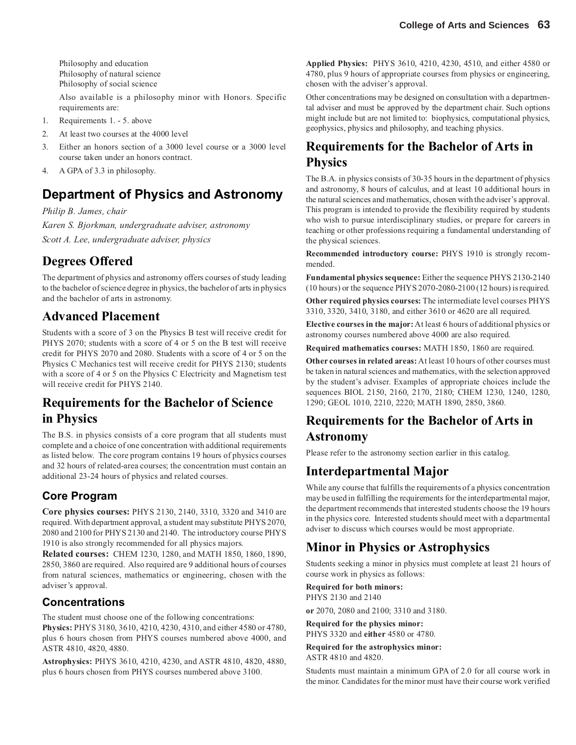Philosophy and education
Philosophy of natural science
Philosophy of social science

Also available is a philosophy minor with Honors. Specific requirements are:

1. Requirements 1. - 5. above
2. At least two courses at the 4000 level
3. Either an honors section of a 3000 level course or a 3000 level course taken under an honors contract.
4. A GPA of 3.3 in philosophy.

# Department of Physics and Astronomy

*Philip B. James, chair*

*Karen S. Bjorkman, undergraduate adviser, astronomy*

*Scott A. Lee, undergraduate adviser, physics*

## Degrees Offered

The department of physics and astronomy offers courses of study leading to the bachelor of science degree in physics, the bachelor of arts in physics and the bachelor of arts in astronomy.

## Advanced Placement

Students with a score of 3 on the Physics B test will receive credit for PHYS 2070; students with a score of 4 or 5 on the B test will receive credit for PHYS 2070 and 2080. Students with a score of 4 or 5 on the Physics C Mechanics test will receive credit for PHYS 2130; students with a score of 4 or 5 on the Physics C Electricity and Magnetism test will receive credit for PHYS 2140.

## Requirements for the Bachelor of Science in Physics

The B.S. in physics consists of a core program that all students must complete and a choice of one concentration with additional requirements as listed below. The core program contains 19 hours of physics courses and 32 hours of related-area courses; the concentration must contain an additional 23-24 hours of physics and related courses.

### Core Program

**Core physics courses:** PHYS 2130, 2140, 3310, 3320 and 3410 are required. With department approval, a student may substitute PHYS 2070, 2080 and 2100 for PHYS 2130 and 2140. The introductory course PHYS 1910 is also strongly recommended for all physics majors.

**Related courses:** CHEM 1230, 1280, and MATH 1850, 1860, 1890, 2850, 3860 are required. Also required are 9 additional hours of courses from natural sciences, mathematics or engineering, chosen with the adviser's approval.

### Concentrations

The student must choose one of the following concentrations:

**Physics:** PHYS 3180, 3610, 4210, 4230, 4310, and either 4580 or 4780, plus 6 hours chosen from PHYS courses numbered above 4000, and ASTR 4810, 4820, 4880.

**Astrophysics:** PHYS 3610, 4210, 4230, and ASTR 4810, 4820, 4880, plus 6 hours chosen from PHYS courses numbered above 3100.

**Applied Physics:** PHYS 3610, 4210, 4230, 4510, and either 4580 or 4780, plus 9 hours of appropriate courses from physics or engineering, chosen with the adviser's approval.

Other concentrations may be designed on consultation with a departmental adviser and must be approved by the department chair. Such options might include but are not limited to: biophysics, computational physics, geophysics, physics and philosophy, and teaching physics.

## Requirements for the Bachelor of Arts in Physics

The B.A. in physics consists of 30-35 hours in the department of physics and astronomy, 8 hours of calculus, and at least 10 additional hours in the natural sciences and mathematics, chosen with the adviser's approval. This program is intended to provide the flexibility required by students who wish to pursue interdisciplinary studies, or prepare for careers in teaching or other professions requiring a fundamental understanding of the physical sciences.

**Recommended introductory course:** PHYS 1910 is strongly recommended.

**Fundamental physics sequence:** Either the sequence PHYS 2130-2140 (10 hours) or the sequence PHYS 2070-2080-2100 (12 hours) is required.

**Other required physics courses:** The intermediate level courses PHYS 3310, 3320, 3410, 3180, and either 3610 or 4620 are all required.

**Elective courses in the major:** At least 6 hours of additional physics or astronomy courses numbered above 4000 are also required.

**Required mathematics courses:** MATH 1850, 1860 are required.

**Other courses in related areas:** At least 10 hours of other courses must be taken in natural sciences and mathematics, with the selection approved by the student's adviser. Examples of appropriate choices include the sequences BIOL 2150, 2160, 2170, 2180; CHEM 1230, 1240, 1280, 1290; GEOL 1010, 2210, 2220; MATH 1890, 2850, 3860.

## Requirements for the Bachelor of Arts in Astronomy

Please refer to the astronomy section earlier in this catalog.

## Interdepartmental Major

While any course that fulfills the requirements of a physics concentration may be used in fulfilling the requirements for the interdepartmental major, the department recommends that interested students choose the 19 hours in the physics core. Interested students should meet with a departmental adviser to discuss which courses would be most appropriate.

## Minor in Physics or Astrophysics

Students seeking a minor in physics must complete at least 21 hours of course work in physics as follows:

**Required for both minors:**
PHYS 2130 and 2140

**or** 2070, 2080 and 2100; 3310 and 3180.

**Required for the physics minor:**
PHYS 3320 and **either** 4580 or 4780.

**Required for the astrophysics minor:**
ASTR 4810 and 4820.

Students must maintain a minimum GPA of 2.0 for all course work in the minor. Candidates for the minor must have their course work verified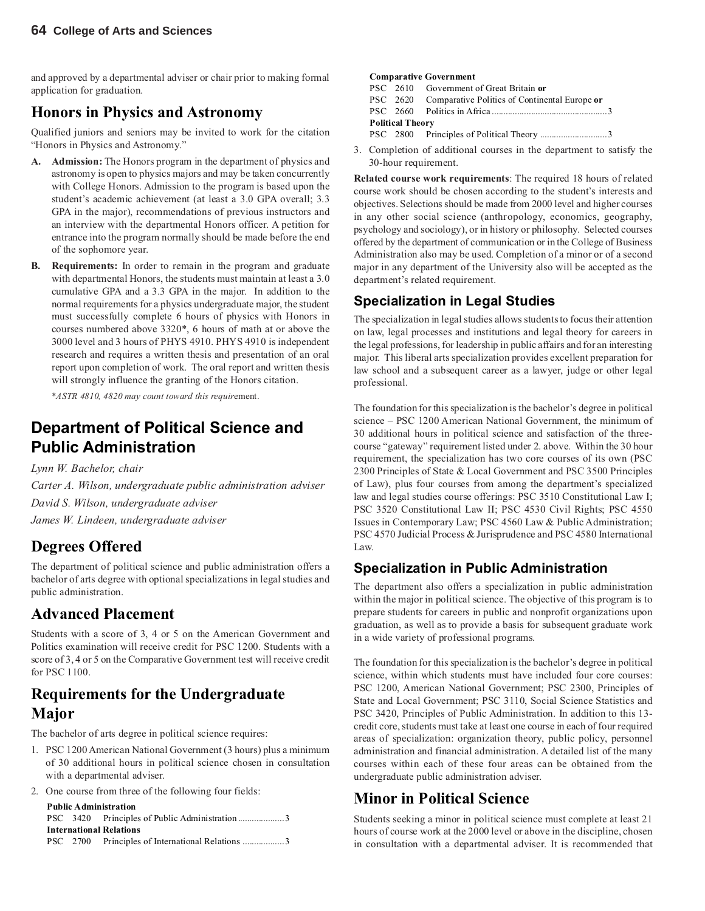and approved by a departmental adviser or chair prior to making formal application for graduation.

## Honors in Physics and Astronomy

Qualified juniors and seniors may be invited to work for the citation "Honors in Physics and Astronomy."

**A. Admission:** The Honors program in the department of physics and astronomy is open to physics majors and may be taken concurrently with College Honors. Admission to the program is based upon the student's academic achievement (at least a 3.0 GPA overall; 3.3 GPA in the major), recommendations of previous instructors and an interview with the departmental Honors officer. A petition for entrance into the program normally should be made before the end of the sophomore year.

**B. Requirements:** In order to remain in the program and graduate with departmental Honors, the students must maintain at least a 3.0 cumulative GPA and a 3.3 GPA in the major. In addition to the normal requirements for a physics undergraduate major, the student must successfully complete 6 hours of physics with Honors in courses numbered above 3320*, 6 hours of math at or above the 3000 level and 3 hours of PHYS 4910. PHYS 4910 is independent research and requires a written thesis and presentation of an oral report upon completion of work. The oral report and written thesis will strongly influence the granting of the Honors citation.

*\*ASTR 4810, 4820 may count toward this requirement.*

# Department of Political Science and Public Administration

*Lynn W. Bachelor, chair*

*Carter A. Wilson, undergraduate public administration adviser*

*David S. Wilson, undergraduate adviser*

*James W. Lindeen, undergraduate adviser*

## Degrees Offered

The department of political science and public administration offers a bachelor of arts degree with optional specializations in legal studies and public administration.

## Advanced Placement

Students with a score of 3, 4 or 5 on the American Government and Politics examination will receive credit for PSC 1200. Students with a score of 3, 4 or 5 on the Comparative Government test will receive credit for PSC 1100.

## Requirements for the Undergraduate Major

The bachelor of arts degree in political science requires:

1. PSC 1200 American National Government (3 hours) plus a minimum of 30 additional hours in political science chosen in consultation with a departmental adviser.
2. One course from three of the following four fields:

   **Public Administration**
   PSC 3420 Principles of Public Administration .................... 3
   **International Relations**
   PSC 2700 Principles of International Relations .................. 3
   **Comparative Government**
   PSC 2610 Government of Great Britain **or**
   PSC 2620 Comparative Politics of Continental Europe **or**
   PSC 2660 Politics in Africa ................................................. 3
   **Political Theory**
   PSC 2800 Principles of Political Theory ............................ 3

3. Completion of additional courses in the department to satisfy the 30-hour requirement.

**Related course work requirements**: The required 18 hours of related course work should be chosen according to the student's interests and objectives. Selections should be made from 2000 level and higher courses in any other social science (anthropology, economics, geography, psychology and sociology), or in history or philosophy. Selected courses offered by the department of communication or in the College of Business Administration also may be used. Completion of a minor or of a second major in any department of the University also will be accepted as the department's related requirement.

### Specialization in Legal Studies

The specialization in legal studies allows students to focus their attention on law, legal processes and institutions and legal theory for careers in the legal professions, for leadership in public affairs and for an interesting major. This liberal arts specialization provides excellent preparation for law school and a subsequent career as a lawyer, judge or other legal professional.

The foundation for this specialization is the bachelor's degree in political science – PSC 1200 American National Government, the minimum of 30 additional hours in political science and satisfaction of the three-course "gateway" requirement listed under 2. above. Within the 30 hour requirement, the specialization has two core courses of its own (PSC 2300 Principles of State & Local Government and PSC 3500 Principles of Law), plus four courses from among the department's specialized law and legal studies course offerings: PSC 3510 Constitutional Law I; PSC 3520 Constitutional Law II; PSC 4530 Civil Rights; PSC 4550 Issues in Contemporary Law; PSC 4560 Law & Public Administration; PSC 4570 Judicial Process & Jurisprudence and PSC 4580 International Law.

### Specialization in Public Administration

The department also offers a specialization in public administration within the major in political science. The objective of this program is to prepare students for careers in public and nonprofit organizations upon graduation, as well as to provide a basis for subsequent graduate work in a wide variety of professional programs.

The foundation for this specialization is the bachelor's degree in political science, within which students must have included four core courses: PSC 1200, American National Government; PSC 2300, Principles of State and Local Government; PSC 3110, Social Science Statistics and PSC 3420, Principles of Public Administration. In addition to this 13-credit core, students must take at least one course in each of four required areas of specialization: organization theory, public policy, personnel administration and financial administration. A detailed list of the many courses within each of these four areas can be obtained from the undergraduate public administration adviser.

## Minor in Political Science

Students seeking a minor in political science must complete at least 21 hours of course work at the 2000 level or above in the discipline, chosen in consultation with a departmental adviser. It is recommended that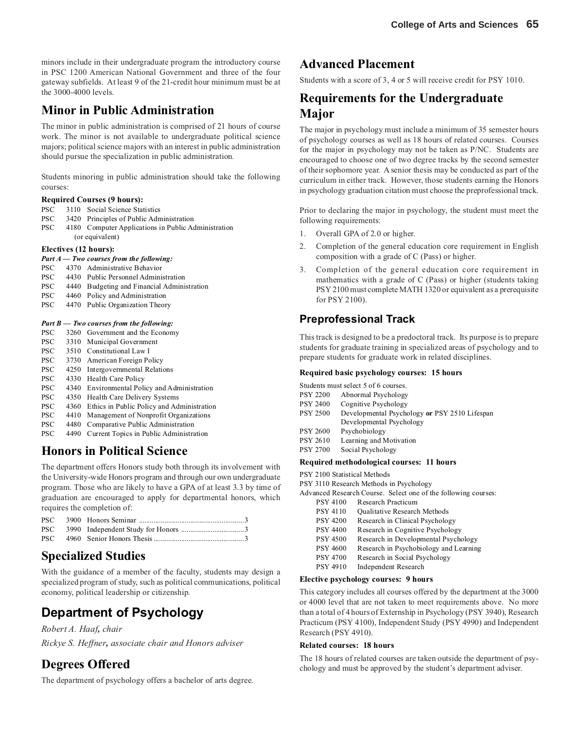minors include in their undergraduate program the introductory course in PSC 1200 American National Government and three of the four gateway subfields. At least 9 of the 21-credit hour minimum must be at the 3000-4000 levels.

## Minor in Public Administration

The minor in public administration is comprised of 21 hours of course work. The minor is not available to undergraduate political science majors; political science majors with an interest in public administration should pursue the specialization in public administration.

Students minoring in public administration should take the following courses:

**Required Courses (9 hours):**

PSC 3110 Social Science Statistics
PSC 3420 Principles of Public Administration
PSC 4180 Computer Applications in Public Administration (or equivalent)

**Electives (12 hours):**

***Part A — Two courses from the following:***

PSC 4370 Administrative Behavior
PSC 4430 Public Personnel Administration
PSC 4440 Budgeting and Financial Administration
PSC 4460 Policy and Administration
PSC 4470 Public Organization Theory

***Part B — Two courses from the following:***

PSC 3260 Government and the Economy
PSC 3310 Municipal Government
PSC 3510 Constitutional Law I
PSC 3730 American Foreign Policy
PSC 4250 Intergovernmental Relations
PSC 4330 Health Care Policy
PSC 4340 Environmental Policy and Administration
PSC 4350 Health Care Delivery Systems
PSC 4360 Ethics in Public Policy and Administration
PSC 4410 Management of Nonprofit Organizations
PSC 4480 Comparative Public Administration
PSC 4490 Current Topics in Public Administration

## Honors in Political Science

The department offers Honors study both through its involvement with the University-wide Honors program and through our own undergraduate program. Those who are likely to have a GPA of at least 3.3 by time of graduation are encouraged to apply for departmental honors, which requires the completion of:

PSC 3900 Honors Seminar ........................................................3
PSC 3990 Independent Study for Honors ..................................3
PSC 4960 Senior Honors Thesis ................................................3

## Specialized Studies

With the guidance of a member of the faculty, students may design a specialized program of study, such as political communications, political economy, political leadership or citizenship.

# Department of Psychology

*Robert A. Haaf, chair*

*Rickye S. Heffner, associate chair and Honors adviser*

## Degrees Offered

The department of psychology offers a bachelor of arts degree.

## Advanced Placement

Students with a score of 3, 4 or 5 will receive credit for PSY 1010.

## Requirements for the Undergraduate Major

The major in psychology must include a minimum of 35 semester hours of psychology courses as well as 18 hours of related courses. Courses for the major in psychology may not be taken as P/NC. Students are encouraged to choose one of two degree tracks by the second semester of their sophomore year. A senior thesis may be conducted as part of the curriculum in either track. However, those students earning the Honors in psychology graduation citation must choose the preprofessional track.

Prior to declaring the major in psychology, the student must meet the following requirements:

1. Overall GPA of 2.0 or higher.
2. Completion of the general education core requirement in English composition with a grade of C (Pass) or higher.
3. Completion of the general education core requirement in mathematics with a grade of C (Pass) or higher (students taking PSY 2100 must complete MATH 1320 or equivalent as a prerequisite for PSY 2100).

### Preprofessional Track

This track is designed to be a predoctoral track. Its purpose is to prepare students for graduate training in specialized areas of psychology and to prepare students for graduate work in related disciplines.

**Required basic psychology courses: 15 hours**

Students must select 5 of 6 courses.

PSY 2200 Abnormal Psychology
PSY 2400 Cognitive Psychology
PSY 2500 Developmental Psychology **or** PSY 2510 Lifespan Developmental Psychology
PSY 2600 Psychobiology
PSY 2610 Learning and Motivation
PSY 2700 Social Psychology

**Required methodological courses: 11 hours**

PSY 2100 Statistical Methods
PSY 3110 Research Methods in Psychology
Advanced Research Course. Select one of the following courses:

- PSY 4100 Research Practicum
- PSY 4110 Qualitative Research Methods
- PSY 4200 Research in Clinical Psychology
- PSY 4400 Research in Cognitive Psychology
- PSY 4500 Research in Developmental Psychology
- PSY 4600 Research in Psychobiology and Learning
- PSY 4700 Research in Social Psychology
- PSY 4910 Independent Research

**Elective psychology courses: 9 hours**

This category includes all courses offered by the department at the 3000 or 4000 level that are not taken to meet requirements above. No more than a total of 4 hours of Externship in Psychology (PSY 3940), Research Practicum (PSY 4100), Independent Study (PSY 4990) and Independent Research (PSY 4910).

**Related courses: 18 hours**

The 18 hours of related courses are taken outside the department of psychology and must be approved by the student's department adviser.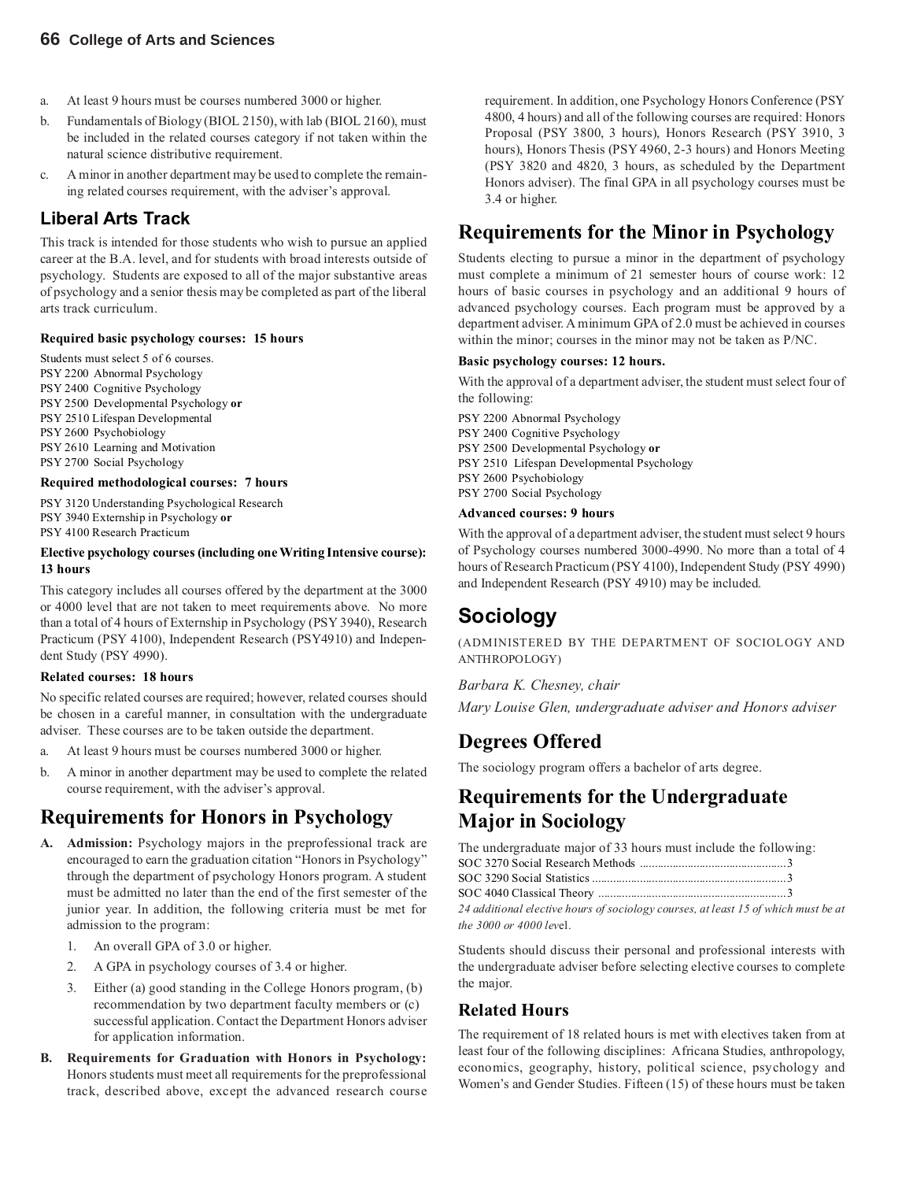a. At least 9 hours must be courses numbered 3000 or higher.
b. Fundamentals of Biology (BIOL 2150), with lab (BIOL 2160), must be included in the related courses category if not taken within the natural science distributive requirement.
c. A minor in another department may be used to complete the remaining related courses requirement, with the adviser's approval.

### Liberal Arts Track

This track is intended for those students who wish to pursue an applied career at the B.A. level, and for students with broad interests outside of psychology. Students are exposed to all of the major substantive areas of psychology and a senior thesis may be completed as part of the liberal arts track curriculum.

**Required basic psychology courses: 15 hours**

Students must select 5 of 6 courses.
PSY 2200 Abnormal Psychology
PSY 2400 Cognitive Psychology
PSY 2500 Developmental Psychology **or**
PSY 2510 Lifespan Developmental
PSY 2600 Psychobiology
PSY 2610 Learning and Motivation
PSY 2700 Social Psychology

**Required methodological courses: 7 hours**

PSY 3120 Understanding Psychological Research
PSY 3940 Externship in Psychology **or**
PSY 4100 Research Practicum

**Elective psychology courses (including one Writing Intensive course): 13 hours**

This category includes all courses offered by the department at the 3000 or 4000 level that are not taken to meet requirements above. No more than a total of 4 hours of Externship in Psychology (PSY 3940), Research Practicum (PSY 4100), Independent Research (PSY4910) and Independent Study (PSY 4990).

**Related courses: 18 hours**

No specific related courses are required; however, related courses should be chosen in a careful manner, in consultation with the undergraduate adviser. These courses are to be taken outside the department.

a. At least 9 hours must be courses numbered 3000 or higher.
b. A minor in another department may be used to complete the related course requirement, with the adviser's approval.

## Requirements for Honors in Psychology

**A. Admission:** Psychology majors in the preprofessional track are encouraged to earn the graduation citation "Honors in Psychology" through the department of psychology Honors program. A student must be admitted no later than the end of the first semester of the junior year. In addition, the following criteria must be met for admission to the program:

1. An overall GPA of 3.0 or higher.
2. A GPA in psychology courses of 3.4 or higher.
3. Either (a) good standing in the College Honors program, (b) recommendation by two department faculty members or (c) successful application. Contact the Department Honors adviser for application information.

**B. Requirements for Graduation with Honors in Psychology:** Honors students must meet all requirements for the preprofessional track, described above, except the advanced research course requirement. In addition, one Psychology Honors Conference (PSY 4800, 4 hours) and all of the following courses are required: Honors Proposal (PSY 3800, 3 hours), Honors Research (PSY 3910, 3 hours), Honors Thesis (PSY 4960, 2-3 hours) and Honors Meeting (PSY 3820 and 4820, 3 hours, as scheduled by the Department Honors adviser). The final GPA in all psychology courses must be 3.4 or higher.

## Requirements for the Minor in Psychology

Students electing to pursue a minor in the department of psychology must complete a minimum of 21 semester hours of course work: 12 hours of basic courses in psychology and an additional 9 hours of advanced psychology courses. Each program must be approved by a department adviser. A minimum GPA of 2.0 must be achieved in courses within the minor; courses in the minor may not be taken as P/NC.

**Basic psychology courses: 12 hours.**

With the approval of a department adviser, the student must select four of the following:

PSY 2200 Abnormal Psychology
PSY 2400 Cognitive Psychology
PSY 2500 Developmental Psychology **or**
PSY 2510 Lifespan Developmental Psychology
PSY 2600 Psychobiology
PSY 2700 Social Psychology

**Advanced courses: 9 hours**

With the approval of a department adviser, the student must select 9 hours of Psychology courses numbered 3000-4990. No more than a total of 4 hours of Research Practicum (PSY 4100), Independent Study (PSY 4990) and Independent Research (PSY 4910) may be included.

# Sociology

(ADMINISTERED BY THE DEPARTMENT OF SOCIOLOGY AND ANTHROPOLOGY)

*Barbara K. Chesney, chair*

*Mary Louise Glen, undergraduate adviser and Honors adviser*

## Degrees Offered

The sociology program offers a bachelor of arts degree.

## Requirements for the Undergraduate Major in Sociology

The undergraduate major of 33 hours must include the following:

SOC 3270 Social Research Methods ........ 3
SOC 3290 Social Statistics ........ 3
SOC 4040 Classical Theory ........ 3

*24 additional elective hours of sociology courses, at least 15 of which must be at the 3000 or 4000 level.*

Students should discuss their personal and professional interests with the undergraduate adviser before selecting elective courses to complete the major.

### Related Hours

The requirement of 18 related hours is met with electives taken from at least four of the following disciplines: Africana Studies, anthropology, economics, geography, history, political science, psychology and Women's and Gender Studies. Fifteen (15) of these hours must be taken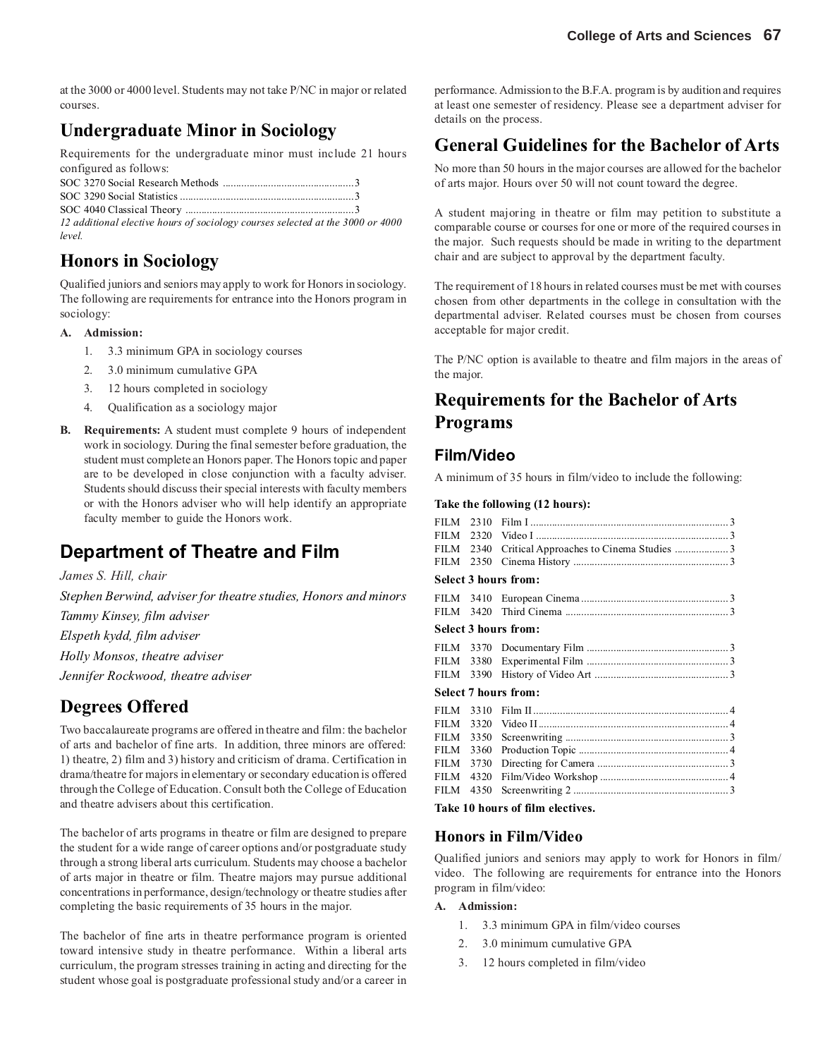at the 3000 or 4000 level. Students may not take P/NC in major or related courses.

## Undergraduate Minor in Sociology

Requirements for the undergraduate minor must include 21 hours configured as follows:

SOC 3270 Social Research Methods ............................................ 3
SOC 3290 Social Statistics ............................................................ 3
SOC 4040 Classical Theory ........................................................... 3
*12 additional elective hours of sociology courses selected at the 3000 or 4000 level.*

## Honors in Sociology

Qualified juniors and seniors may apply to work for Honors in sociology. The following are requirements for entrance into the Honors program in sociology:

**A. Admission:**

1. 3.3 minimum GPA in sociology courses
2. 3.0 minimum cumulative GPA
3. 12 hours completed in sociology
4. Qualification as a sociology major

**B. Requirements:** A student must complete 9 hours of independent work in sociology. During the final semester before graduation, the student must complete an Honors paper. The Honors topic and paper are to be developed in close conjunction with a faculty adviser. Students should discuss their special interests with faculty members or with the Honors adviser who will help identify an appropriate faculty member to guide the Honors work.

# Department of Theatre and Film

*James S. Hill, chair*

*Stephen Berwind, adviser for theatre studies, Honors and minors*

*Tammy Kinsey, film adviser*

*Elspeth kydd, film adviser*

*Holly Monsos, theatre adviser*

*Jennifer Rockwood, theatre adviser*

## Degrees Offered

Two baccalaureate programs are offered in theatre and film: the bachelor of arts and bachelor of fine arts. In addition, three minors are offered: 1) theatre, 2) film and 3) history and criticism of drama. Certification in drama/theatre for majors in elementary or secondary education is offered through the College of Education. Consult both the College of Education and theatre advisers about this certification.

The bachelor of arts programs in theatre or film are designed to prepare the student for a wide range of career options and/or postgraduate study through a strong liberal arts curriculum. Students may choose a bachelor of arts major in theatre or film. Theatre majors may pursue additional concentrations in performance, design/technology or theatre studies after completing the basic requirements of 35 hours in the major.

The bachelor of fine arts in theatre performance program is oriented toward intensive study in theatre performance. Within a liberal arts curriculum, the program stresses training in acting and directing for the student whose goal is postgraduate professional study and/or a career in performance. Admission to the B.F.A. program is by audition and requires at least one semester of residency. Please see a department adviser for details on the process.

## General Guidelines for the Bachelor of Arts

No more than 50 hours in the major courses are allowed for the bachelor of arts major. Hours over 50 will not count toward the degree.

A student majoring in theatre or film may petition to substitute a comparable course or courses for one or more of the required courses in the major. Such requests should be made in writing to the department chair and are subject to approval by the department faculty.

The requirement of 18 hours in related courses must be met with courses chosen from other departments in the college in consultation with the departmental adviser. Related courses must be chosen from courses acceptable for major credit.

The P/NC option is available to theatre and film majors in the areas of the major.

## Requirements for the Bachelor of Arts Programs

### Film/Video

A minimum of 35 hours in film/video to include the following:

**Take the following (12 hours):**

FILM 2310 Film I ........................................................................ 3
FILM 2320 Video I ...................................................................... 3
FILM 2340 Critical Approaches to Cinema Studies ................... 3
FILM 2350 Cinema History ......................................................... 3

**Select 3 hours from:**

FILM 3410 European Cinema ...................................................... 3
FILM 3420 Third Cinema ............................................................ 3

**Select 3 hours from:**

FILM 3370 Documentary Film .................................................... 3
FILM 3380 Experimental Film .................................................... 3
FILM 3390 History of Video Art ................................................. 3

**Select 7 hours from:**

FILM 3310 Film II ....................................................................... 4
FILM 3320 Video II ..................................................................... 4
FILM 3350 Screenwriting ............................................................ 3
FILM 3360 Production Topic ....................................................... 4
FILM 3730 Directing for Camera ................................................ 3
FILM 4320 Film/Video Workshop ............................................... 4
FILM 4350 Screenwriting 2 ......................................................... 3

**Take 10 hours of film electives.**

### Honors in Film/Video

Qualified juniors and seniors may apply to work for Honors in film/video. The following are requirements for entrance into the Honors program in film/video:

**A. Admission:**

1. 3.3 minimum GPA in film/video courses
2. 3.0 minimum cumulative GPA
3. 12 hours completed in film/video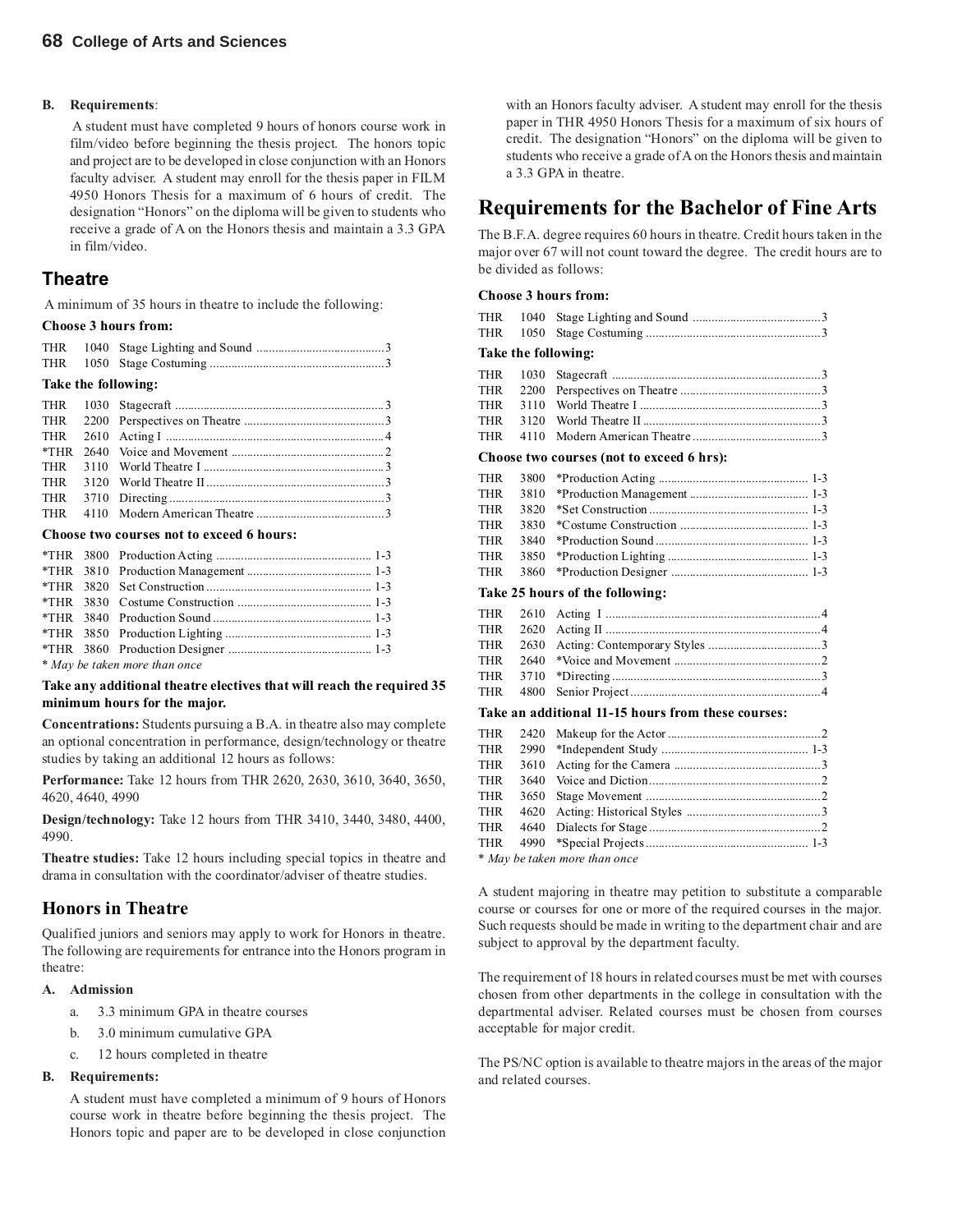**B. Requirements**:

A student must have completed 9 hours of honors course work in film/video before beginning the thesis project. The honors topic and project are to be developed in close conjunction with an Honors faculty adviser. A student may enroll for the thesis paper in FILM 4950 Honors Thesis for a maximum of 6 hours of credit. The designation "Honors" on the diploma will be given to students who receive a grade of A on the Honors thesis and maintain a 3.3 GPA in film/video.

## Theatre

A minimum of 35 hours in theatre to include the following:

**Choose 3 hours from:**

| | | | |
|---|---|---|---|
| THR | 1040 | Stage Lighting and Sound | 3 |
| THR | 1050 | Stage Costuming | 3 |

**Take the following:**

| | | | |
|---|---|---|---|
| THR | 1030 | Stagecraft | 3 |
| THR | 2200 | Perspectives on Theatre | 3 |
| THR | 2610 | Acting I | 4 |
| *THR | 2640 | Voice and Movement | 2 |
| THR | 3110 | World Theatre I | 3 |
| THR | 3120 | World Theatre II | 3 |
| THR | 3710 | Directing | 3 |
| THR | 4110 | Modern American Theatre | 3 |

**Choose two courses not to exceed 6 hours:**

| | | | |
|---|---|---|---|
| *THR | 3800 | Production Acting | 1-3 |
| *THR | 3810 | Production Management | 1-3 |
| *THR | 3820 | Set Construction | 1-3 |
| *THR | 3830 | Costume Construction | 1-3 |
| *THR | 3840 | Production Sound | 1-3 |
| *THR | 3850 | Production Lighting | 1-3 |
| *THR | 3860 | Production Designer | 1-3 |

* *May be taken more than once*

**Take any additional theatre electives that will reach the required 35 minimum hours for the major.**

**Concentrations:** Students pursuing a B.A. in theatre also may complete an optional concentration in performance, design/technology or theatre studies by taking an additional 12 hours as follows:

**Performance:** Take 12 hours from THR 2620, 2630, 3610, 3640, 3650, 4620, 4640, 4990

**Design/technology:** Take 12 hours from THR 3410, 3440, 3480, 4400, 4990.

**Theatre studies:** Take 12 hours including special topics in theatre and drama in consultation with the coordinator/adviser of theatre studies.

## Honors in Theatre

Qualified juniors and seniors may apply to work for Honors in theatre. The following are requirements for entrance into the Honors program in theatre:

**A. Admission**

a. 3.3 minimum GPA in theatre courses

b. 3.0 minimum cumulative GPA

c. 12 hours completed in theatre

**B. Requirements:**

A student must have completed a minimum of 9 hours of Honors course work in theatre before beginning the thesis project. The Honors topic and paper are to be developed in close conjunction with an Honors faculty adviser. A student may enroll for the thesis paper in THR 4950 Honors Thesis for a maximum of six hours of credit. The designation "Honors" on the diploma will be given to students who receive a grade of A on the Honors thesis and maintain a 3.3 GPA in theatre.

## Requirements for the Bachelor of Fine Arts

The B.F.A. degree requires 60 hours in theatre. Credit hours taken in the major over 67 will not count toward the degree. The credit hours are to be divided as follows:

**Choose 3 hours from:**

| | | | |
|---|---|---|---|
| THR | 1040 | Stage Lighting and Sound | 3 |
| THR | 1050 | Stage Costuming | 3 |

**Take the following:**

| | | | |
|---|---|---|---|
| THR | 1030 | Stagecraft | 3 |
| THR | 2200 | Perspectives on Theatre | 3 |
| THR | 3110 | World Theatre I | 3 |
| THR | 3120 | World Theatre II | 3 |
| THR | 4110 | Modern American Theatre | 3 |

**Choose two courses (not to exceed 6 hrs):**

| | | | |
|---|---|---|---|
| THR | 3800 | *Production Acting | 1-3 |
| THR | 3810 | *Production Management | 1-3 |
| THR | 3820 | *Set Construction | 1-3 |
| THR | 3830 | *Costume Construction | 1-3 |
| THR | 3840 | *Production Sound | 1-3 |
| THR | 3850 | *Production Lighting | 1-3 |
| THR | 3860 | *Production Designer | 1-3 |

**Take 25 hours of the following:**

| | | | |
|---|---|---|---|
| THR | 2610 | Acting I | 4 |
| THR | 2620 | Acting II | 4 |
| THR | 2630 | Acting: Contemporary Styles | 3 |
| THR | 2640 | *Voice and Movement | 2 |
| THR | 3710 | *Directing | 3 |
| THR | 4800 | Senior Project | 4 |

**Take an additional 11-15 hours from these courses:**

| | | | |
|---|---|---|---|
| THR | 2420 | Makeup for the Actor | 2 |
| THR | 2990 | *Independent Study | 1-3 |
| THR | 3610 | Acting for the Camera | 3 |
| THR | 3640 | Voice and Diction | 2 |
| THR | 3650 | Stage Movement | 2 |
| THR | 4620 | Acting: Historical Styles | 3 |
| THR | 4640 | Dialects for Stage | 2 |
| THR | 4990 | *Special Projects | 1-3 |

* *May be taken more than once*

A student majoring in theatre may petition to substitute a comparable course or courses for one or more of the required courses in the major. Such requests should be made in writing to the department chair and are subject to approval by the department faculty.

The requirement of 18 hours in related courses must be met with courses chosen from other departments in the college in consultation with the departmental adviser. Related courses must be chosen from courses acceptable for major credit.

The PS/NC option is available to theatre majors in the areas of the major and related courses.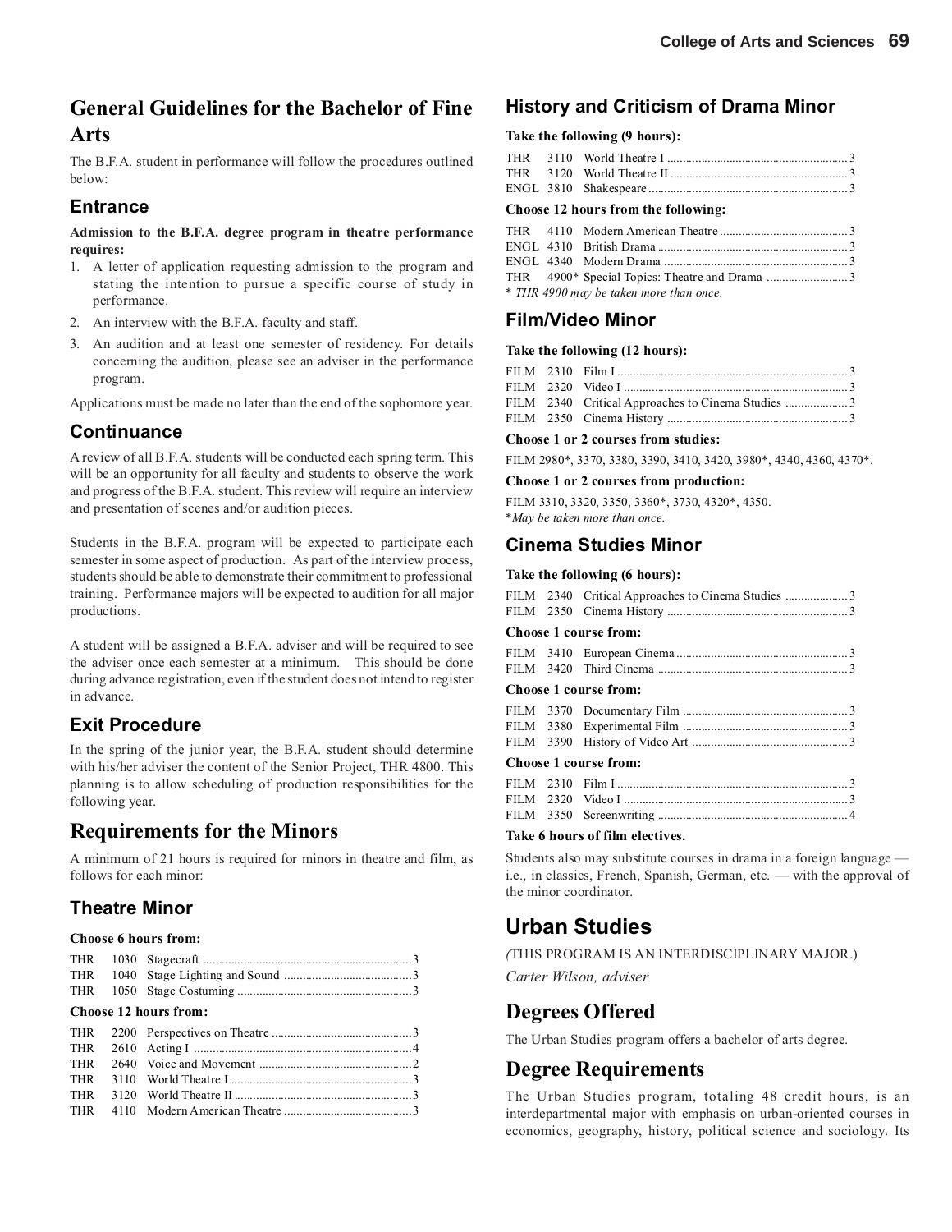## General Guidelines for the Bachelor of Fine Arts

The B.F.A. student in performance will follow the procedures outlined below:

### Entrance

**Admission to the B.F.A. degree program in theatre performance requires:**

1. A letter of application requesting admission to the program and stating the intention to pursue a specific course of study in performance.
2. An interview with the B.F.A. faculty and staff.
3. An audition and at least one semester of residency. For details concerning the audition, please see an adviser in the performance program.

Applications must be made no later than the end of the sophomore year.

### Continuance

A review of all B.F.A. students will be conducted each spring term. This will be an opportunity for all faculty and students to observe the work and progress of the B.F.A. student. This review will require an interview and presentation of scenes and/or audition pieces.

Students in the B.F.A. program will be expected to participate each semester in some aspect of production. As part of the interview process, students should be able to demonstrate their commitment to professional training. Performance majors will be expected to audition for all major productions.

A student will be assigned a B.F.A. adviser and will be required to see the adviser once each semester at a minimum. This should be done during advance registration, even if the student does not intend to register in advance.

### Exit Procedure

In the spring of the junior year, the B.F.A. student should determine with his/her adviser the content of the Senior Project, THR 4800. This planning is to allow scheduling of production responsibilities for the following year.

## Requirements for the Minors

A minimum of 21 hours is required for minors in theatre and film, as follows for each minor:

### Theatre Minor

**Choose 6 hours from:**

THR 1030 Stagecraft ........ 3
THR 1040 Stage Lighting and Sound ........ 3
THR 1050 Stage Costuming ........ 3

**Choose 12 hours from:**

THR 2200 Perspectives on Theatre ........ 3
THR 2610 Acting I ........ 4
THR 2640 Voice and Movement ........ 2
THR 3110 World Theatre I ........ 3
THR 3120 World Theatre II ........ 3
THR 4110 Modern American Theatre ........ 3

### History and Criticism of Drama Minor

**Take the following (9 hours):**

THR 3110 World Theatre I ........ 3
THR 3120 World Theatre II ........ 3
ENGL 3810 Shakespeare ........ 3

**Choose 12 hours from the following:**

THR 4110 Modern American Theatre ........ 3
ENGL 4310 British Drama ........ 3
ENGL 4340 Modern Drama ........ 3
THR 4900* Special Topics: Theatre and Drama ........ 3

\* *THR 4900 may be taken more than once.*

### Film/Video Minor

**Take the following (12 hours):**

FILM 2310 Film I ........ 3
FILM 2320 Video I ........ 3
FILM 2340 Critical Approaches to Cinema Studies ........ 3
FILM 2350 Cinema History ........ 3

**Choose 1 or 2 courses from studies:**

FILM 2980*, 3370, 3380, 3390, 3410, 3420, 3980*, 4340, 4360, 4370*.

**Choose 1 or 2 courses from production:**

FILM 3310, 3320, 3350, 3360*, 3730, 4320*, 4350.

\**May be taken more than once.*

### Cinema Studies Minor

**Take the following (6 hours):**

FILM 2340 Critical Approaches to Cinema Studies ........ 3
FILM 2350 Cinema History ........ 3

**Choose 1 course from:**

FILM 3410 European Cinema ........ 3
FILM 3420 Third Cinema ........ 3

**Choose 1 course from:**

FILM 3370 Documentary Film ........ 3
FILM 3380 Experimental Film ........ 3
FILM 3390 History of Video Art ........ 3

**Choose 1 course from:**

FILM 2310 Film I ........ 3
FILM 2320 Video I ........ 3
FILM 3350 Screenwriting ........ 4

**Take 6 hours of film electives.**

Students also may substitute courses in drama in a foreign language — i.e., in classics, French, Spanish, German, etc. — with the approval of the minor coordinator.

## Urban Studies

*(*THIS PROGRAM IS AN INTERDISCIPLINARY MAJOR.)

*Carter Wilson, adviser*

## Degrees Offered

The Urban Studies program offers a bachelor of arts degree.

## Degree Requirements

The Urban Studies program, totaling 48 credit hours, is an interdepartmental major with emphasis on urban-oriented courses in economics, geography, history, political science and sociology. Its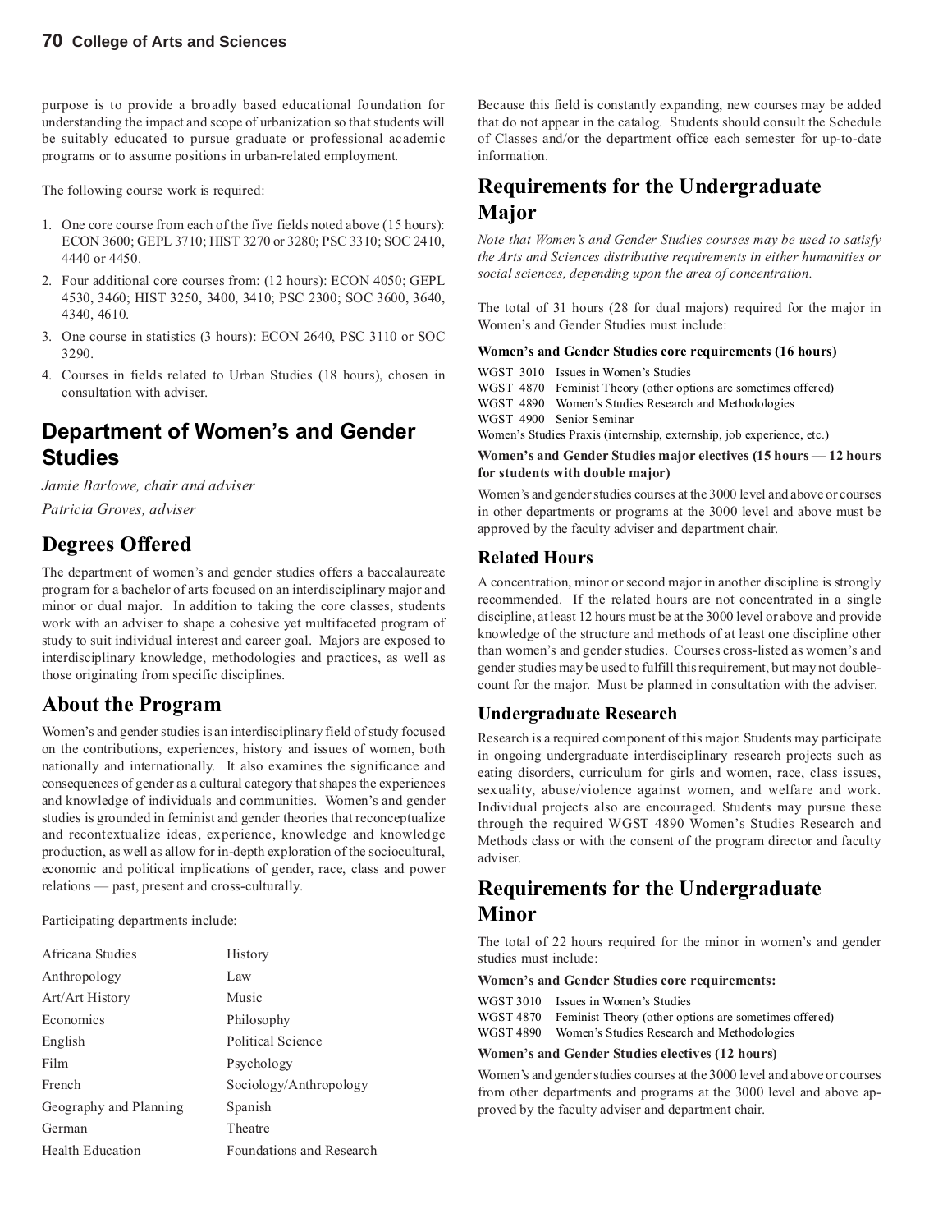purpose is to provide a broadly based educational foundation for understanding the impact and scope of urbanization so that students will be suitably educated to pursue graduate or professional academic programs or to assume positions in urban-related employment.

The following course work is required:

1. One core course from each of the five fields noted above (15 hours): ECON 3600; GEPL 3710; HIST 3270 or 3280; PSC 3310; SOC 2410, 4440 or 4450.
2. Four additional core courses from: (12 hours): ECON 4050; GEPL 4530, 3460; HIST 3250, 3400, 3410; PSC 2300; SOC 3600, 3640, 4340, 4610.
3. One course in statistics (3 hours): ECON 2640, PSC 3110 or SOC 3290.
4. Courses in fields related to Urban Studies (18 hours), chosen in consultation with adviser.

## Department of Women's and Gender Studies

*Jamie Barlowe, chair and adviser*

*Patricia Groves, adviser*

## Degrees Offered

The department of women's and gender studies offers a baccalaureate program for a bachelor of arts focused on an interdisciplinary major and minor or dual major. In addition to taking the core classes, students work with an adviser to shape a cohesive yet multifaceted program of study to suit individual interest and career goal. Majors are exposed to interdisciplinary knowledge, methodologies and practices, as well as those originating from specific disciplines.

## About the Program

Women's and gender studies is an interdisciplinary field of study focused on the contributions, experiences, history and issues of women, both nationally and internationally. It also examines the significance and consequences of gender as a cultural category that shapes the experiences and knowledge of individuals and communities. Women's and gender studies is grounded in feminist and gender theories that reconceptualize and recontextualize ideas, experience, knowledge and knowledge production, as well as allow for in-depth exploration of the sociocultural, economic and political implications of gender, race, class and power relations — past, present and cross-culturally.

Participating departments include:

| | |
|---|---|
| Africana Studies | History |
| Anthropology | Law |
| Art/Art History | Music |
| Economics | Philosophy |
| English | Political Science |
| Film | Psychology |
| French | Sociology/Anthropology |
| Geography and Planning | Spanish |
| German | Theatre |
| Health Education | Foundations and Research |

Because this field is constantly expanding, new courses may be added that do not appear in the catalog. Students should consult the Schedule of Classes and/or the department office each semester for up-to-date information.

## Requirements for the Undergraduate Major

*Note that Women's and Gender Studies courses may be used to satisfy the Arts and Sciences distributive requirements in either humanities or social sciences, depending upon the area of concentration.*

The total of 31 hours (28 for dual majors) required for the major in Women's and Gender Studies must include:

**Women's and Gender Studies core requirements (16 hours)**

WGST 3010 Issues in Women's Studies
WGST 4870 Feminist Theory (other options are sometimes offered)
WGST 4890 Women's Studies Research and Methodologies
WGST 4900 Senior Seminar
Women's Studies Praxis (internship, externship, job experience, etc.)

**Women's and Gender Studies major electives (15 hours — 12 hours for students with double major)**

Women's and gender studies courses at the 3000 level and above or courses in other departments or programs at the 3000 level and above must be approved by the faculty adviser and department chair.

### Related Hours

A concentration, minor or second major in another discipline is strongly recommended. If the related hours are not concentrated in a single discipline, at least 12 hours must be at the 3000 level or above and provide knowledge of the structure and methods of at least one discipline other than women's and gender studies. Courses cross-listed as women's and gender studies may be used to fulfill this requirement, but may not double-count for the major. Must be planned in consultation with the adviser.

### Undergraduate Research

Research is a required component of this major. Students may participate in ongoing undergraduate interdisciplinary research projects such as eating disorders, curriculum for girls and women, race, class issues, sexuality, abuse/violence against women, and welfare and work. Individual projects also are encouraged. Students may pursue these through the required WGST 4890 Women's Studies Research and Methods class or with the consent of the program director and faculty adviser.

## Requirements for the Undergraduate Minor

The total of 22 hours required for the minor in women's and gender studies must include:

**Women's and Gender Studies core requirements:**

WGST 3010 Issues in Women's Studies
WGST 4870 Feminist Theory (other options are sometimes offered)
WGST 4890 Women's Studies Research and Methodologies

**Women's and Gender Studies electives (12 hours)**

Women's and gender studies courses at the 3000 level and above or courses from other departments and programs at the 3000 level and above approved by the faculty adviser and department chair.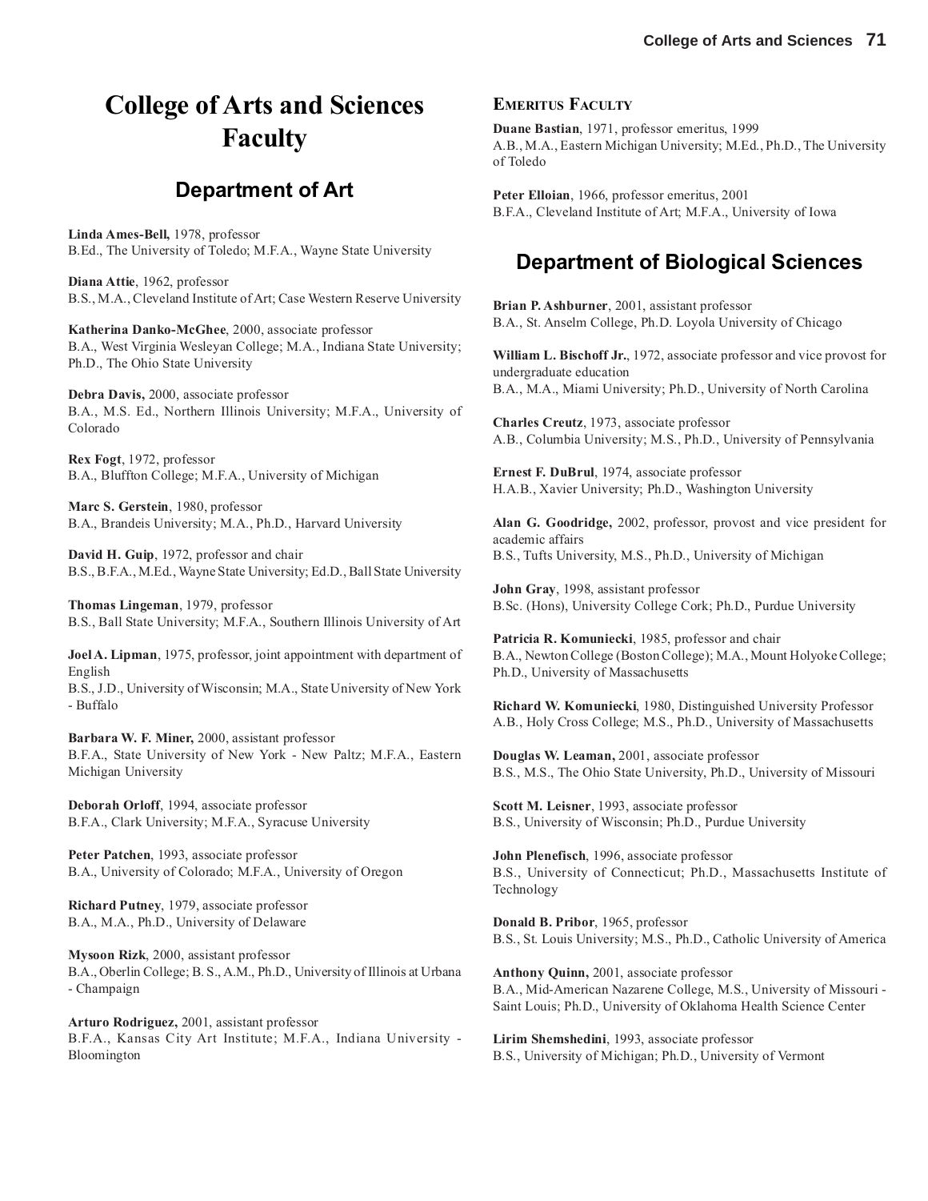# College of Arts and Sciences Faculty

## Department of Art

**Linda Ames-Bell,** 1978, professor
B.Ed., The University of Toledo; M.F.A., Wayne State University

**Diana Attie**, 1962, professor
B.S., M.A., Cleveland Institute of Art; Case Western Reserve University

**Katherina Danko-McGhee**, 2000, associate professor
B.A., West Virginia Wesleyan College; M.A., Indiana State University; Ph.D., The Ohio State University

**Debra Davis,** 2000, associate professor
B.A., M.S. Ed., Northern Illinois University; M.F.A., University of Colorado

**Rex Fogt**, 1972, professor
B.A., Bluffton College; M.F.A., University of Michigan

**Marc S. Gerstein**, 1980, professor
B.A., Brandeis University; M.A., Ph.D., Harvard University

**David H. Guip**, 1972, professor and chair
B.S., B.F.A., M.Ed., Wayne State University; Ed.D., Ball State University

**Thomas Lingeman**, 1979, professor
B.S., Ball State University; M.F.A., Southern Illinois University of Art

**Joel A. Lipman**, 1975, professor, joint appointment with department of English
B.S., J.D., University of Wisconsin; M.A., State University of New York - Buffalo

**Barbara W. F. Miner,** 2000, assistant professor
B.F.A., State University of New York - New Paltz; M.F.A., Eastern Michigan University

**Deborah Orloff**, 1994, associate professor
B.F.A., Clark University; M.F.A., Syracuse University

**Peter Patchen**, 1993, associate professor
B.A., University of Colorado; M.F.A., University of Oregon

**Richard Putney**, 1979, associate professor
B.A., M.A., Ph.D., University of Delaware

**Mysoon Rizk**, 2000, assistant professor
B.A., Oberlin College; B. S., A.M., Ph.D., University of Illinois at Urbana - Champaign

**Arturo Rodriguez,** 2001, assistant professor
B.F.A., Kansas City Art Institute; M.F.A., Indiana University - Bloomington

### Emeritus Faculty

**Duane Bastian**, 1971, professor emeritus, 1999
A.B., M.A., Eastern Michigan University; M.Ed., Ph.D., The University of Toledo

**Peter Elloian**, 1966, professor emeritus, 2001
B.F.A., Cleveland Institute of Art; M.F.A., University of Iowa

## Department of Biological Sciences

**Brian P. Ashburner**, 2001, assistant professor
B.A., St. Anselm College, Ph.D. Loyola University of Chicago

**William L. Bischoff Jr.**, 1972, associate professor and vice provost for undergraduate education
B.A., M.A., Miami University; Ph.D., University of North Carolina

**Charles Creutz**, 1973, associate professor
A.B., Columbia University; M.S., Ph.D., University of Pennsylvania

**Ernest F. DuBrul**, 1974, associate professor
H.A.B., Xavier University; Ph.D., Washington University

**Alan G. Goodridge,** 2002, professor, provost and vice president for academic affairs
B.S., Tufts University, M.S., Ph.D., University of Michigan

**John Gray**, 1998, assistant professor
B.Sc. (Hons), University College Cork; Ph.D., Purdue University

**Patricia R. Komuniecki**, 1985, professor and chair
B.A., Newton College (Boston College); M.A., Mount Holyoke College; Ph.D., University of Massachusetts

**Richard W. Komuniecki**, 1980, Distinguished University Professor
A.B., Holy Cross College; M.S., Ph.D., University of Massachusetts

**Douglas W. Leaman,** 2001, associate professor
B.S., M.S., The Ohio State University, Ph.D., University of Missouri

**Scott M. Leisner**, 1993, associate professor
B.S., University of Wisconsin; Ph.D., Purdue University

**John Plenefisch**, 1996, associate professor
B.S., University of Connecticut; Ph.D., Massachusetts Institute of Technology

**Donald B. Pribor**, 1965, professor
B.S., St. Louis University; M.S., Ph.D., Catholic University of America

**Anthony Quinn,** 2001, associate professor
B.A., Mid-American Nazarene College, M.S., University of Missouri - Saint Louis; Ph.D., University of Oklahoma Health Science Center

**Lirim Shemshedini**, 1993, associate professor
B.S., University of Michigan; Ph.D., University of Vermont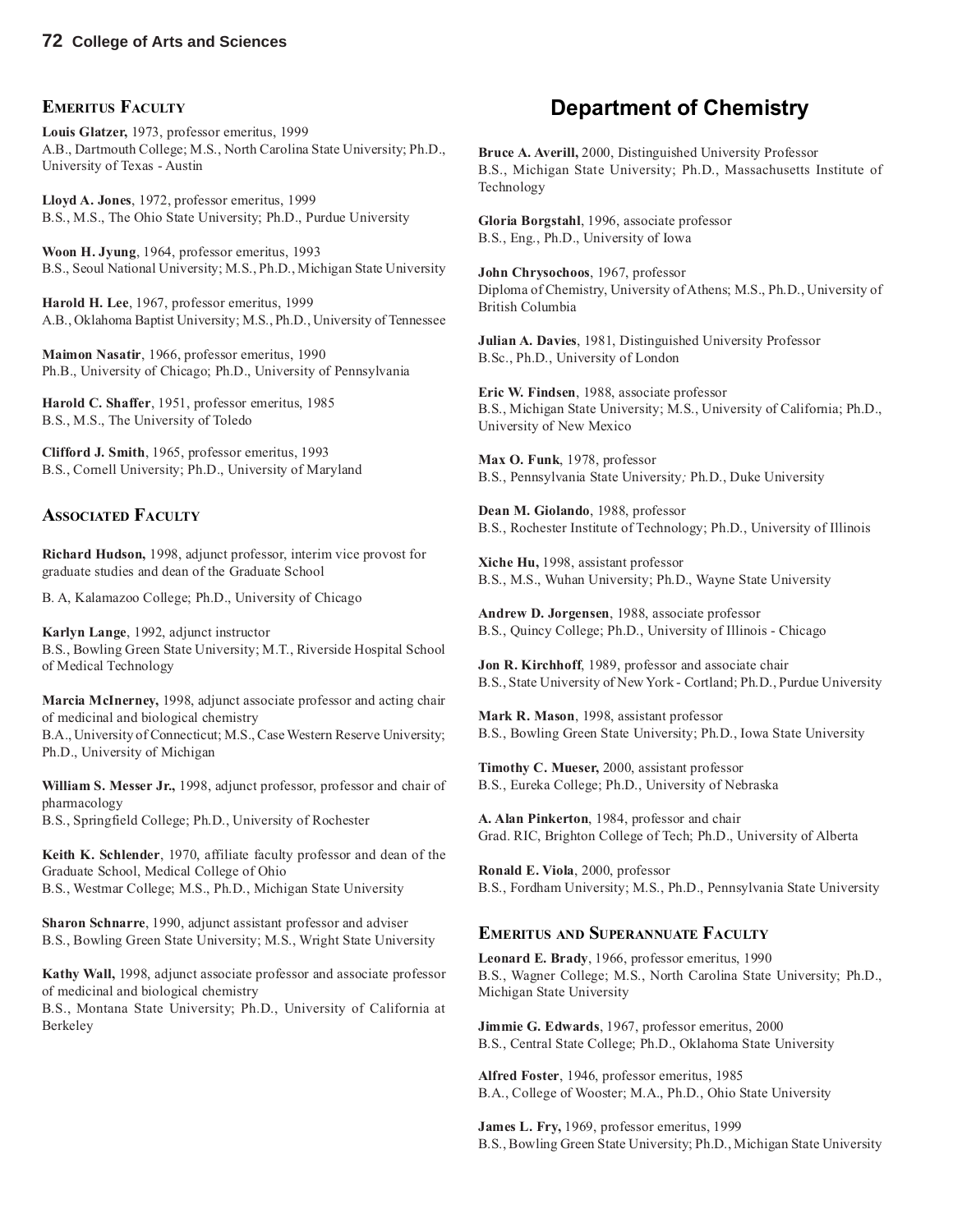### Emeritus Faculty

**Louis Glatzer,** 1973, professor emeritus, 1999
A.B., Dartmouth College; M.S., North Carolina State University; Ph.D., University of Texas - Austin

**Lloyd A. Jones**, 1972, professor emeritus, 1999
B.S., M.S., The Ohio State University; Ph.D., Purdue University

**Woon H. Jyung**, 1964, professor emeritus, 1993
B.S., Seoul National University; M.S., Ph.D., Michigan State University

**Harold H. Lee**, 1967, professor emeritus, 1999
A.B., Oklahoma Baptist University; M.S., Ph.D., University of Tennessee

**Maimon Nasatir**, 1966, professor emeritus, 1990
Ph.B., University of Chicago; Ph.D., University of Pennsylvania

**Harold C. Shaffer**, 1951, professor emeritus, 1985
B.S., M.S., The University of Toledo

**Clifford J. Smith**, 1965, professor emeritus, 1993
B.S., Cornell University; Ph.D., University of Maryland

### Associated Faculty

**Richard Hudson,** 1998, adjunct professor, interim vice provost for graduate studies and dean of the Graduate School

B. A, Kalamazoo College; Ph.D., University of Chicago

**Karlyn Lange**, 1992, adjunct instructor
B.S., Bowling Green State University; M.T., Riverside Hospital School of Medical Technology

**Marcia McInerney,** 1998, adjunct associate professor and acting chair of medicinal and biological chemistry
B.A., University of Connecticut; M.S., Case Western Reserve University; Ph.D., University of Michigan

**William S. Messer Jr.,** 1998, adjunct professor, professor and chair of pharmacology
B.S., Springfield College; Ph.D., University of Rochester

**Keith K. Schlender**, 1970, affiliate faculty professor and dean of the Graduate School, Medical College of Ohio
B.S., Westmar College; M.S., Ph.D., Michigan State University

**Sharon Schnarre**, 1990, adjunct assistant professor and adviser
B.S., Bowling Green State University; M.S., Wright State University

**Kathy Wall,** 1998, adjunct associate professor and associate professor of medicinal and biological chemistry
B.S., Montana State University; Ph.D., University of California at Berkeley

## Department of Chemistry

**Bruce A. Averill,** 2000, Distinguished University Professor
B.S., Michigan State University; Ph.D., Massachusetts Institute of Technology

**Gloria Borgstahl**, 1996, associate professor
B.S., Eng., Ph.D., University of Iowa

**John Chrysochoos**, 1967, professor
Diploma of Chemistry, University of Athens; M.S., Ph.D., University of British Columbia

**Julian A. Davies**, 1981, Distinguished University Professor
B.Sc., Ph.D., University of London

**Eric W. Findsen**, 1988, associate professor
B.S., Michigan State University; M.S., University of California; Ph.D., University of New Mexico

**Max O. Funk**, 1978, professor
B.S., Pennsylvania State University; Ph.D., Duke University

**Dean M. Giolando**, 1988, professor
B.S., Rochester Institute of Technology; Ph.D., University of Illinois

**Xiche Hu,** 1998, assistant professor
B.S., M.S., Wuhan University; Ph.D., Wayne State University

**Andrew D. Jorgensen**, 1988, associate professor
B.S., Quincy College; Ph.D., University of Illinois - Chicago

**Jon R. Kirchhoff**, 1989, professor and associate chair
B.S., State University of New York - Cortland; Ph.D., Purdue University

**Mark R. Mason**, 1998, assistant professor
B.S., Bowling Green State University; Ph.D., Iowa State University

**Timothy C. Mueser,** 2000, assistant professor
B.S., Eureka College; Ph.D., University of Nebraska

**A. Alan Pinkerton**, 1984, professor and chair
Grad. RIC, Brighton College of Tech; Ph.D., University of Alberta

**Ronald E. Viola**, 2000, professor
B.S., Fordham University; M.S., Ph.D., Pennsylvania State University

### Emeritus and Superannuate Faculty

**Leonard E. Brady**, 1966, professor emeritus, 1990
B.S., Wagner College; M.S., North Carolina State University; Ph.D., Michigan State University

**Jimmie G. Edwards**, 1967, professor emeritus, 2000
B.S., Central State College; Ph.D., Oklahoma State University

**Alfred Foster**, 1946, professor emeritus, 1985
B.A., College of Wooster; M.A., Ph.D., Ohio State University

**James L. Fry,** 1969, professor emeritus, 1999
B.S., Bowling Green State University; Ph.D., Michigan State University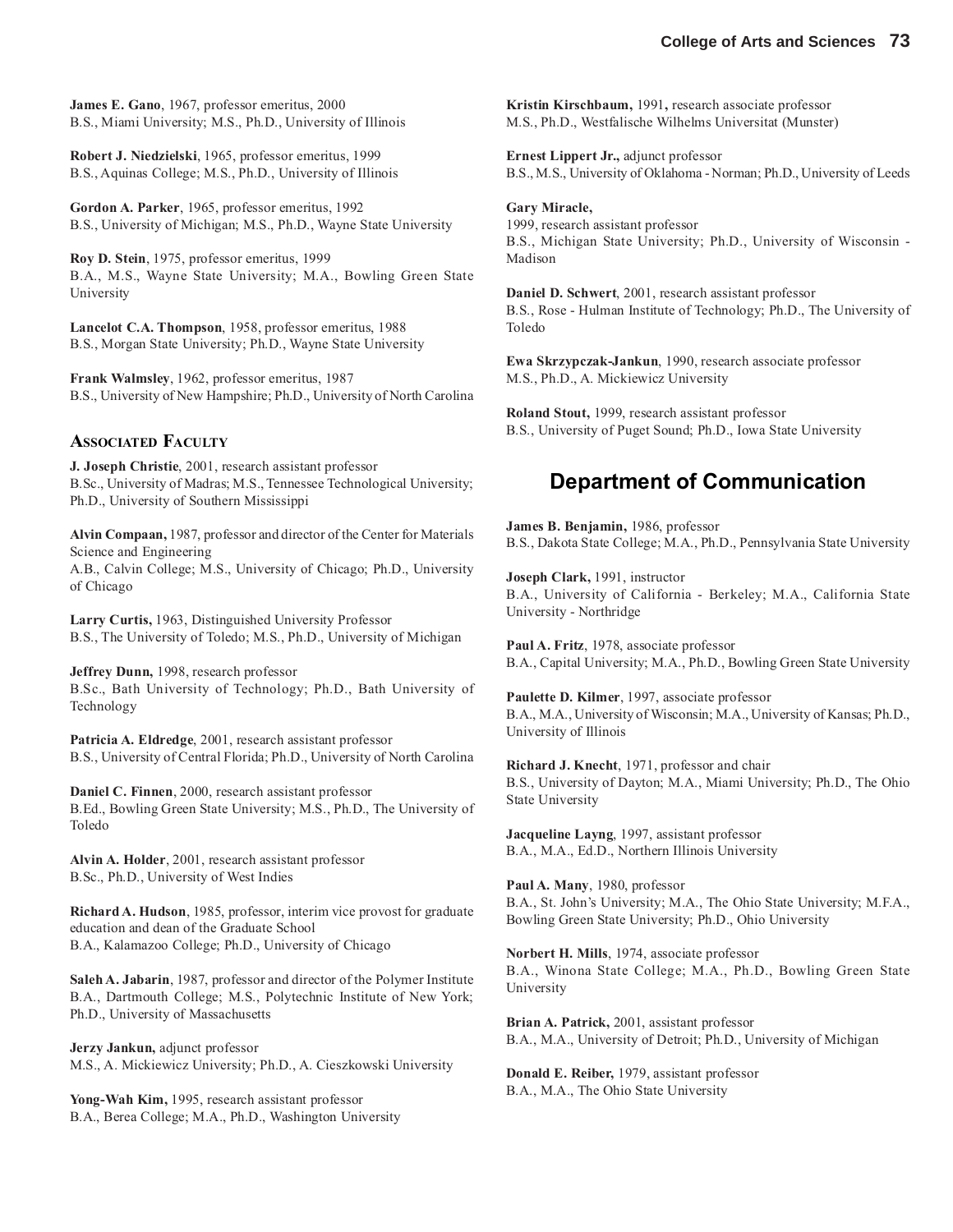**James E. Gano**, 1967, professor emeritus, 2000
B.S., Miami University; M.S., Ph.D., University of Illinois

**Robert J. Niedzielski**, 1965, professor emeritus, 1999
B.S., Aquinas College; M.S., Ph.D., University of Illinois

**Gordon A. Parker**, 1965, professor emeritus, 1992
B.S., University of Michigan; M.S., Ph.D., Wayne State University

**Roy D. Stein**, 1975, professor emeritus, 1999
B.A., M.S., Wayne State University; M.A., Bowling Green State University

**Lancelot C.A. Thompson**, 1958, professor emeritus, 1988
B.S., Morgan State University; Ph.D., Wayne State University

**Frank Walmsley**, 1962, professor emeritus, 1987
B.S., University of New Hampshire; Ph.D., University of North Carolina

### Associated Faculty

**J. Joseph Christie**, 2001, research assistant professor
B.Sc., University of Madras; M.S., Tennessee Technological University; Ph.D., University of Southern Mississippi

**Alvin Compaan,** 1987, professor and director of the Center for Materials Science and Engineering
A.B., Calvin College; M.S., University of Chicago; Ph.D., University of Chicago

**Larry Curtis,** 1963, Distinguished University Professor
B.S., The University of Toledo; M.S., Ph.D., University of Michigan

**Jeffrey Dunn,** 1998, research professor
B.Sc., Bath University of Technology; Ph.D., Bath University of Technology

**Patricia A. Eldredge**, 2001, research assistant professor
B.S., University of Central Florida; Ph.D., University of North Carolina

**Daniel C. Finnen**, 2000, research assistant professor
B.Ed., Bowling Green State University; M.S., Ph.D., The University of Toledo

**Alvin A. Holder**, 2001, research assistant professor
B.Sc., Ph.D., University of West Indies

**Richard A. Hudson**, 1985, professor, interim vice provost for graduate education and dean of the Graduate School
B.A., Kalamazoo College; Ph.D., University of Chicago

**Saleh A. Jabarin**, 1987, professor and director of the Polymer Institute
B.A., Dartmouth College; M.S., Polytechnic Institute of New York; Ph.D., University of Massachusetts

**Jerzy Jankun,** adjunct professor
M.S., A. Mickiewicz University; Ph.D., A. Cieszkowski University

**Yong-Wah Kim,** 1995, research assistant professor
B.A., Berea College; M.A., Ph.D., Washington University

**Kristin Kirschbaum,** 1991**,** research associate professor
M.S., Ph.D., Westfalische Wilhelms Universitat (Munster)

**Ernest Lippert Jr.,** adjunct professor
B.S., M.S., University of Oklahoma - Norman; Ph.D., University of Leeds

**Gary Miracle,**
1999, research assistant professor
B.S., Michigan State University; Ph.D., University of Wisconsin - Madison

**Daniel D. Schwert**, 2001, research assistant professor
B.S., Rose - Hulman Institute of Technology; Ph.D., The University of Toledo

**Ewa Skrzypczak-Jankun**, 1990, research associate professor
M.S., Ph.D., A. Mickiewicz University

**Roland Stout,** 1999, research assistant professor
B.S., University of Puget Sound; Ph.D., Iowa State University

## Department of Communication

**James B. Benjamin,** 1986, professor
B.S., Dakota State College; M.A., Ph.D., Pennsylvania State University

**Joseph Clark,** 1991, instructor
B.A., University of California - Berkeley; M.A., California State University - Northridge

**Paul A. Fritz**, 1978, associate professor
B.A., Capital University; M.A., Ph.D., Bowling Green State University

**Paulette D. Kilmer**, 1997, associate professor
B.A., M.A., University of Wisconsin; M.A., University of Kansas; Ph.D., University of Illinois

**Richard J. Knecht**, 1971, professor and chair
B.S., University of Dayton; M.A., Miami University; Ph.D., The Ohio State University

**Jacqueline Layng**, 1997, assistant professor
B.A., M.A., Ed.D., Northern Illinois University

**Paul A. Many**, 1980, professor
B.A., St. John's University; M.A., The Ohio State University; M.F.A., Bowling Green State University; Ph.D., Ohio University

**Norbert H. Mills**, 1974, associate professor
B.A., Winona State College; M.A., Ph.D., Bowling Green State University

**Brian A. Patrick,** 2001, assistant professor
B.A., M.A., University of Detroit; Ph.D., University of Michigan

**Donald E. Reiber,** 1979, assistant professor
B.A., M.A., The Ohio State University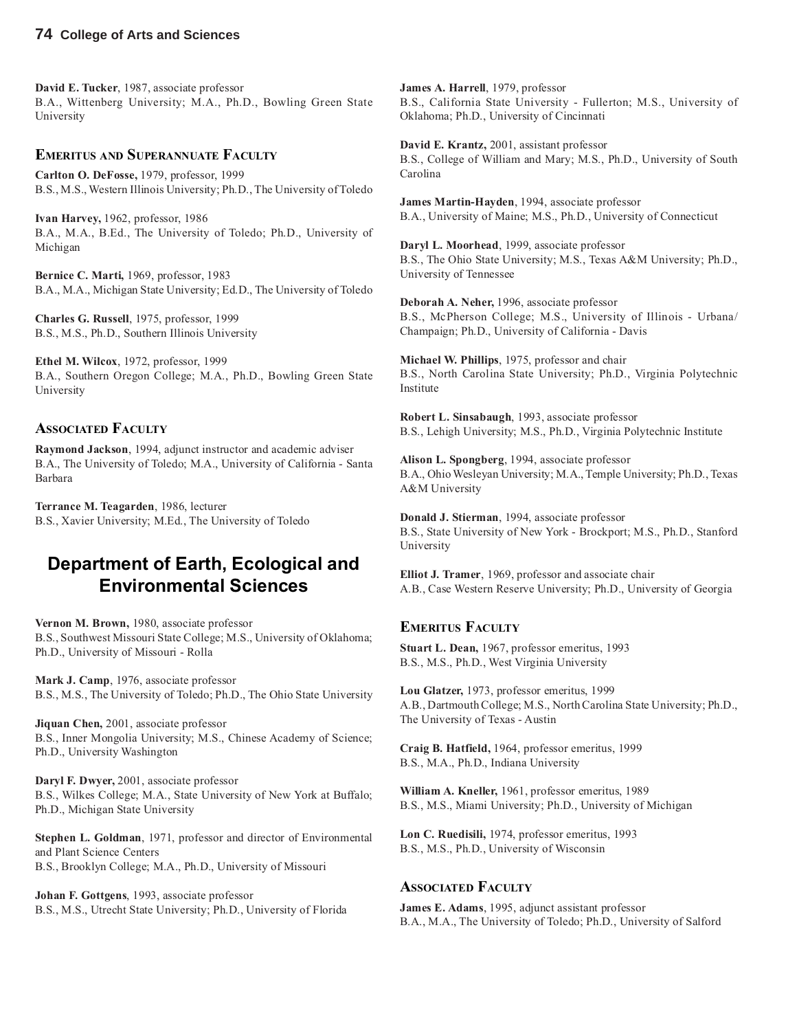**David E. Tucker**, 1987, associate professor
B.A., Wittenberg University; M.A., Ph.D., Bowling Green State University

### Emeritus and Superannuate Faculty

**Carlton O. DeFosse,** 1979, professor, 1999
B.S., M.S., Western Illinois University; Ph.D., The University of Toledo

**Ivan Harvey,** 1962, professor, 1986
B.A., M.A., B.Ed., The University of Toledo; Ph.D., University of Michigan

**Bernice C. Marti,** 1969, professor, 1983
B.A., M.A., Michigan State University; Ed.D., The University of Toledo

**Charles G. Russell**, 1975, professor, 1999
B.S., M.S., Ph.D., Southern Illinois University

**Ethel M. Wilcox**, 1972, professor, 1999
B.A., Southern Oregon College; M.A., Ph.D., Bowling Green State University

### Associated Faculty

**Raymond Jackson**, 1994, adjunct instructor and academic adviser
B.A., The University of Toledo; M.A., University of California - Santa Barbara

**Terrance M. Teagarden**, 1986, lecturer
B.S., Xavier University; M.Ed., The University of Toledo

## Department of Earth, Ecological and Environmental Sciences

**Vernon M. Brown,** 1980, associate professor
B.S., Southwest Missouri State College; M.S., University of Oklahoma; Ph.D., University of Missouri - Rolla

**Mark J. Camp**, 1976, associate professor
B.S., M.S., The University of Toledo; Ph.D., The Ohio State University

**Jiquan Chen,** 2001, associate professor
B.S., Inner Mongolia University; M.S., Chinese Academy of Science; Ph.D., University Washington

**Daryl F. Dwyer,** 2001, associate professor
B.S., Wilkes College; M.A., State University of New York at Buffalo; Ph.D., Michigan State University

**Stephen L. Goldman**, 1971, professor and director of Environmental and Plant Science Centers
B.S., Brooklyn College; M.A., Ph.D., University of Missouri

**Johan F. Gottgens**, 1993, associate professor
B.S., M.S., Utrecht State University; Ph.D., University of Florida

**James A. Harrell**, 1979, professor
B.S., California State University - Fullerton; M.S., University of Oklahoma; Ph.D., University of Cincinnati

**David E. Krantz,** 2001, assistant professor
B.S., College of William and Mary; M.S., Ph.D., University of South Carolina

**James Martin-Hayden**, 1994, associate professor
B.A., University of Maine; M.S., Ph.D., University of Connecticut

**Daryl L. Moorhead**, 1999, associate professor
B.S., The Ohio State University; M.S., Texas A&M University; Ph.D., University of Tennessee

**Deborah A. Neher,** 1996, associate professor
B.S., McPherson College; M.S., University of Illinois - Urbana/Champaign; Ph.D., University of California - Davis

**Michael W. Phillips**, 1975, professor and chair
B.S., North Carolina State University; Ph.D., Virginia Polytechnic Institute

**Robert L. Sinsabaugh**, 1993, associate professor
B.S., Lehigh University; M.S., Ph.D., Virginia Polytechnic Institute

**Alison L. Spongberg**, 1994, associate professor
B.A., Ohio Wesleyan University; M.A., Temple University; Ph.D., Texas A&M University

**Donald J. Stierman**, 1994, associate professor
B.S., State University of New York - Brockport; M.S., Ph.D., Stanford University

**Elliot J. Tramer**, 1969, professor and associate chair
A.B., Case Western Reserve University; Ph.D., University of Georgia

### Emeritus Faculty

**Stuart L. Dean,** 1967, professor emeritus, 1993
B.S., M.S., Ph.D., West Virginia University

**Lou Glatzer,** 1973, professor emeritus, 1999
A.B., Dartmouth College; M.S., North Carolina State University; Ph.D., The University of Texas - Austin

**Craig B. Hatfield,** 1964, professor emeritus, 1999
B.S., M.A., Ph.D., Indiana University

**William A. Kneller,** 1961, professor emeritus, 1989
B.S., M.S., Miami University; Ph.D., University of Michigan

**Lon C. Ruedisili,** 1974, professor emeritus, 1993
B.S., M.S., Ph.D., University of Wisconsin

### Associated Faculty

**James E. Adams**, 1995, adjunct assistant professor
B.A., M.A., The University of Toledo; Ph.D., University of Salford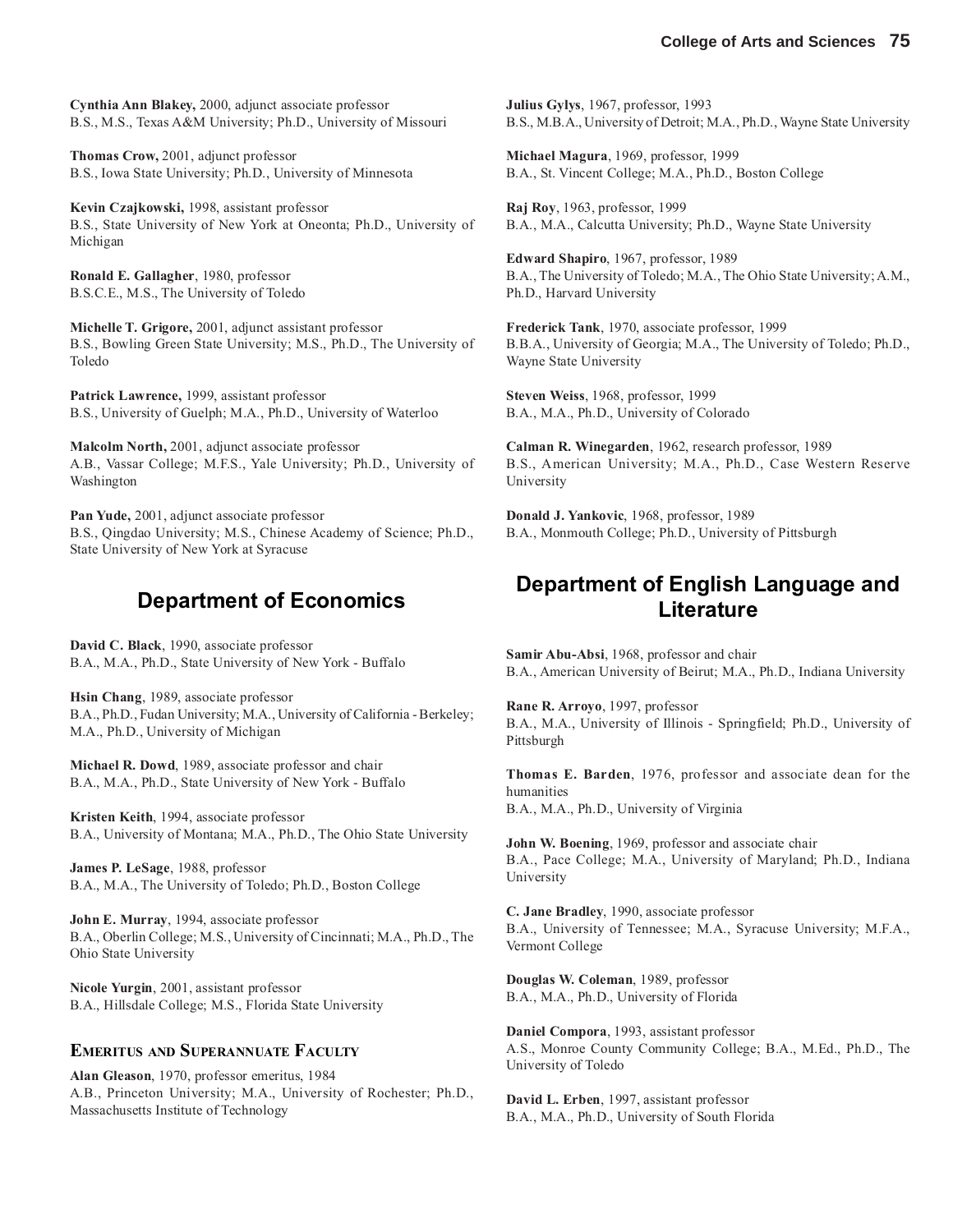**Cynthia Ann Blakey,** 2000, adjunct associate professor
B.S., M.S., Texas A&M University; Ph.D., University of Missouri

**Thomas Crow,** 2001, adjunct professor
B.S., Iowa State University; Ph.D., University of Minnesota

**Kevin Czajkowski,** 1998, assistant professor
B.S., State University of New York at Oneonta; Ph.D., University of Michigan

**Ronald E. Gallagher**, 1980, professor
B.S.C.E., M.S., The University of Toledo

**Michelle T. Grigore,** 2001, adjunct assistant professor
B.S., Bowling Green State University; M.S., Ph.D., The University of Toledo

**Patrick Lawrence,** 1999, assistant professor
B.S., University of Guelph; M.A., Ph.D., University of Waterloo

**Malcolm North,** 2001, adjunct associate professor
A.B., Vassar College; M.F.S., Yale University; Ph.D., University of Washington

**Pan Yude,** 2001, adjunct associate professor
B.S., Qingdao University; M.S., Chinese Academy of Science; Ph.D., State University of New York at Syracuse

## Department of Economics

**David C. Black**, 1990, associate professor
B.A., M.A., Ph.D., State University of New York - Buffalo

**Hsin Chang**, 1989, associate professor
B.A., Ph.D., Fudan University; M.A., University of California - Berkeley; M.A., Ph.D., University of Michigan

**Michael R. Dowd**, 1989, associate professor and chair
B.A., M.A., Ph.D., State University of New York - Buffalo

**Kristen Keith**, 1994, associate professor
B.A., University of Montana; M.A., Ph.D., The Ohio State University

**James P. LeSage**, 1988, professor
B.A., M.A., The University of Toledo; Ph.D., Boston College

**John E. Murray**, 1994, associate professor
B.A., Oberlin College; M.S., University of Cincinnati; M.A., Ph.D., The Ohio State University

**Nicole Yurgin**, 2001, assistant professor
B.A., Hillsdale College; M.S., Florida State University

### Emeritus and Superannuate Faculty

**Alan Gleason**, 1970, professor emeritus, 1984
A.B., Princeton University; M.A., University of Rochester; Ph.D., Massachusetts Institute of Technology

**Julius Gylys**, 1967, professor, 1993
B.S., M.B.A., University of Detroit; M.A., Ph.D., Wayne State University

**Michael Magura**, 1969, professor, 1999
B.A., St. Vincent College; M.A., Ph.D., Boston College

**Raj Roy**, 1963, professor, 1999
B.A., M.A., Calcutta University; Ph.D., Wayne State University

**Edward Shapiro**, 1967, professor, 1989
B.A., The University of Toledo; M.A., The Ohio State University; A.M., Ph.D., Harvard University

**Frederick Tank**, 1970, associate professor, 1999
B.B.A., University of Georgia; M.A., The University of Toledo; Ph.D., Wayne State University

**Steven Weiss**, 1968, professor, 1999
B.A., M.A., Ph.D., University of Colorado

**Calman R. Winegarden**, 1962, research professor, 1989
B.S., American University; M.A., Ph.D., Case Western Reserve University

**Donald J. Yankovic**, 1968, professor, 1989
B.A., Monmouth College; Ph.D., University of Pittsburgh

## Department of English Language and Literature

**Samir Abu-Absi**, 1968, professor and chair
B.A., American University of Beirut; M.A., Ph.D., Indiana University

**Rane R. Arroyo**, 1997, professor
B.A., M.A., University of Illinois - Springfield; Ph.D., University of Pittsburgh

**Thomas E. Barden**, 1976, professor and associate dean for the humanities
B.A., M.A., Ph.D., University of Virginia

**John W. Boening**, 1969, professor and associate chair
B.A., Pace College; M.A., University of Maryland; Ph.D., Indiana University

**C. Jane Bradley**, 1990, associate professor
B.A., University of Tennessee; M.A., Syracuse University; M.F.A., Vermont College

**Douglas W. Coleman**, 1989, professor
B.A., M.A., Ph.D., University of Florida

**Daniel Compora**, 1993, assistant professor
A.S., Monroe County Community College; B.A., M.Ed., Ph.D., The University of Toledo

**David L. Erben**, 1997, assistant professor
B.A., M.A., Ph.D., University of South Florida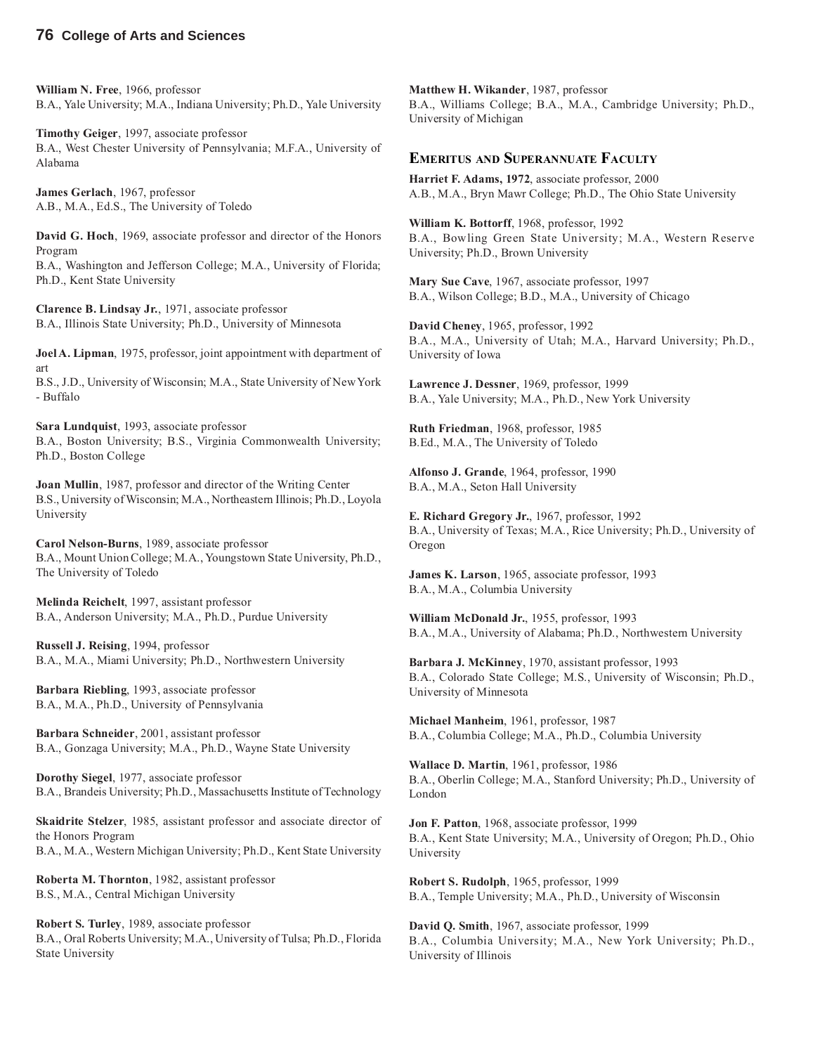**William N. Free**, 1966, professor
B.A., Yale University; M.A., Indiana University; Ph.D., Yale University

**Timothy Geiger**, 1997, associate professor
B.A., West Chester University of Pennsylvania; M.F.A., University of Alabama

**James Gerlach**, 1967, professor
A.B., M.A., Ed.S., The University of Toledo

**David G. Hoch**, 1969, associate professor and director of the Honors Program
B.A., Washington and Jefferson College; M.A., University of Florida; Ph.D., Kent State University

**Clarence B. Lindsay Jr.**, 1971, associate professor
B.A., Illinois State University; Ph.D., University of Minnesota

**Joel A. Lipman**, 1975, professor, joint appointment with department of art
B.S., J.D., University of Wisconsin; M.A., State University of New York - Buffalo

**Sara Lundquist**, 1993, associate professor
B.A., Boston University; B.S., Virginia Commonwealth University; Ph.D., Boston College

**Joan Mullin**, 1987, professor and director of the Writing Center
B.S., University of Wisconsin; M.A., Northeastern Illinois; Ph.D., Loyola University

**Carol Nelson-Burns**, 1989, associate professor
B.A., Mount Union College; M.A., Youngstown State University, Ph.D., The University of Toledo

**Melinda Reichelt**, 1997, assistant professor
B.A., Anderson University; M.A., Ph.D., Purdue University

**Russell J. Reising**, 1994, professor
B.A., M.A., Miami University; Ph.D., Northwestern University

**Barbara Riebling**, 1993, associate professor
B.A., M.A., Ph.D., University of Pennsylvania

**Barbara Schneider**, 2001, assistant professor
B.A., Gonzaga University; M.A., Ph.D., Wayne State University

**Dorothy Siegel**, 1977, associate professor
B.A., Brandeis University; Ph.D., Massachusetts Institute of Technology

**Skaidrite Stelzer**, 1985, assistant professor and associate director of the Honors Program
B.A., M.A., Western Michigan University; Ph.D., Kent State University

**Roberta M. Thornton**, 1982, assistant professor
B.S., M.A., Central Michigan University

**Robert S. Turley**, 1989, associate professor
B.A., Oral Roberts University; M.A., University of Tulsa; Ph.D., Florida State University

**Matthew H. Wikander**, 1987, professor
B.A., Williams College; B.A., M.A., Cambridge University; Ph.D., University of Michigan

## Emeritus and Superannuate Faculty

**Harriet F. Adams, 1972**, associate professor, 2000
A.B., M.A., Bryn Mawr College; Ph.D., The Ohio State University

**William K. Bottorff**, 1968, professor, 1992
B.A., Bowling Green State University; M.A., Western Reserve University; Ph.D., Brown University

**Mary Sue Cave**, 1967, associate professor, 1997
B.A., Wilson College; B.D., M.A., University of Chicago

**David Cheney**, 1965, professor, 1992
B.A., M.A., University of Utah; M.A., Harvard University; Ph.D., University of Iowa

**Lawrence J. Dessner**, 1969, professor, 1999
B.A., Yale University; M.A., Ph.D., New York University

**Ruth Friedman**, 1968, professor, 1985
B.Ed., M.A., The University of Toledo

**Alfonso J. Grande**, 1964, professor, 1990
B.A., M.A., Seton Hall University

**E. Richard Gregory Jr.**, 1967, professor, 1992
B.A., University of Texas; M.A., Rice University; Ph.D., University of Oregon

**James K. Larson**, 1965, associate professor, 1993
B.A., M.A., Columbia University

**William McDonald Jr.**, 1955, professor, 1993
B.A., M.A., University of Alabama; Ph.D., Northwestern University

**Barbara J. McKinney**, 1970, assistant professor, 1993
B.A., Colorado State College; M.S., University of Wisconsin; Ph.D., University of Minnesota

**Michael Manheim**, 1961, professor, 1987
B.A., Columbia College; M.A., Ph.D., Columbia University

**Wallace D. Martin**, 1961, professor, 1986
B.A., Oberlin College; M.A., Stanford University; Ph.D., University of London

**Jon F. Patton**, 1968, associate professor, 1999
B.A., Kent State University; M.A., University of Oregon; Ph.D., Ohio University

**Robert S. Rudolph**, 1965, professor, 1999
B.A., Temple University; M.A., Ph.D., University of Wisconsin

**David Q. Smith**, 1967, associate professor, 1999
B.A., Columbia University; M.A., New York University; Ph.D., University of Illinois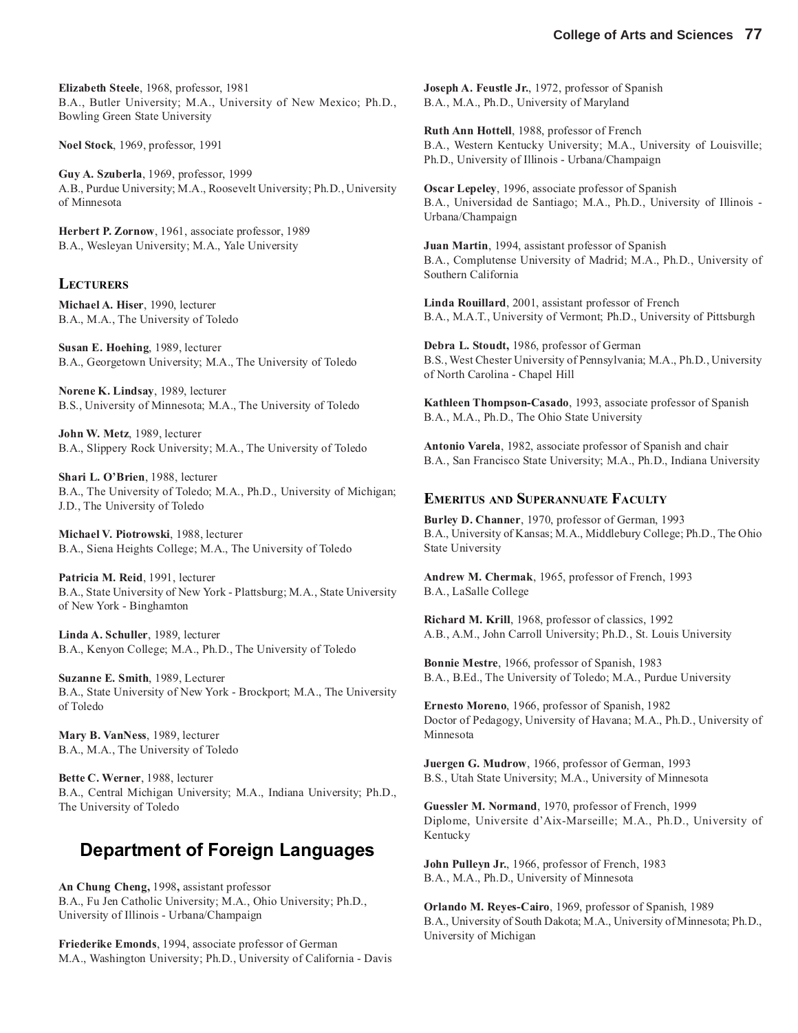**Elizabeth Steele**, 1968, professor, 1981
B.A., Butler University; M.A., University of New Mexico; Ph.D., Bowling Green State University

**Noel Stock**, 1969, professor, 1991

**Guy A. Szuberla**, 1969, professor, 1999
A.B., Purdue University; M.A., Roosevelt University; Ph.D., University of Minnesota

**Herbert P. Zornow**, 1961, associate professor, 1989
B.A., Wesleyan University; M.A., Yale University

### Lecturers

**Michael A. Hiser**, 1990, lecturer
B.A., M.A., The University of Toledo

**Susan E. Hoehing**, 1989, lecturer
B.A., Georgetown University; M.A., The University of Toledo

**Norene K. Lindsay**, 1989, lecturer
B.S., University of Minnesota; M.A., The University of Toledo

**John W. Metz**, 1989, lecturer
B.A., Slippery Rock University; M.A., The University of Toledo

**Shari L. O'Brien**, 1988, lecturer
B.A., The University of Toledo; M.A., Ph.D., University of Michigan; J.D., The University of Toledo

**Michael V. Piotrowski**, 1988, lecturer
B.A., Siena Heights College; M.A., The University of Toledo

**Patricia M. Reid**, 1991, lecturer
B.A., State University of New York - Plattsburg; M.A., State University of New York - Binghamton

**Linda A. Schuller**, 1989, lecturer
B.A., Kenyon College; M.A., Ph.D., The University of Toledo

**Suzanne E. Smith**, 1989, Lecturer
B.A., State University of New York - Brockport; M.A., The University of Toledo

**Mary B. VanNess**, 1989, lecturer
B.A., M.A., The University of Toledo

**Bette C. Werner**, 1988, lecturer
B.A., Central Michigan University; M.A., Indiana University; Ph.D., The University of Toledo

## Department of Foreign Languages

**An Chung Cheng,** 1998**,** assistant professor
B.A., Fu Jen Catholic University; M.A., Ohio University; Ph.D., University of Illinois - Urbana/Champaign

**Friederike Emonds**, 1994, associate professor of German
M.A., Washington University; Ph.D., University of California - Davis

**Joseph A. Feustle Jr.**, 1972, professor of Spanish
B.A., M.A., Ph.D., University of Maryland

**Ruth Ann Hottell**, 1988, professor of French
B.A., Western Kentucky University; M.A., University of Louisville; Ph.D., University of Illinois - Urbana/Champaign

**Oscar Lepeley**, 1996, associate professor of Spanish
B.A., Universidad de Santiago; M.A., Ph.D., University of Illinois - Urbana/Champaign

**Juan Martin**, 1994, assistant professor of Spanish
B.A., Complutense University of Madrid; M.A., Ph.D., University of Southern California

**Linda Rouillard**, 2001, assistant professor of French
B.A., M.A.T., University of Vermont; Ph.D., University of Pittsburgh

**Debra L. Stoudt,** 1986, professor of German
B.S., West Chester University of Pennsylvania; M.A., Ph.D., University of North Carolina - Chapel Hill

**Kathleen Thompson-Casado**, 1993, associate professor of Spanish
B.A., M.A., Ph.D., The Ohio State University

**Antonio Varela**, 1982, associate professor of Spanish and chair
B.A., San Francisco State University; M.A., Ph.D., Indiana University

### Emeritus and Superannuate Faculty

**Burley D. Channer**, 1970, professor of German, 1993
B.A., University of Kansas; M.A., Middlebury College; Ph.D., The Ohio State University

**Andrew M. Chermak**, 1965, professor of French, 1993
B.A., LaSalle College

**Richard M. Krill**, 1968, professor of classics, 1992
A.B., A.M., John Carroll University; Ph.D., St. Louis University

**Bonnie Mestre**, 1966, professor of Spanish, 1983
B.A., B.Ed., The University of Toledo; M.A., Purdue University

**Ernesto Moreno**, 1966, professor of Spanish, 1982
Doctor of Pedagogy, University of Havana; M.A., Ph.D., University of Minnesota

**Juergen G. Mudrow**, 1966, professor of German, 1993
B.S., Utah State University; M.A., University of Minnesota

**Guessler M. Normand**, 1970, professor of French, 1999
Diplome, Universite d'Aix-Marseille; M.A., Ph.D., University of Kentucky

**John Pulleyn Jr.**, 1966, professor of French, 1983
B.A., M.A., Ph.D., University of Minnesota

**Orlando M. Reyes-Cairo**, 1969, professor of Spanish, 1989
B.A., University of South Dakota; M.A., University of Minnesota; Ph.D., University of Michigan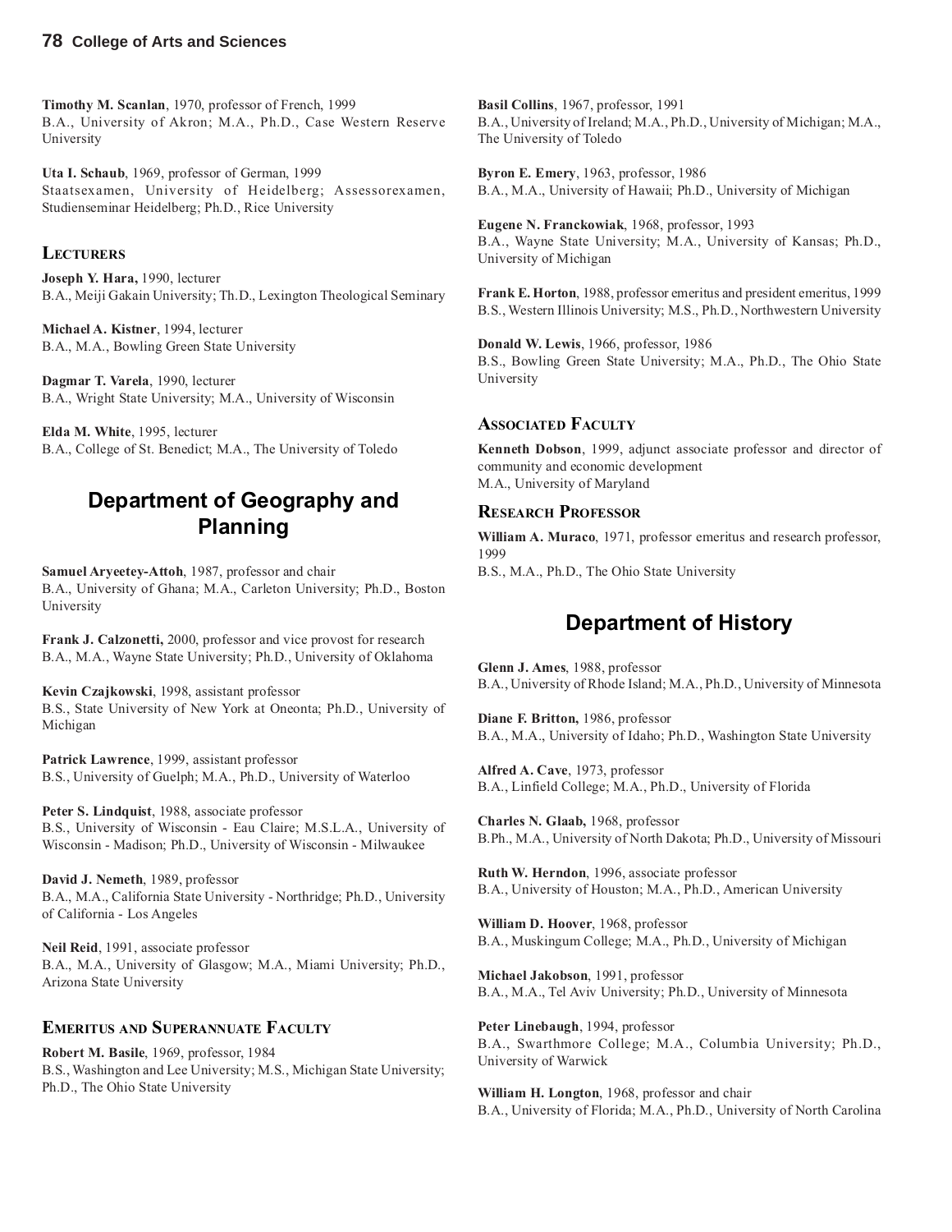**Timothy M. Scanlan**, 1970, professor of French, 1999
B.A., University of Akron; M.A., Ph.D., Case Western Reserve University

**Uta I. Schaub**, 1969, professor of German, 1999
Staatsexamen, University of Heidelberg; Assessorexamen, Studienseminar Heidelberg; Ph.D., Rice University

### Lecturers

**Joseph Y. Hara,** 1990, lecturer
B.A., Meiji Gakain University; Th.D., Lexington Theological Seminary

**Michael A. Kistner**, 1994, lecturer
B.A., M.A., Bowling Green State University

**Dagmar T. Varela**, 1990, lecturer
B.A., Wright State University; M.A., University of Wisconsin

**Elda M. White**, 1995, lecturer
B.A., College of St. Benedict; M.A., The University of Toledo

## Department of Geography and Planning

**Samuel Aryeetey-Attoh**, 1987, professor and chair
B.A., University of Ghana; M.A., Carleton University; Ph.D., Boston University

**Frank J. Calzonetti,** 2000, professor and vice provost for research
B.A., M.A., Wayne State University; Ph.D., University of Oklahoma

**Kevin Czajkowski**, 1998, assistant professor
B.S., State University of New York at Oneonta; Ph.D., University of Michigan

**Patrick Lawrence**, 1999, assistant professor
B.S., University of Guelph; M.A., Ph.D., University of Waterloo

**Peter S. Lindquist**, 1988, associate professor
B.S., University of Wisconsin - Eau Claire; M.S.L.A., University of Wisconsin - Madison; Ph.D., University of Wisconsin - Milwaukee

**David J. Nemeth**, 1989, professor
B.A., M.A., California State University - Northridge; Ph.D., University of California - Los Angeles

**Neil Reid**, 1991, associate professor
B.A., M.A., University of Glasgow; M.A., Miami University; Ph.D., Arizona State University

### Emeritus and Superannuate Faculty

**Robert M. Basile**, 1969, professor, 1984
B.S., Washington and Lee University; M.S., Michigan State University; Ph.D., The Ohio State University

**Basil Collins**, 1967, professor, 1991
B.A., University of Ireland; M.A., Ph.D., University of Michigan; M.A., The University of Toledo

**Byron E. Emery**, 1963, professor, 1986
B.A., M.A., University of Hawaii; Ph.D., University of Michigan

**Eugene N. Franckowiak**, 1968, professor, 1993
B.A., Wayne State University; M.A., University of Kansas; Ph.D., University of Michigan

**Frank E. Horton**, 1988, professor emeritus and president emeritus, 1999
B.S., Western Illinois University; M.S., Ph.D., Northwestern University

**Donald W. Lewis**, 1966, professor, 1986
B.S., Bowling Green State University; M.A., Ph.D., The Ohio State University

### Associated Faculty

**Kenneth Dobson**, 1999, adjunct associate professor and director of community and economic development
M.A., University of Maryland

### Research Professor

**William A. Muraco**, 1971, professor emeritus and research professor, 1999
B.S., M.A., Ph.D., The Ohio State University

## Department of History

**Glenn J. Ames**, 1988, professor
B.A., University of Rhode Island; M.A., Ph.D., University of Minnesota

**Diane F. Britton,** 1986, professor
B.A., M.A., University of Idaho; Ph.D., Washington State University

**Alfred A. Cave**, 1973, professor
B.A., Linfield College; M.A., Ph.D., University of Florida

**Charles N. Glaab,** 1968, professor
B.Ph., M.A., University of North Dakota; Ph.D., University of Missouri

**Ruth W. Herndon**, 1996, associate professor
B.A., University of Houston; M.A., Ph.D., American University

**William D. Hoover**, 1968, professor
B.A., Muskingum College; M.A., Ph.D., University of Michigan

**Michael Jakobson**, 1991, professor
B.A., M.A., Tel Aviv University; Ph.D., University of Minnesota

**Peter Linebaugh**, 1994, professor
B.A., Swarthmore College; M.A., Columbia University; Ph.D., University of Warwick

**William H. Longton**, 1968, professor and chair
B.A., University of Florida; M.A., Ph.D., University of North Carolina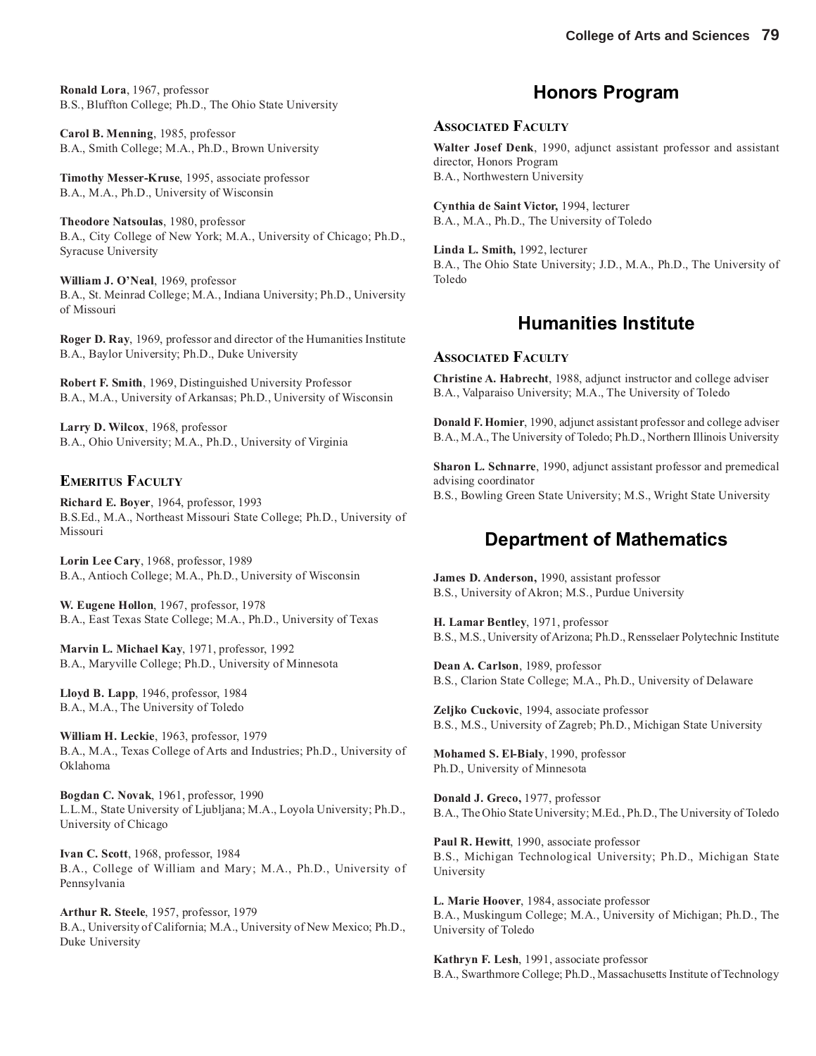**Ronald Lora**, 1967, professor
B.S., Bluffton College; Ph.D., The Ohio State University

**Carol B. Menning**, 1985, professor
B.A., Smith College; M.A., Ph.D., Brown University

**Timothy Messer-Kruse**, 1995, associate professor
B.A., M.A., Ph.D., University of Wisconsin

**Theodore Natsoulas**, 1980, professor
B.A., City College of New York; M.A., University of Chicago; Ph.D., Syracuse University

**William J. O'Neal**, 1969, professor
B.A., St. Meinrad College; M.A., Indiana University; Ph.D., University of Missouri

**Roger D. Ray**, 1969, professor and director of the Humanities Institute
B.A., Baylor University; Ph.D., Duke University

**Robert F. Smith**, 1969, Distinguished University Professor
B.A., M.A., University of Arkansas; Ph.D., University of Wisconsin

**Larry D. Wilcox**, 1968, professor
B.A., Ohio University; M.A., Ph.D., University of Virginia

### Emeritus Faculty

**Richard E. Boyer**, 1964, professor, 1993
B.S.Ed., M.A., Northeast Missouri State College; Ph.D., University of Missouri

**Lorin Lee Cary**, 1968, professor, 1989
B.A., Antioch College; M.A., Ph.D., University of Wisconsin

**W. Eugene Hollon**, 1967, professor, 1978
B.A., East Texas State College; M.A., Ph.D., University of Texas

**Marvin L. Michael Kay**, 1971, professor, 1992
B.A., Maryville College; Ph.D., University of Minnesota

**Lloyd B. Lapp**, 1946, professor, 1984
B.A., M.A., The University of Toledo

**William H. Leckie**, 1963, professor, 1979
B.A., M.A., Texas College of Arts and Industries; Ph.D., University of Oklahoma

**Bogdan C. Novak**, 1961, professor, 1990
L.L.M., State University of Ljubljana; M.A., Loyola University; Ph.D., University of Chicago

**Ivan C. Scott**, 1968, professor, 1984
B.A., College of William and Mary; M.A., Ph.D., University of Pennsylvania

**Arthur R. Steele**, 1957, professor, 1979
B.A., University of California; M.A., University of New Mexico; Ph.D., Duke University

## Honors Program

### Associated Faculty

**Walter Josef Denk**, 1990, adjunct assistant professor and assistant director, Honors Program
B.A., Northwestern University

**Cynthia de Saint Victor,** 1994, lecturer
B.A., M.A., Ph.D., The University of Toledo

**Linda L. Smith,** 1992, lecturer
B.A., The Ohio State University; J.D., M.A., Ph.D., The University of Toledo

## Humanities Institute

### Associated Faculty

**Christine A. Habrecht**, 1988, adjunct instructor and college adviser
B.A., Valparaiso University; M.A., The University of Toledo

**Donald F. Homier**, 1990, adjunct assistant professor and college adviser
B.A., M.A., The University of Toledo; Ph.D., Northern Illinois University

**Sharon L. Schnarre**, 1990, adjunct assistant professor and premedical advising coordinator
B.S., Bowling Green State University; M.S., Wright State University

## Department of Mathematics

**James D. Anderson,** 1990, assistant professor
B.S., University of Akron; M.S., Purdue University

**H. Lamar Bentley**, 1971, professor
B.S., M.S., University of Arizona; Ph.D., Rensselaer Polytechnic Institute

**Dean A. Carlson**, 1989, professor
B.S., Clarion State College; M.A., Ph.D., University of Delaware

**Zeljko Cuckovic**, 1994, associate professor
B.S., M.S., University of Zagreb; Ph.D., Michigan State University

**Mohamed S. El-Bialy**, 1990, professor
Ph.D., University of Minnesota

**Donald J. Greco,** 1977, professor
B.A., The Ohio State University; M.Ed., Ph.D., The University of Toledo

**Paul R. Hewitt**, 1990, associate professor
B.S., Michigan Technological University; Ph.D., Michigan State University

**L. Marie Hoover**, 1984, associate professor
B.A., Muskingum College; M.A., University of Michigan; Ph.D., The University of Toledo

**Kathryn F. Lesh**, 1991, associate professor
B.A., Swarthmore College; Ph.D., Massachusetts Institute of Technology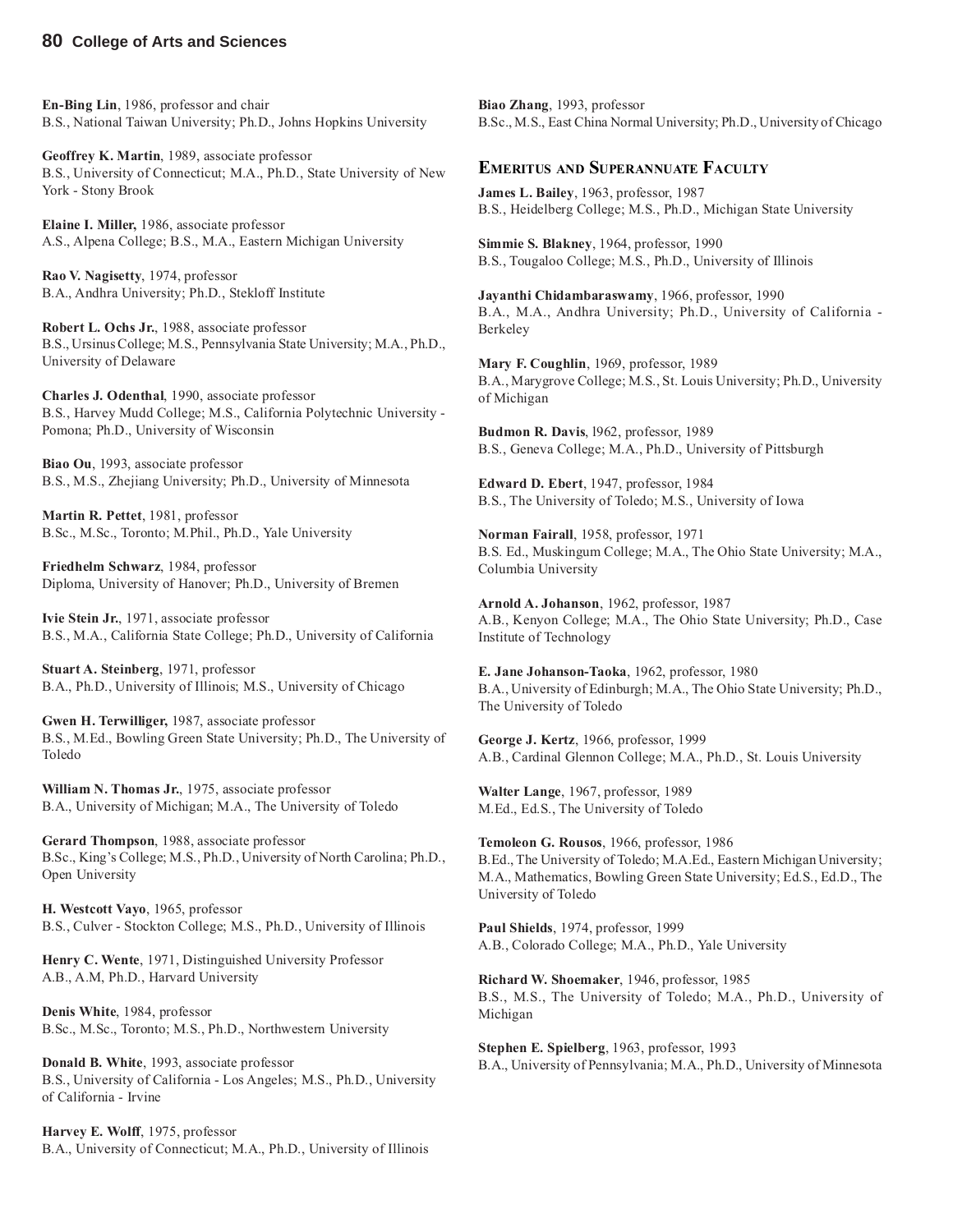**En-Bing Lin**, 1986, professor and chair
B.S., National Taiwan University; Ph.D., Johns Hopkins University

**Geoffrey K. Martin**, 1989, associate professor
B.S., University of Connecticut; M.A., Ph.D., State University of New York - Stony Brook

**Elaine I. Miller,** 1986, associate professor
A.S., Alpena College; B.S., M.A., Eastern Michigan University

**Rao V. Nagisetty**, 1974, professor
B.A., Andhra University; Ph.D., Stekloff Institute

**Robert L. Ochs Jr.**, 1988, associate professor
B.S., Ursinus College; M.S., Pennsylvania State University; M.A., Ph.D., University of Delaware

**Charles J. Odenthal**, 1990, associate professor
B.S., Harvey Mudd College; M.S., California Polytechnic University - Pomona; Ph.D., University of Wisconsin

**Biao Ou**, 1993, associate professor
B.S., M.S., Zhejiang University; Ph.D., University of Minnesota

**Martin R. Pettet**, 1981, professor
B.Sc., M.Sc., Toronto; M.Phil., Ph.D., Yale University

**Friedhelm Schwarz**, 1984, professor
Diploma, University of Hanover; Ph.D., University of Bremen

**Ivie Stein Jr.**, 1971, associate professor
B.S., M.A., California State College; Ph.D., University of California

**Stuart A. Steinberg**, 1971, professor
B.A., Ph.D., University of Illinois; M.S., University of Chicago

**Gwen H. Terwilliger,** 1987, associate professor
B.S., M.Ed., Bowling Green State University; Ph.D., The University of Toledo

**William N. Thomas Jr.**, 1975, associate professor
B.A., University of Michigan; M.A., The University of Toledo

**Gerard Thompson**, 1988, associate professor
B.Sc., King's College; M.S., Ph.D., University of North Carolina; Ph.D., Open University

**H. Westcott Vayo**, 1965, professor
B.S., Culver - Stockton College; M.S., Ph.D., University of Illinois

**Henry C. Wente**, 1971, Distinguished University Professor
A.B., A.M, Ph.D., Harvard University

**Denis White**, 1984, professor
B.Sc., M.Sc., Toronto; M.S., Ph.D., Northwestern University

**Donald B. White**, 1993, associate professor
B.S., University of California - Los Angeles; M.S., Ph.D., University of California - Irvine

**Harvey E. Wolff**, 1975, professor
B.A., University of Connecticut; M.A., Ph.D., University of Illinois

**Biao Zhang**, 1993, professor
B.Sc., M.S., East China Normal University; Ph.D., University of Chicago

## Emeritus and Superannuate Faculty

**James L. Bailey**, 1963, professor, 1987
B.S., Heidelberg College; M.S., Ph.D., Michigan State University

**Simmie S. Blakney**, 1964, professor, 1990
B.S., Tougaloo College; M.S., Ph.D., University of Illinois

**Jayanthi Chidambaraswamy**, 1966, professor, 1990
B.A., M.A., Andhra University; Ph.D., University of California - Berkeley

**Mary F. Coughlin**, 1969, professor, 1989
B.A., Marygrove College; M.S., St. Louis University; Ph.D., University of Michigan

**Budmon R. Davis**, l962, professor, 1989
B.S., Geneva College; M.A., Ph.D., University of Pittsburgh

**Edward D. Ebert**, 1947, professor, 1984
B.S., The University of Toledo; M.S., University of Iowa

**Norman Fairall**, 1958, professor, 1971
B.S. Ed., Muskingum College; M.A., The Ohio State University; M.A., Columbia University

**Arnold A. Johanson**, 1962, professor, 1987
A.B., Kenyon College; M.A., The Ohio State University; Ph.D., Case Institute of Technology

**E. Jane Johanson-Taoka**, 1962, professor, 1980
B.A., University of Edinburgh; M.A., The Ohio State University; Ph.D., The University of Toledo

**George J. Kertz**, 1966, professor, 1999
A.B., Cardinal Glennon College; M.A., Ph.D., St. Louis University

**Walter Lange**, 1967, professor, 1989
M.Ed., Ed.S., The University of Toledo

**Temoleon G. Rousos**, 1966, professor, 1986
B.Ed., The University of Toledo; M.A.Ed., Eastern Michigan University; M.A., Mathematics, Bowling Green State University; Ed.S., Ed.D., The University of Toledo

**Paul Shields**, 1974, professor, 1999
A.B., Colorado College; M.A., Ph.D., Yale University

**Richard W. Shoemaker**, 1946, professor, 1985
B.S., M.S., The University of Toledo; M.A., Ph.D., University of Michigan

**Stephen E. Spielberg**, 1963, professor, 1993
B.A., University of Pennsylvania; M.A., Ph.D., University of Minnesota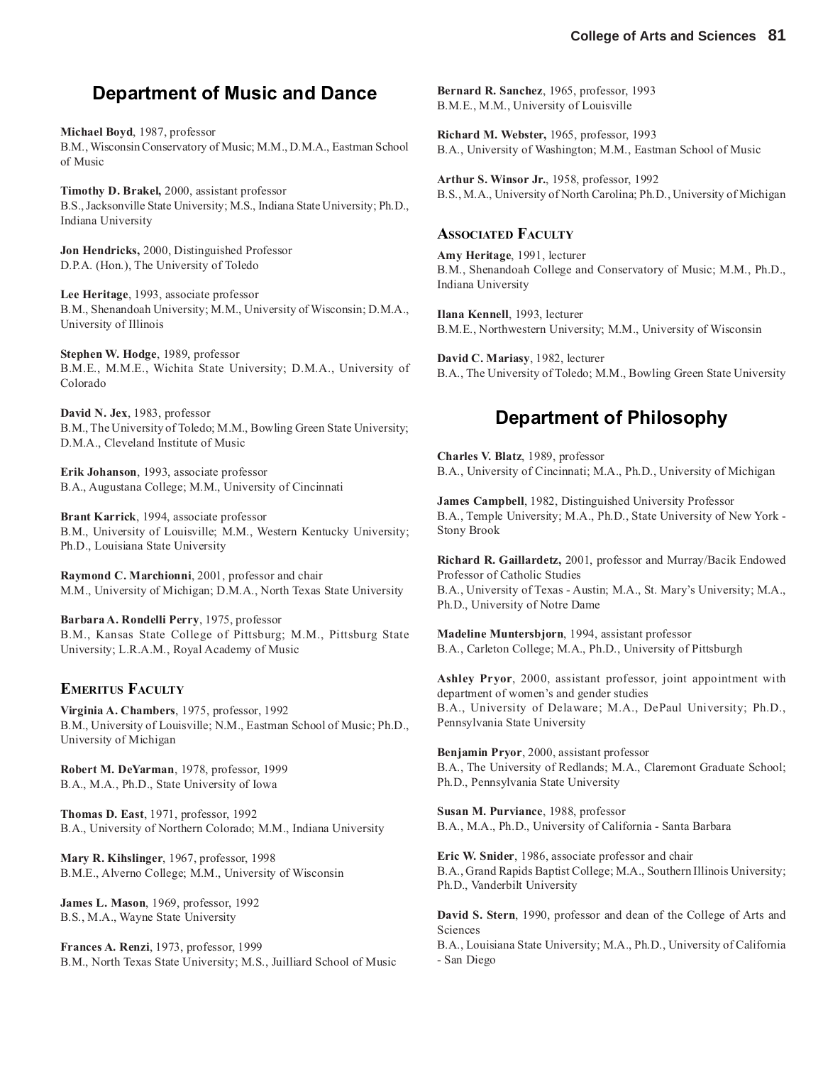## Department of Music and Dance

**Michael Boyd**, 1987, professor
B.M., Wisconsin Conservatory of Music; M.M., D.M.A., Eastman School of Music

**Timothy D. Brakel,** 2000, assistant professor
B.S., Jacksonville State University; M.S., Indiana State University; Ph.D., Indiana University

**Jon Hendricks,** 2000, Distinguished Professor
D.P.A. (Hon.), The University of Toledo

**Lee Heritage**, 1993, associate professor
B.M., Shenandoah University; M.M., University of Wisconsin; D.M.A., University of Illinois

**Stephen W. Hodge**, 1989, professor
B.M.E., M.M.E., Wichita State University; D.M.A., University of Colorado

**David N. Jex**, 1983, professor
B.M., The University of Toledo; M.M., Bowling Green State University; D.M.A., Cleveland Institute of Music

**Erik Johanson**, 1993, associate professor
B.A., Augustana College; M.M., University of Cincinnati

**Brant Karrick**, 1994, associate professor
B.M., University of Louisville; M.M., Western Kentucky University; Ph.D., Louisiana State University

**Raymond C. Marchionni**, 2001, professor and chair
M.M., University of Michigan; D.M.A., North Texas State University

**Barbara A. Rondelli Perry**, 1975, professor
B.M., Kansas State College of Pittsburg; M.M., Pittsburg State University; L.R.A.M., Royal Academy of Music

### Emeritus Faculty

**Virginia A. Chambers**, 1975, professor, 1992
B.M., University of Louisville; N.M., Eastman School of Music; Ph.D., University of Michigan

**Robert M. DeYarman**, 1978, professor, 1999
B.A., M.A., Ph.D., State University of Iowa

**Thomas D. East**, 1971, professor, 1992
B.A., University of Northern Colorado; M.M., Indiana University

**Mary R. Kihslinger**, 1967, professor, 1998
B.M.E., Alverno College; M.M., University of Wisconsin

**James L. Mason**, 1969, professor, 1992
B.S., M.A., Wayne State University

**Frances A. Renzi**, 1973, professor, 1999
B.M., North Texas State University; M.S., Juilliard School of Music

**Bernard R. Sanchez**, 1965, professor, 1993
B.M.E., M.M., University of Louisville

**Richard M. Webster,** 1965, professor, 1993
B.A., University of Washington; M.M., Eastman School of Music

**Arthur S. Winsor Jr.**, 1958, professor, 1992
B.S., M.A., University of North Carolina; Ph.D., University of Michigan

### Associated Faculty

**Amy Heritage**, 1991, lecturer
B.M., Shenandoah College and Conservatory of Music; M.M., Ph.D., Indiana University

**Ilana Kennell**, 1993, lecturer
B.M.E., Northwestern University; M.M., University of Wisconsin

**David C. Mariasy**, 1982, lecturer
B.A., The University of Toledo; M.M., Bowling Green State University

## Department of Philosophy

**Charles V. Blatz**, 1989, professor
B.A., University of Cincinnati; M.A., Ph.D., University of Michigan

**James Campbell**, 1982, Distinguished University Professor
B.A., Temple University; M.A., Ph.D., State University of New York - Stony Brook

**Richard R. Gaillardetz,** 2001, professor and Murray/Bacik Endowed Professor of Catholic Studies
B.A., University of Texas - Austin; M.A., St. Mary's University; M.A., Ph.D., University of Notre Dame

**Madeline Muntersbjorn**, 1994, assistant professor
B.A., Carleton College; M.A., Ph.D., University of Pittsburgh

**Ashley Pryor**, 2000, assistant professor, joint appointment with department of women's and gender studies
B.A., University of Delaware; M.A., DePaul University; Ph.D., Pennsylvania State University

**Benjamin Pryor**, 2000, assistant professor
B.A., The University of Redlands; M.A., Claremont Graduate School; Ph.D., Pennsylvania State University

**Susan M. Purviance**, 1988, professor
B.A., M.A., Ph.D., University of California - Santa Barbara

**Eric W. Snider**, 1986, associate professor and chair
B.A., Grand Rapids Baptist College; M.A., Southern Illinois University; Ph.D., Vanderbilt University

**David S. Stern**, 1990, professor and dean of the College of Arts and Sciences
B.A., Louisiana State University; M.A., Ph.D., University of California - San Diego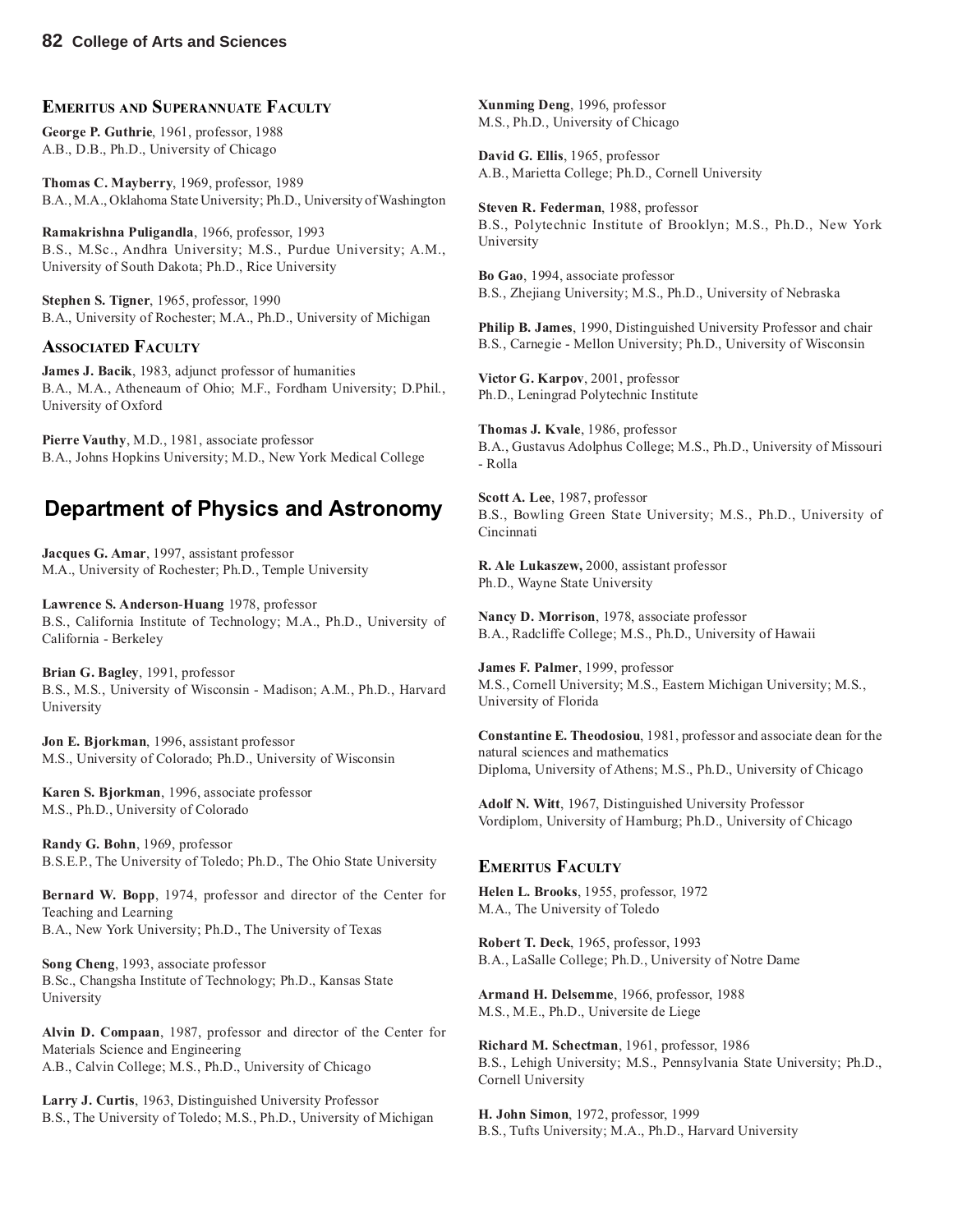### Emeritus and Superannuate Faculty

**George P. Guthrie**, 1961, professor, 1988
A.B., D.B., Ph.D., University of Chicago

**Thomas C. Mayberry**, 1969, professor, 1989
B.A., M.A., Oklahoma State University; Ph.D., University of Washington

**Ramakrishna Puligandla**, 1966, professor, 1993
B.S., M.Sc., Andhra University; M.S., Purdue University; A.M., University of South Dakota; Ph.D., Rice University

**Stephen S. Tigner**, 1965, professor, 1990
B.A., University of Rochester; M.A., Ph.D., University of Michigan

### Associated Faculty

**James J. Bacik**, 1983, adjunct professor of humanities
B.A., M.A., Atheneaum of Ohio; M.F., Fordham University; D.Phil., University of Oxford

**Pierre Vauthy**, M.D., 1981, associate professor
B.A., Johns Hopkins University; M.D., New York Medical College

## Department of Physics and Astronomy

**Jacques G. Amar**, 1997, assistant professor
M.A., University of Rochester; Ph.D., Temple University

**Lawrence S. Anderson-Huang** 1978, professor
B.S., California Institute of Technology; M.A., Ph.D., University of California - Berkeley

**Brian G. Bagley**, 1991, professor
B.S., M.S., University of Wisconsin - Madison; A.M., Ph.D., Harvard University

**Jon E. Bjorkman**, 1996, assistant professor
M.S., University of Colorado; Ph.D., University of Wisconsin

**Karen S. Bjorkman**, 1996, associate professor
M.S., Ph.D., University of Colorado

**Randy G. Bohn**, 1969, professor
B.S.E.P., The University of Toledo; Ph.D., The Ohio State University

**Bernard W. Bopp**, 1974, professor and director of the Center for Teaching and Learning
B.A., New York University; Ph.D., The University of Texas

**Song Cheng**, 1993, associate professor
B.Sc., Changsha Institute of Technology; Ph.D., Kansas State University

**Alvin D. Compaan**, 1987, professor and director of the Center for Materials Science and Engineering
A.B., Calvin College; M.S., Ph.D., University of Chicago

**Larry J. Curtis**, 1963, Distinguished University Professor
B.S., The University of Toledo; M.S., Ph.D., University of Michigan

**Xunming Deng**, 1996, professor
M.S., Ph.D., University of Chicago

**David G. Ellis**, 1965, professor
A.B., Marietta College; Ph.D., Cornell University

**Steven R. Federman**, 1988, professor
B.S., Polytechnic Institute of Brooklyn; M.S., Ph.D., New York University

**Bo Gao**, 1994, associate professor
B.S., Zhejiang University; M.S., Ph.D., University of Nebraska

**Philip B. James**, 1990, Distinguished University Professor and chair
B.S., Carnegie - Mellon University; Ph.D., University of Wisconsin

**Victor G. Karpov**, 2001, professor
Ph.D., Leningrad Polytechnic Institute

**Thomas J. Kvale**, 1986, professor
B.A., Gustavus Adolphus College; M.S., Ph.D., University of Missouri - Rolla

**Scott A. Lee**, 1987, professor
B.S., Bowling Green State University; M.S., Ph.D., University of Cincinnati

**R. Ale Lukaszew,** 2000, assistant professor
Ph.D., Wayne State University

**Nancy D. Morrison**, 1978, associate professor
B.A., Radcliffe College; M.S., Ph.D., University of Hawaii

**James F. Palmer**, 1999, professor
M.S., Cornell University; M.S., Eastern Michigan University; M.S., University of Florida

**Constantine E. Theodosiou**, 1981, professor and associate dean for the natural sciences and mathematics
Diploma, University of Athens; M.S., Ph.D., University of Chicago

**Adolf N. Witt**, 1967, Distinguished University Professor
Vordiplom, University of Hamburg; Ph.D., University of Chicago

### Emeritus Faculty

**Helen L. Brooks**, 1955, professor, 1972
M.A., The University of Toledo

**Robert T. Deck**, 1965, professor, 1993
B.A., LaSalle College; Ph.D., University of Notre Dame

**Armand H. Delsemme**, 1966, professor, 1988
M.S., M.E., Ph.D., Universite de Liege

**Richard M. Schectman**, 1961, professor, 1986
B.S., Lehigh University; M.S., Pennsylvania State University; Ph.D., Cornell University

**H. John Simon**, 1972, professor, 1999
B.S., Tufts University; M.A., Ph.D., Harvard University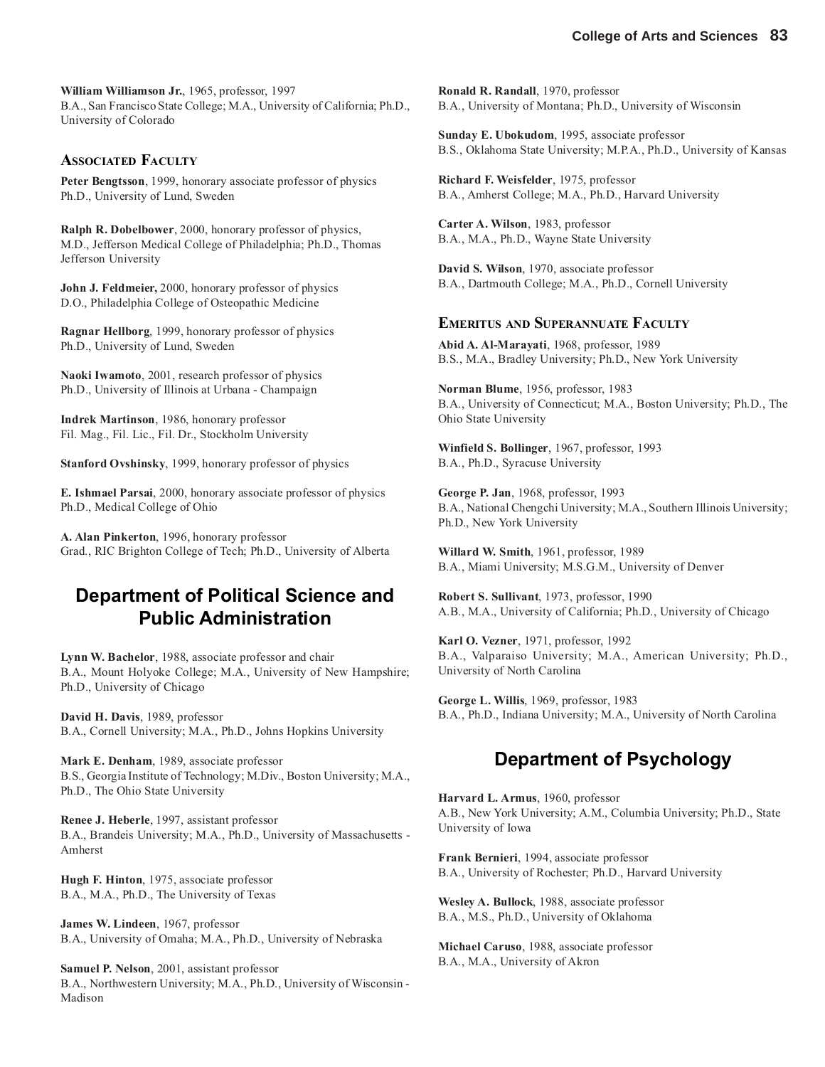**William Williamson Jr.**, 1965, professor, 1997
B.A., San Francisco State College; M.A., University of California; Ph.D., University of Colorado

### Associated Faculty

**Peter Bengtsson**, 1999, honorary associate professor of physics
Ph.D., University of Lund, Sweden

**Ralph R. Dobelbower**, 2000, honorary professor of physics,
M.D., Jefferson Medical College of Philadelphia; Ph.D., Thomas Jefferson University

**John J. Feldmeier,** 2000, honorary professor of physics
D.O., Philadelphia College of Osteopathic Medicine

**Ragnar Hellborg**, 1999, honorary professor of physics
Ph.D., University of Lund, Sweden

**Naoki Iwamoto**, 2001, research professor of physics
Ph.D., University of Illinois at Urbana - Champaign

**Indrek Martinson**, 1986, honorary professor
Fil. Mag., Fil. Lic., Fil. Dr., Stockholm University

**Stanford Ovshinsky**, 1999, honorary professor of physics

**E. Ishmael Parsai**, 2000, honorary associate professor of physics
Ph.D., Medical College of Ohio

**A. Alan Pinkerton**, 1996, honorary professor
Grad., RIC Brighton College of Tech; Ph.D., University of Alberta

## Department of Political Science and Public Administration

**Lynn W. Bachelor**, 1988, associate professor and chair
B.A., Mount Holyoke College; M.A., University of New Hampshire; Ph.D., University of Chicago

**David H. Davis**, 1989, professor
B.A., Cornell University; M.A., Ph.D., Johns Hopkins University

**Mark E. Denham**, 1989, associate professor
B.S., Georgia Institute of Technology; M.Div., Boston University; M.A., Ph.D., The Ohio State University

**Renee J. Heberle**, 1997, assistant professor
B.A., Brandeis University; M.A., Ph.D., University of Massachusetts - Amherst

**Hugh F. Hinton**, 1975, associate professor
B.A., M.A., Ph.D., The University of Texas

**James W. Lindeen**, 1967, professor
B.A., University of Omaha; M.A., Ph.D., University of Nebraska

**Samuel P. Nelson**, 2001, assistant professor
B.A., Northwestern University; M.A., Ph.D., University of Wisconsin - Madison

**Ronald R. Randall**, 1970, professor
B.A., University of Montana; Ph.D., University of Wisconsin

**Sunday E. Ubokudom**, 1995, associate professor
B.S., Oklahoma State University; M.P.A., Ph.D., University of Kansas

**Richard F. Weisfelder**, 1975, professor
B.A., Amherst College; M.A., Ph.D., Harvard University

**Carter A. Wilson**, 1983, professor
B.A., M.A., Ph.D., Wayne State University

**David S. Wilson**, 1970, associate professor
B.A., Dartmouth College; M.A., Ph.D., Cornell University

### Emeritus and Superannuate Faculty

**Abid A. Al-Marayati**, 1968, professor, 1989
B.S., M.A., Bradley University; Ph.D., New York University

**Norman Blume**, 1956, professor, 1983
B.A., University of Connecticut; M.A., Boston University; Ph.D., The Ohio State University

**Winfield S. Bollinger**, 1967, professor, 1993
B.A., Ph.D., Syracuse University

**George P. Jan**, 1968, professor, 1993
B.A., National Chengchi University; M.A., Southern Illinois University; Ph.D., New York University

**Willard W. Smith**, 1961, professor, 1989
B.A., Miami University; M.S.G.M., University of Denver

**Robert S. Sullivant**, 1973, professor, 1990
A.B., M.A., University of California; Ph.D., University of Chicago

**Karl O. Vezner**, 1971, professor, 1992
B.A., Valparaiso University; M.A., American University; Ph.D., University of North Carolina

**George L. Willis**, 1969, professor, 1983
B.A., Ph.D., Indiana University; M.A., University of North Carolina

## Department of Psychology

**Harvard L. Armus**, 1960, professor
A.B., New York University; A.M., Columbia University; Ph.D., State University of Iowa

**Frank Bernieri**, 1994, associate professor
B.A., University of Rochester; Ph.D., Harvard University

**Wesley A. Bullock**, 1988, associate professor
B.A., M.S., Ph.D., University of Oklahoma

**Michael Caruso**, 1988, associate professor
B.A., M.A., University of Akron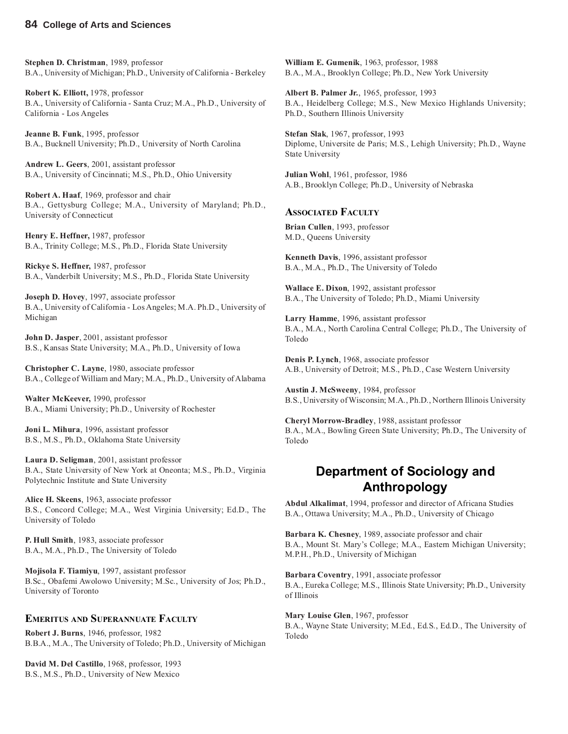**Stephen D. Christman**, 1989, professor
B.A., University of Michigan; Ph.D., University of California - Berkeley

**Robert K. Elliott,** 1978, professor
B.A., University of California - Santa Cruz; M.A., Ph.D., University of California - Los Angeles

**Jeanne B. Funk**, 1995, professor
B.A., Bucknell University; Ph.D., University of North Carolina

**Andrew L. Geers**, 2001, assistant professor
B.A., University of Cincinnati; M.S., Ph.D., Ohio University

**Robert A. Haaf**, 1969, professor and chair
B.A., Gettysburg College; M.A., University of Maryland; Ph.D., University of Connecticut

**Henry E. Heffner,** 1987, professor
B.A., Trinity College; M.S., Ph.D., Florida State University

**Rickye S. Heffner,** 1987, professor
B.A., Vanderbilt University; M.S., Ph.D., Florida State University

**Joseph D. Hovey**, 1997, associate professor
B.A., University of California - Los Angeles; M.A. Ph.D., University of Michigan

**John D. Jasper**, 2001, assistant professor
B.S., Kansas State University; M.A., Ph.D., University of Iowa

**Christopher C. Layne**, 1980, associate professor
B.A., College of William and Mary; M.A., Ph.D., University of Alabama

**Walter McKeever,** 1990, professor
B.A., Miami University; Ph.D., University of Rochester

**Joni L. Mihura**, 1996, assistant professor
B.S., M.S., Ph.D., Oklahoma State University

**Laura D. Seligman**, 2001, assistant professor
B.A., State University of New York at Oneonta; M.S., Ph.D., Virginia Polytechnic Institute and State University

**Alice H. Skeens**, 1963, associate professor
B.S., Concord College; M.A., West Virginia University; Ed.D., The University of Toledo

**P. Hull Smith**, 1983, associate professor
B.A., M.A., Ph.D., The University of Toledo

**Mojisola F. Tiamiyu**, 1997, assistant professor
B.Sc., Obafemi Awolowo University; M.Sc., University of Jos; Ph.D., University of Toronto

### Emeritus and Superannuate Faculty

**Robert J. Burns**, 1946, professor, 1982
B.B.A., M.A., The University of Toledo; Ph.D., University of Michigan

**David M. Del Castillo**, 1968, professor, 1993
B.S., M.S., Ph.D., University of New Mexico

**William E. Gumenik**, 1963, professor, 1988
B.A., M.A., Brooklyn College; Ph.D., New York University

**Albert B. Palmer Jr.**, 1965, professor, 1993
B.A., Heidelberg College; M.S., New Mexico Highlands University; Ph.D., Southern Illinois University

**Stefan Slak**, 1967, professor, 1993
Diplome, Universite de Paris; M.S., Lehigh University; Ph.D., Wayne State University

**Julian Wohl**, 1961, professor, 1986
A.B., Brooklyn College; Ph.D., University of Nebraska

### Associated Faculty

**Brian Cullen**, 1993, professor
M.D., Queens University

**Kenneth Davis**, 1996, assistant professor
B.A., M.A., Ph.D., The University of Toledo

**Wallace E. Dixon**, 1992, assistant professor
B.A., The University of Toledo; Ph.D., Miami University

**Larry Hamme**, 1996, assistant professor
B.A., M.A., North Carolina Central College; Ph.D., The University of Toledo

**Denis P. Lynch**, 1968, associate professor
A.B., University of Detroit; M.S., Ph.D., Case Western University

**Austin J. McSweeny**, 1984, professor
B.S., University of Wisconsin; M.A., Ph.D., Northern Illinois University

**Cheryl Morrow-Bradley**, 1988, assistant professor
B.A., M.A., Bowling Green State University; Ph.D., The University of Toledo

## Department of Sociology and Anthropology

**Abdul Alkalimat**, 1994, professor and director of Africana Studies
B.A., Ottawa University; M.A., Ph.D., University of Chicago

**Barbara K. Chesney**, 1989, associate professor and chair
B.A., Mount St. Mary's College; M.A., Eastern Michigan University; M.P.H., Ph.D., University of Michigan

**Barbara Coventry**, 1991, associate professor
B.A., Eureka College; M.S., Illinois State University; Ph.D., University of Illinois

**Mary Louise Glen**, 1967, professor
B.A., Wayne State University; M.Ed., Ed.S., Ed.D., The University of Toledo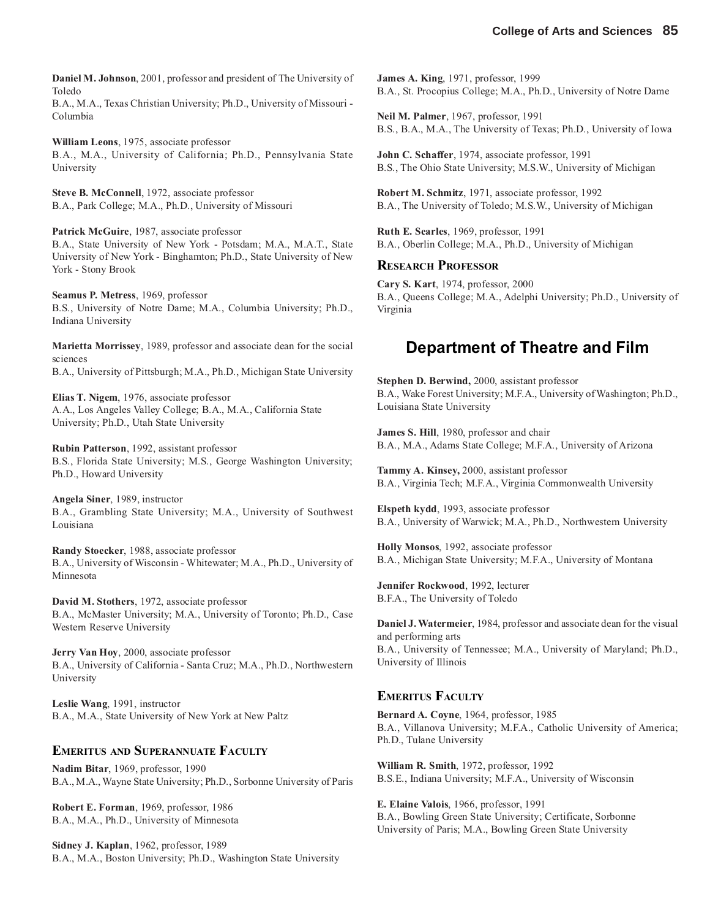**Daniel M. Johnson**, 2001, professor and president of The University of Toledo
B.A., M.A., Texas Christian University; Ph.D., University of Missouri - Columbia

**William Leons**, 1975, associate professor
B.A., M.A., University of California; Ph.D., Pennsylvania State University

**Steve B. McConnell**, 1972, associate professor
B.A., Park College; M.A., Ph.D., University of Missouri

**Patrick McGuire**, 1987, associate professor
B.A., State University of New York - Potsdam; M.A., M.A.T., State University of New York - Binghamton; Ph.D., State University of New York - Stony Brook

**Seamus P. Metress**, 1969, professor
B.S., University of Notre Dame; M.A., Columbia University; Ph.D., Indiana University

**Marietta Morrissey**, 1989, professor and associate dean for the social sciences
B.A., University of Pittsburgh; M.A., Ph.D., Michigan State University

**Elias T. Nigem**, 1976, associate professor
A.A., Los Angeles Valley College; B.A., M.A., California State University; Ph.D., Utah State University

**Rubin Patterson**, 1992, assistant professor
B.S., Florida State University; M.S., George Washington University; Ph.D., Howard University

**Angela Siner**, 1989, instructor
B.A., Grambling State University; M.A., University of Southwest Louisiana

**Randy Stoecker**, 1988, associate professor
B.A., University of Wisconsin - Whitewater; M.A., Ph.D., University of Minnesota

**David M. Stothers**, 1972, associate professor
B.A., McMaster University; M.A., University of Toronto; Ph.D., Case Western Reserve University

**Jerry Van Hoy**, 2000, associate professor
B.A., University of California - Santa Cruz; M.A., Ph.D., Northwestern University

**Leslie Wang**, 1991, instructor
B.A., M.A., State University of New York at New Paltz

### Emeritus and Superannuate Faculty

**Nadim Bitar**, 1969, professor, 1990
B.A., M.A., Wayne State University; Ph.D., Sorbonne University of Paris

**Robert E. Forman**, 1969, professor, 1986
B.A., M.A., Ph.D., University of Minnesota

**Sidney J. Kaplan**, 1962, professor, 1989
B.A., M.A., Boston University; Ph.D., Washington State University

**James A. King**, 1971, professor, 1999
B.A., St. Procopius College; M.A., Ph.D., University of Notre Dame

**Neil M. Palmer**, 1967, professor, 1991
B.S., B.A., M.A., The University of Texas; Ph.D., University of Iowa

**John C. Schaffer**, 1974, associate professor, 1991
B.S., The Ohio State University; M.S.W., University of Michigan

**Robert M. Schmitz**, 1971, associate professor, 1992
B.A., The University of Toledo; M.S.W., University of Michigan

**Ruth E. Searles**, 1969, professor, 1991
B.A., Oberlin College; M.A., Ph.D., University of Michigan

### Research Professor

**Cary S. Kart**, 1974, professor, 2000
B.A., Queens College; M.A., Adelphi University; Ph.D., University of Virginia

## Department of Theatre and Film

**Stephen D. Berwind,** 2000, assistant professor
B.A., Wake Forest University; M.F.A., University of Washington; Ph.D., Louisiana State University

**James S. Hill**, 1980, professor and chair
B.A., M.A., Adams State College; M.F.A., University of Arizona

**Tammy A. Kinsey,** 2000, assistant professor
B.A., Virginia Tech; M.F.A., Virginia Commonwealth University

**Elspeth kydd**, 1993, associate professor
B.A., University of Warwick; M.A., Ph.D., Northwestern University

**Holly Monsos**, 1992, associate professor
B.A., Michigan State University; M.F.A., University of Montana

**Jennifer Rockwood**, 1992, lecturer
B.F.A., The University of Toledo

**Daniel J. Watermeier**, 1984, professor and associate dean for the visual and performing arts
B.A., University of Tennessee; M.A., University of Maryland; Ph.D., University of Illinois

### Emeritus Faculty

**Bernard A. Coyne**, 1964, professor, 1985
B.A., Villanova University; M.F.A., Catholic University of America; Ph.D., Tulane University

**William R. Smith**, 1972, professor, 1992
B.S.E., Indiana University; M.F.A., University of Wisconsin

**E. Elaine Valois**, 1966, professor, 1991
B.A., Bowling Green State University; Certificate, Sorbonne University of Paris; M.A., Bowling Green State University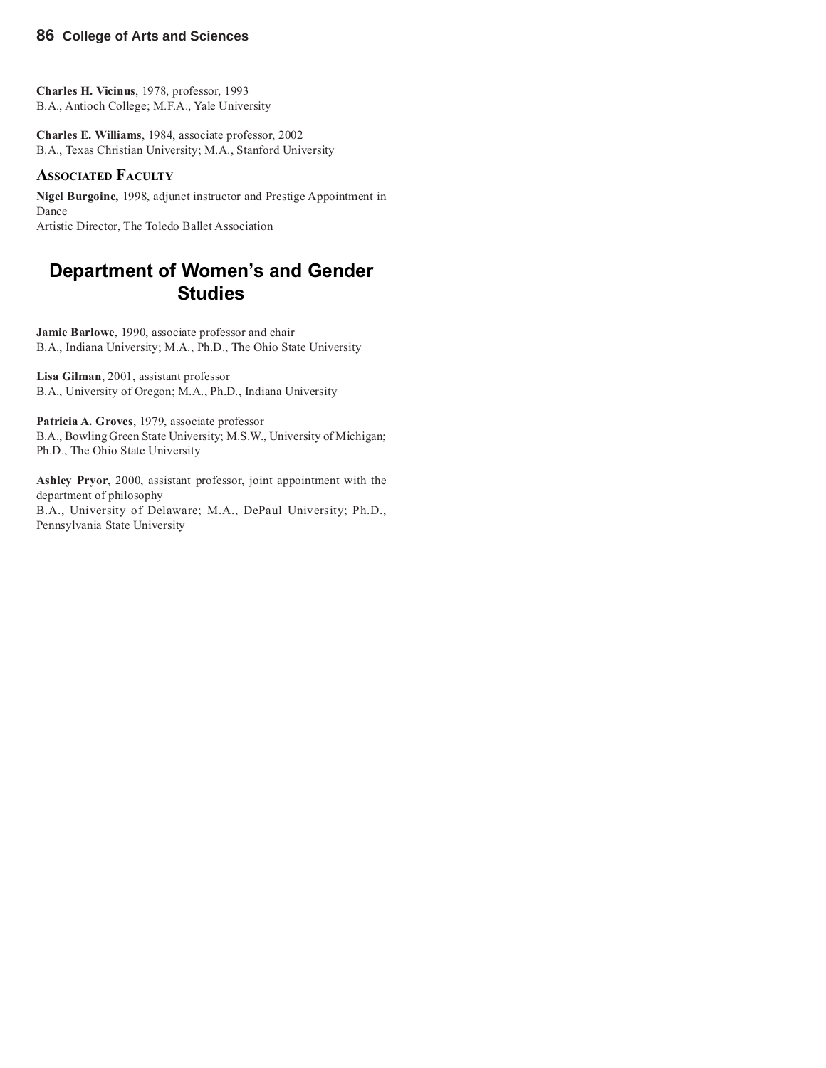**Charles H. Vicinus**, 1978, professor, 1993
B.A., Antioch College; M.F.A., Yale University

**Charles E. Williams**, 1984, associate professor, 2002
B.A., Texas Christian University; M.A., Stanford University

### Associated Faculty

**Nigel Burgoine,** 1998, adjunct instructor and Prestige Appointment in Dance
Artistic Director, The Toledo Ballet Association

## Department of Women's and Gender Studies

**Jamie Barlowe**, 1990, associate professor and chair
B.A., Indiana University; M.A., Ph.D., The Ohio State University

**Lisa Gilman**, 2001, assistant professor
B.A., University of Oregon; M.A., Ph.D., Indiana University

**Patricia A. Groves**, 1979, associate professor
B.A., Bowling Green State University; M.S.W., University of Michigan; Ph.D., The Ohio State University

**Ashley Pryor**, 2000, assistant professor, joint appointment with the department of philosophy
B.A., University of Delaware; M.A., DePaul University; Ph.D., Pennsylvania State University